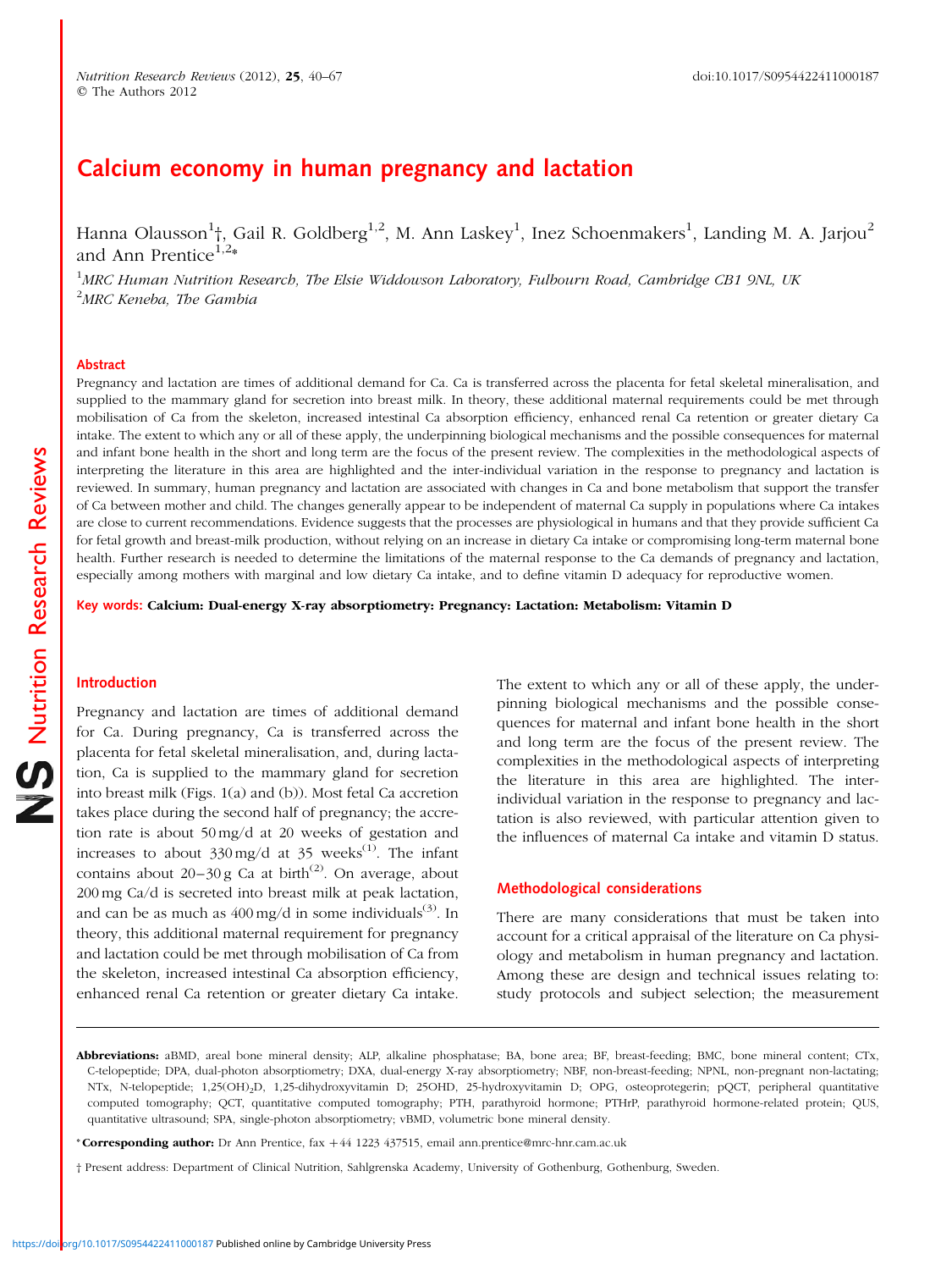# Calcium economy in human pregnancy and lactation

Hanna Olausson[1]†, Gail R. Goldberg[1,2], M. Ann Laskey[1], Inez Schoenmakers[1], Landing M. A. Jarjou[2] and Ann Prentice[1,2]*

[1]*MRC Human Nutrition Research, The Elsie Widdowson Laboratory, Fulbourn Road, Cambridge CB1 9NL, UK*
[2]*MRC Keneba, The Gambia*

## Abstract

Pregnancy and lactation are times of additional demand for Ca. Ca is transferred across the placenta for fetal skeletal mineralisation, and supplied to the mammary gland for secretion into breast milk. In theory, these additional maternal requirements could be met through mobilisation of Ca from the skeleton, increased intestinal Ca absorption efficiency, enhanced renal Ca retention or greater dietary Ca intake. The extent to which any or all of these apply, the underpinning biological mechanisms and the possible consequences for maternal and infant bone health in the short and long term are the focus of the present review. The complexities in the methodological aspects of interpreting the literature in this area are highlighted and the inter-individual variation in the response to pregnancy and lactation is reviewed. In summary, human pregnancy and lactation are associated with changes in Ca and bone metabolism that support the transfer of Ca between mother and child. The changes generally appear to be independent of maternal Ca supply in populations where Ca intakes are close to current recommendations. Evidence suggests that the processes are physiological in humans and that they provide sufficient Ca for fetal growth and breast-milk production, without relying on an increase in dietary Ca intake or compromising long-term maternal bone health. Further research is needed to determine the limitations of the maternal response to the Ca demands of pregnancy and lactation, especially among mothers with marginal and low dietary Ca intake, and to define vitamin D adequacy for reproductive women.

**Key words: Calcium: Dual-energy X-ray absorptiometry: Pregnancy: Lactation: Metabolism: Vitamin D**

## Introduction

Pregnancy and lactation are times of additional demand for Ca. During pregnancy, Ca is transferred across the placenta for fetal skeletal mineralisation, and, during lactation, Ca is supplied to the mammary gland for secretion into breast milk (Figs. 1(a) and (b)). Most fetal Ca accretion takes place during the second half of pregnancy; the accretion rate is about 50 mg/d at 20 weeks of gestation and increases to about 330 mg/d at 35 weeks[1]. The infant contains about 20–30 g Ca at birth[2]. On average, about 200 mg Ca/d is secreted into breast milk at peak lactation, and can be as much as 400 mg/d in some individuals[3]. In theory, this additional maternal requirement for pregnancy and lactation could be met through mobilisation of Ca from the skeleton, increased intestinal Ca absorption efficiency, enhanced renal Ca retention or greater dietary Ca intake. The extent to which any or all of these apply, the underpinning biological mechanisms and the possible consequences for maternal and infant bone health in the short and long term are the focus of the present review. The complexities in the methodological aspects of interpreting the literature in this area are highlighted. The inter-individual variation in the response to pregnancy and lactation is also reviewed, with particular attention given to the influences of maternal Ca intake and vitamin D status.

## Methodological considerations

There are many considerations that must be taken into account for a critical appraisal of the literature on Ca physiology and metabolism in human pregnancy and lactation. Among these are design and technical issues relating to: study protocols and subject selection; the measurement

---

**Abbreviations:** aBMD, areal bone mineral density; ALP, alkaline phosphatase; BA, bone area; BF, breast-feeding; BMC, bone mineral content; CTx, C-telopeptide; DPA, dual-photon absorptiometry; DXA, dual-energy X-ray absorptiometry; NBF, non-breast-feeding; NPNL, non-pregnant non-lactating; NTx, N-telopeptide; $1,25(OH)_2D$, 1,25-dihydroxyvitamin D; 25OHD, 25-hydroxyvitamin D; OPG, osteoprotegerin; pQCT, peripheral quantitative computed tomography; QCT, quantitative computed tomography; PTH, parathyroid hormone; PTHrP, parathyroid hormone-related protein; QUS, quantitative ultrasound; SPA, single-photon absorptiometry; vBMD, volumetric bone mineral density.

\* **Corresponding author:** Dr Ann Prentice, fax +44 1223 437515, email ann.prentice@mrc-hnr.cam.ac.uk

† Present address: Department of Clinical Nutrition, Sahlgrenska Academy, University of Gothenburg, Gothenburg, Sweden.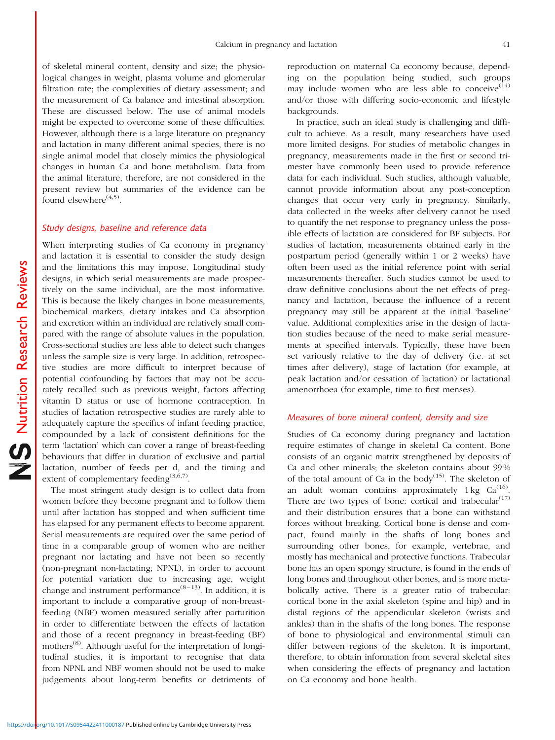of skeletal mineral content, density and size; the physiological changes in weight, plasma volume and glomerular filtration rate; the complexities of dietary assessment; and the measurement of Ca balance and intestinal absorption. These are discussed below. The use of animal models might be expected to overcome some of these difficulties. However, although there is a large literature on pregnancy and lactation in many different animal species, there is no single animal model that closely mimics the physiological changes in human Ca and bone metabolism. Data from the animal literature, therefore, are not considered in the present review but summaries of the evidence can be found elsewhere[4,5].

### *Study designs, baseline and reference data*

When interpreting studies of Ca economy in pregnancy and lactation it is essential to consider the study design and the limitations this may impose. Longitudinal study designs, in which serial measurements are made prospectively on the same individual, are the most informative. This is because the likely changes in bone measurements, biochemical markers, dietary intakes and Ca absorption and excretion within an individual are relatively small compared with the range of absolute values in the population. Cross-sectional studies are less able to detect such changes unless the sample size is very large. In addition, retrospective studies are more difficult to interpret because of potential confounding by factors that may not be accurately recalled such as previous weight, factors affecting vitamin D status or use of hormone contraception. In studies of lactation retrospective studies are rarely able to adequately capture the specifics of infant feeding practice, compounded by a lack of consistent definitions for the term 'lactation' which can cover a range of breast-feeding behaviours that differ in duration of exclusive and partial lactation, number of feeds per d, and the timing and extent of complementary feeding[3,6,7].

The most stringent study design is to collect data from women before they become pregnant and to follow them until after lactation has stopped and when sufficient time has elapsed for any permanent effects to become apparent. Serial measurements are required over the same period of time in a comparable group of women who are neither pregnant nor lactating and have not been so recently (non-pregnant non-lactating; NPNL), in order to account for potential variation due to increasing age, weight change and instrument performance[8–13]. In addition, it is important to include a comparative group of non-breast-feeding (NBF) women measured serially after parturition in order to differentiate between the effects of lactation and those of a recent pregnancy in breast-feeding (BF) mothers[8]. Although useful for the interpretation of longitudinal studies, it is important to recognise that data from NPNL and NBF women should not be used to make judgements about long-term benefits or detriments of reproduction on maternal Ca economy because, depending on the population being studied, such groups may include women who are less able to conceive[14] and/or those with differing socio-economic and lifestyle backgrounds.

In practice, such an ideal study is challenging and difficult to achieve. As a result, many researchers have used more limited designs. For studies of metabolic changes in pregnancy, measurements made in the first or second trimester have commonly been used to provide reference data for each individual. Such studies, although valuable, cannot provide information about any post-conception changes that occur very early in pregnancy. Similarly, data collected in the weeks after delivery cannot be used to quantify the net response to pregnancy unless the possible effects of lactation are considered for BF subjects. For studies of lactation, measurements obtained early in the postpartum period (generally within 1 or 2 weeks) have often been used as the initial reference point with serial measurements thereafter. Such studies cannot be used to draw definitive conclusions about the net effects of pregnancy and lactation, because the influence of a recent pregnancy may still be apparent at the initial 'baseline' value. Additional complexities arise in the design of lactation studies because of the need to make serial measurements at specified intervals. Typically, these have been set variously relative to the day of delivery (i.e. at set times after delivery), stage of lactation (for example, at peak lactation and/or cessation of lactation) or lactational amenorrhoea (for example, time to first menses).

### *Measures of bone mineral content, density and size*

Studies of Ca economy during pregnancy and lactation require estimates of change in skeletal Ca content. Bone consists of an organic matrix strengthened by deposits of Ca and other minerals; the skeleton contains about 99 % of the total amount of Ca in the body[15]. The skeleton of an adult woman contains approximately 1 kg Ca[16]. There are two types of bone: cortical and trabecular[17] and their distribution ensures that a bone can withstand forces without breaking. Cortical bone is dense and compact, found mainly in the shafts of long bones and surrounding other bones, for example, vertebrae, and mostly has mechanical and protective functions. Trabecular bone has an open spongy structure, is found in the ends of long bones and throughout other bones, and is more metabolically active. There is a greater ratio of trabecular: cortical bone in the axial skeleton (spine and hip) and in distal regions of the appendicular skeleton (wrists and ankles) than in the shafts of the long bones. The response of bone to physiological and environmental stimuli can differ between regions of the skeleton. It is important, therefore, to obtain information from several skeletal sites when considering the effects of pregnancy and lactation on Ca economy and bone health.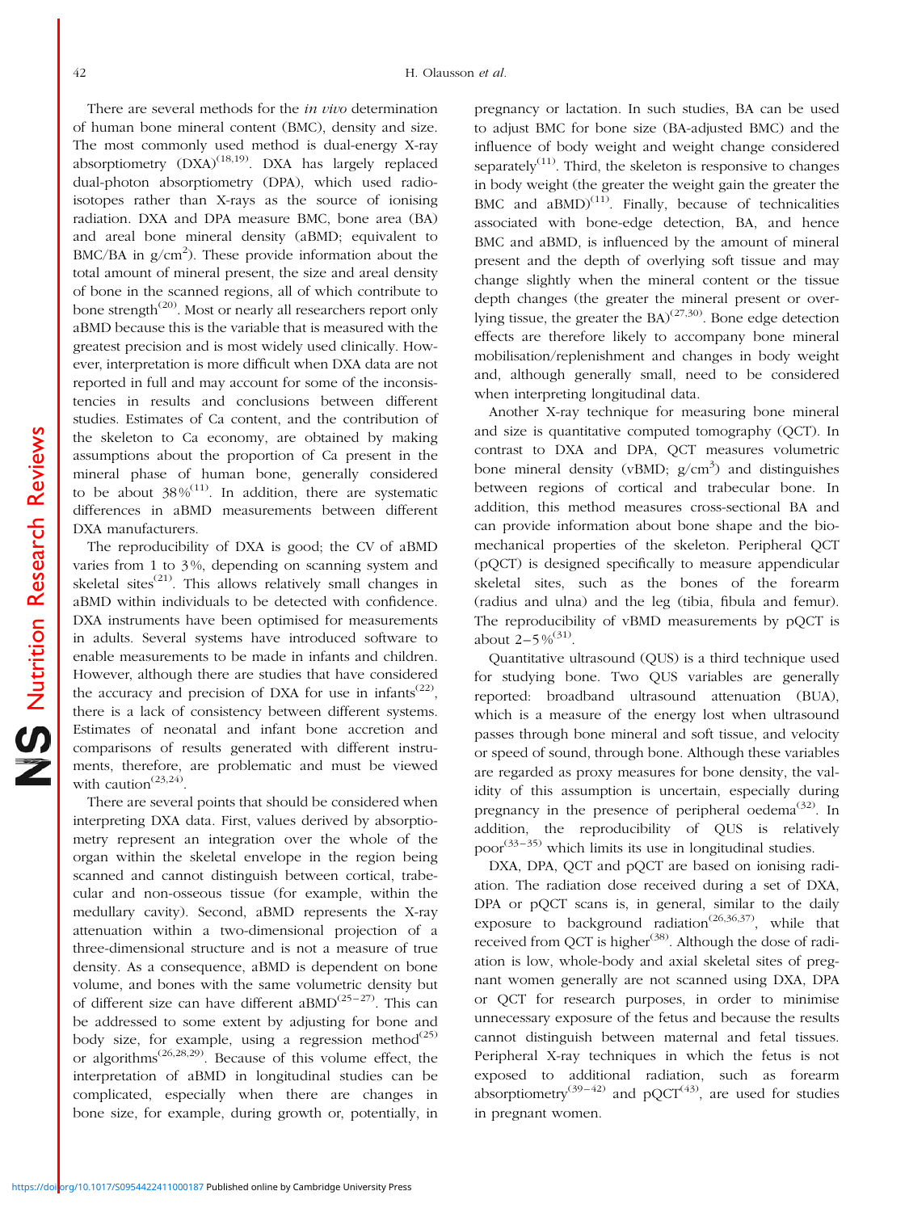There are several methods for the *in vivo* determination of human bone mineral content (BMC), density and size. The most commonly used method is dual-energy X-ray absorptiometry (DXA)[18,19]. DXA has largely replaced dual-photon absorptiometry (DPA), which used radioisotopes rather than X-rays as the source of ionising radiation. DXA and DPA measure BMC, bone area (BA) and areal bone mineral density (aBMD; equivalent to BMC/BA in g/cm$^2$). These provide information about the total amount of mineral present, the size and areal density of bone in the scanned regions, all of which contribute to bone strength[20]. Most or nearly all researchers report only aBMD because this is the variable that is measured with the greatest precision and is most widely used clinically. However, interpretation is more difficult when DXA data are not reported in full and may account for some of the inconsistencies in results and conclusions between different studies. Estimates of Ca content, and the contribution of the skeleton to Ca economy, are obtained by making assumptions about the proportion of Ca present in the mineral phase of human bone, generally considered to be about 38 %[11]. In addition, there are systematic differences in aBMD measurements between different DXA manufacturers.

The reproducibility of DXA is good; the CV of aBMD varies from 1 to 3 %, depending on scanning system and skeletal sites[21]. This allows relatively small changes in aBMD within individuals to be detected with confidence. DXA instruments have been optimised for measurements in adults. Several systems have introduced software to enable measurements to be made in infants and children. However, although there are studies that have considered the accuracy and precision of DXA for use in infants[22], there is a lack of consistency between different systems. Estimates of neonatal and infant bone accretion and comparisons of results generated with different instruments, therefore, are problematic and must be viewed with caution[23,24].

There are several points that should be considered when interpreting DXA data. First, values derived by absorptiometry represent an integration over the whole of the organ within the skeletal envelope in the region being scanned and cannot distinguish between cortical, trabecular and non-osseous tissue (for example, within the medullary cavity). Second, aBMD represents the X-ray attenuation within a two-dimensional projection of a three-dimensional structure and is not a measure of true density. As a consequence, aBMD is dependent on bone volume, and bones with the same volumetric density but of different size can have different aBMD[25–27]. This can be addressed to some extent by adjusting for bone and body size, for example, using a regression method[25] or algorithms[26,28,29]. Because of this volume effect, the interpretation of aBMD in longitudinal studies can be complicated, especially when there are changes in bone size, for example, during growth or, potentially, in pregnancy or lactation. In such studies, BA can be used to adjust BMC for bone size (BA-adjusted BMC) and the influence of body weight and weight change considered separately[11]. Third, the skeleton is responsive to changes in body weight (the greater the weight gain the greater the BMC and aBMD)[11]. Finally, because of technicalities associated with bone-edge detection, BA, and hence BMC and aBMD, is influenced by the amount of mineral present and the depth of overlying soft tissue and may change slightly when the mineral content or the tissue depth changes (the greater the mineral present or overlying tissue, the greater the BA)[27,30]. Bone edge detection effects are therefore likely to accompany bone mineral mobilisation/replenishment and changes in body weight and, although generally small, need to be considered when interpreting longitudinal data.

Another X-ray technique for measuring bone mineral and size is quantitative computed tomography (QCT). In contrast to DXA and DPA, QCT measures volumetric bone mineral density (vBMD; g/cm$^3$) and distinguishes between regions of cortical and trabecular bone. In addition, this method measures cross-sectional BA and can provide information about bone shape and the biomechanical properties of the skeleton. Peripheral QCT (pQCT) is designed specifically to measure appendicular skeletal sites, such as the bones of the forearm (radius and ulna) and the leg (tibia, fibula and femur). The reproducibility of vBMD measurements by pQCT is about 2–5 %[31].

Quantitative ultrasound (QUS) is a third technique used for studying bone. Two QUS variables are generally reported: broadband ultrasound attenuation (BUA), which is a measure of the energy lost when ultrasound passes through bone mineral and soft tissue, and velocity or speed of sound, through bone. Although these variables are regarded as proxy measures for bone density, the validity of this assumption is uncertain, especially during pregnancy in the presence of peripheral oedema[32]. In addition, the reproducibility of QUS is relatively poor[33–35] which limits its use in longitudinal studies.

DXA, DPA, QCT and pQCT are based on ionising radiation. The radiation dose received during a set of DXA, DPA or pQCT scans is, in general, similar to the daily exposure to background radiation[26,36,37], while that received from QCT is higher[38]. Although the dose of radiation is low, whole-body and axial skeletal sites of pregnant women generally are not scanned using DXA, DPA or QCT for research purposes, in order to minimise unnecessary exposure of the fetus and because the results cannot distinguish between maternal and fetal tissues. Peripheral X-ray techniques in which the fetus is not exposed to additional radiation, such as forearm absorptiometry[39–42] and pQCT[43], are used for studies in pregnant women.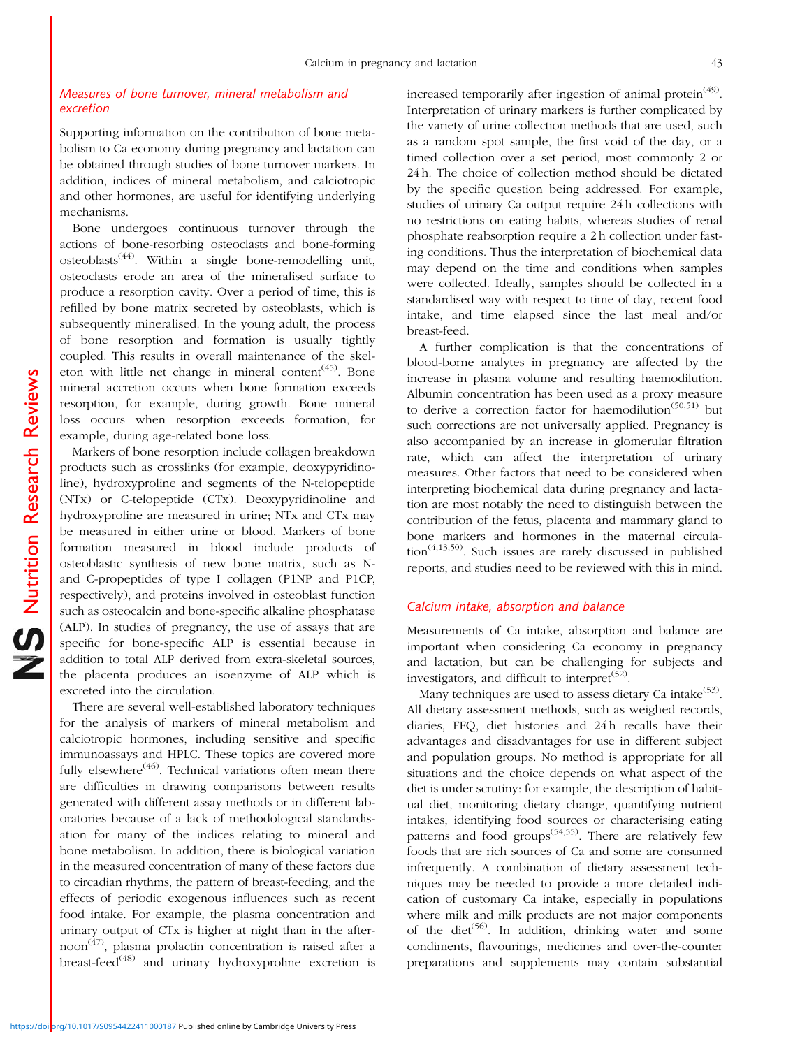### Measures of bone turnover, mineral metabolism and excretion

Supporting information on the contribution of bone metabolism to Ca economy during pregnancy and lactation can be obtained through studies of bone turnover markers. In addition, indices of mineral metabolism, and calciotropic and other hormones, are useful for identifying underlying mechanisms.

Bone undergoes continuous turnover through the actions of bone-resorbing osteoclasts and bone-forming osteoblasts[44]. Within a single bone-remodelling unit, osteoclasts erode an area of the mineralised surface to produce a resorption cavity. Over a period of time, this is refilled by bone matrix secreted by osteoblasts, which is subsequently mineralised. In the young adult, the process of bone resorption and formation is usually tightly coupled. This results in overall maintenance of the skeleton with little net change in mineral content[45]. Bone mineral accretion occurs when bone formation exceeds resorption, for example, during growth. Bone mineral loss occurs when resorption exceeds formation, for example, during age-related bone loss.

Markers of bone resorption include collagen breakdown products such as crosslinks (for example, deoxypyridinoline), hydroxyproline and segments of the N-telopeptide (NTx) or C-telopeptide (CTx). Deoxypyridinoline and hydroxyproline are measured in urine; NTx and CTx may be measured in either urine or blood. Markers of bone formation measured in blood include products of osteoblastic synthesis of new bone matrix, such as N- and C-propeptides of type I collagen (P1NP and P1CP, respectively), and proteins involved in osteoblast function such as osteocalcin and bone-specific alkaline phosphatase (ALP). In studies of pregnancy, the use of assays that are specific for bone-specific ALP is essential because in addition to total ALP derived from extra-skeletal sources, the placenta produces an isoenzyme of ALP which is excreted into the circulation.

There are several well-established laboratory techniques for the analysis of markers of mineral metabolism and calciotropic hormones, including sensitive and specific immunoassays and HPLC. These topics are covered more fully elsewhere[46]. Technical variations often mean there are difficulties in drawing comparisons between results generated with different assay methods or in different laboratories because of a lack of methodological standardisation for many of the indices relating to mineral and bone metabolism. In addition, there is biological variation in the measured concentration of many of these factors due to circadian rhythms, the pattern of breast-feeding, and the effects of periodic exogenous influences such as recent food intake. For example, the plasma concentration and urinary output of CTx is higher at night than in the afternoon[47], plasma prolactin concentration is raised after a breast-feed[48] and urinary hydroxyproline excretion is increased temporarily after ingestion of animal protein[49]. Interpretation of urinary markers is further complicated by the variety of urine collection methods that are used, such as a random spot sample, the first void of the day, or a timed collection over a set period, most commonly 2 or 24 h. The choice of collection method should be dictated by the specific question being addressed. For example, studies of urinary Ca output require 24 h collections with no restrictions on eating habits, whereas studies of renal phosphate reabsorption require a 2 h collection under fasting conditions. Thus the interpretation of biochemical data may depend on the time and conditions when samples were collected. Ideally, samples should be collected in a standardised way with respect to time of day, recent food intake, and time elapsed since the last meal and/or breast-feed.

A further complication is that the concentrations of blood-borne analytes in pregnancy are affected by the increase in plasma volume and resulting haemodilution. Albumin concentration has been used as a proxy measure to derive a correction factor for haemodilution[50,51] but such corrections are not universally applied. Pregnancy is also accompanied by an increase in glomerular filtration rate, which can affect the interpretation of urinary measures. Other factors that need to be considered when interpreting biochemical data during pregnancy and lactation are most notably the need to distinguish between the contribution of the fetus, placenta and mammary gland to bone markers and hormones in the maternal circulation[4,13,50]. Such issues are rarely discussed in published reports, and studies need to be reviewed with this in mind.

### Calcium intake, absorption and balance

Measurements of Ca intake, absorption and balance are important when considering Ca economy in pregnancy and lactation, but can be challenging for subjects and investigators, and difficult to interpret[52].

Many techniques are used to assess dietary Ca intake[53]. All dietary assessment methods, such as weighed records, diaries, FFQ, diet histories and 24 h recalls have their advantages and disadvantages for use in different subject and population groups. No method is appropriate for all situations and the choice depends on what aspect of the diet is under scrutiny: for example, the description of habitual diet, monitoring dietary change, quantifying nutrient intakes, identifying food sources or characterising eating patterns and food groups[54,55]. There are relatively few foods that are rich sources of Ca and some are consumed infrequently. A combination of dietary assessment techniques may be needed to provide a more detailed indication of customary Ca intake, especially in populations where milk and milk products are not major components of the diet[56]. In addition, drinking water and some condiments, flavourings, medicines and over-the-counter preparations and supplements may contain substantial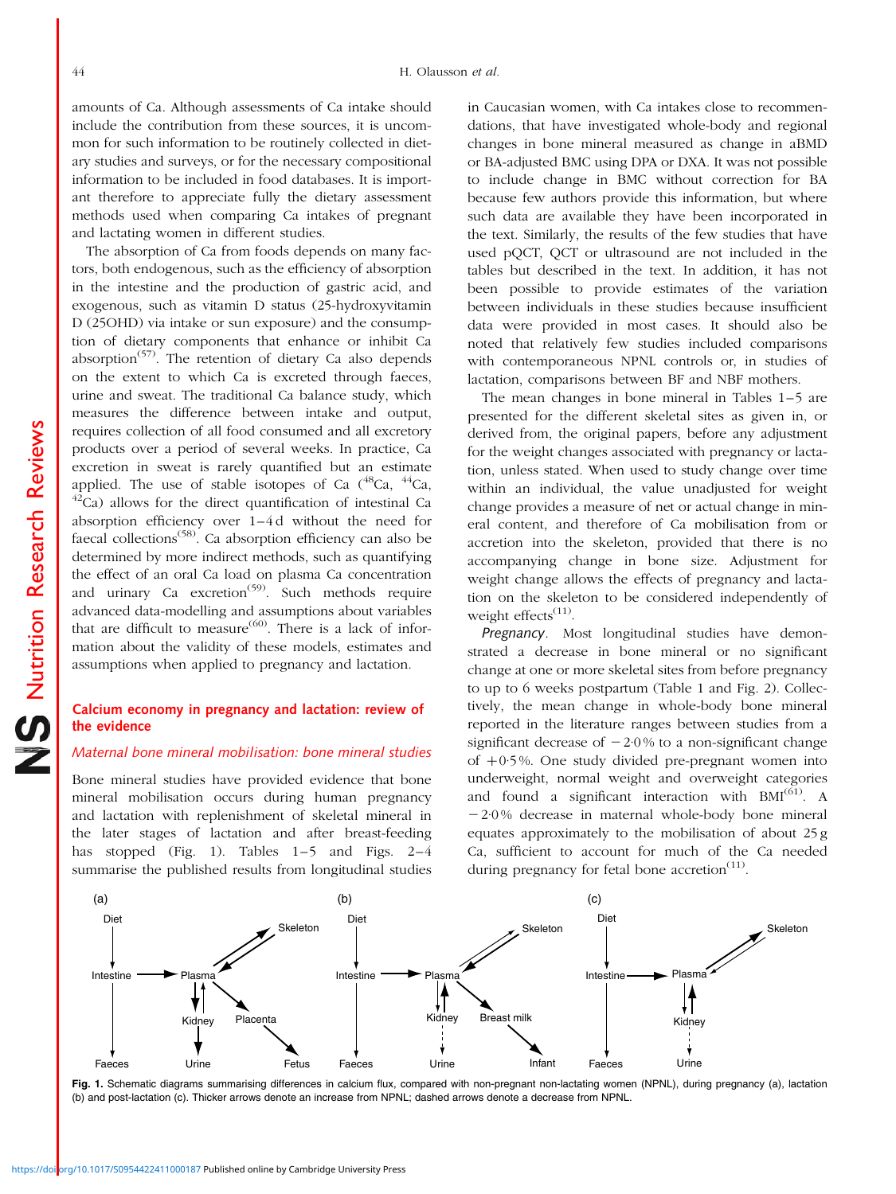amounts of Ca. Although assessments of Ca intake should include the contribution from these sources, it is uncommon for such information to be routinely collected in dietary studies and surveys, or for the necessary compositional information to be included in food databases. It is important therefore to appreciate fully the dietary assessment methods used when comparing Ca intakes of pregnant and lactating women in different studies.

The absorption of Ca from foods depends on many factors, both endogenous, such as the efficiency of absorption in the intestine and the production of gastric acid, and exogenous, such as vitamin D status (25-hydroxyvitamin D (25OHD) via intake or sun exposure) and the consumption of dietary components that enhance or inhibit Ca absorption[57]. The retention of dietary Ca also depends on the extent to which Ca is excreted through faeces, urine and sweat. The traditional Ca balance study, which measures the difference between intake and output, requires collection of all food consumed and all excretory products over a period of several weeks. In practice, Ca excretion in sweat is rarely quantified but an estimate applied. The use of stable isotopes of Ca ($^{48}$Ca, $^{44}$Ca, $^{42}$Ca) allows for the direct quantification of intestinal Ca absorption efficiency over 1–4 d without the need for faecal collections[58]. Ca absorption efficiency can also be determined by more indirect methods, such as quantifying the effect of an oral Ca load on plasma Ca concentration and urinary Ca excretion[59]. Such methods require advanced data-modelling and assumptions about variables that are difficult to measure[60]. There is a lack of information about the validity of these models, estimates and assumptions when applied to pregnancy and lactation.

## Calcium economy in pregnancy and lactation: review of the evidence

### *Maternal bone mineral mobilisation: bone mineral studies*

Bone mineral studies have provided evidence that bone mineral mobilisation occurs during human pregnancy and lactation with replenishment of skeletal mineral in the later stages of lactation and after breast-feeding has stopped (Fig. 1). Tables 1–5 and Figs. 2–4 summarise the published results from longitudinal studies in Caucasian women, with Ca intakes close to recommendations, that have investigated whole-body and regional changes in bone mineral measured as change in aBMD or BA-adjusted BMC using DPA or DXA. It was not possible to include change in BMC without correction for BA because few authors provide this information, but where such data are available they have been incorporated in the text. Similarly, the results of the few studies that have used pQCT, QCT or ultrasound are not included in the tables but described in the text. In addition, it has not been possible to provide estimates of the variation between individuals in these studies because insufficient data were provided in most cases. It should also be noted that relatively few studies included comparisons with contemporaneous NPNL controls or, in studies of lactation, comparisons between BF and NBF mothers.

The mean changes in bone mineral in Tables 1–5 are presented for the different skeletal sites as given in, or derived from, the original papers, before any adjustment for the weight changes associated with pregnancy or lactation, unless stated. When used to study change over time within an individual, the value unadjusted for weight change provides a measure of net or actual change in mineral content, and therefore of Ca mobilisation from or accretion into the skeleton, provided that there is no accompanying change in bone size. Adjustment for weight change allows the effects of pregnancy and lactation on the skeleton to be considered independently of weight effects[11].

*Pregnancy*. Most longitudinal studies have demonstrated a decrease in bone mineral or no significant change at one or more skeletal sites from before pregnancy to up to 6 weeks postpartum (Table 1 and Fig. 2). Collectively, the mean change in whole-body bone mineral reported in the literature ranges between studies from a significant decrease of −2·0 % to a non-significant change of +0·5 %. One study divided pre-pregnant women into underweight, normal weight and overweight categories and found a significant interaction with BMI[61]. A −2·0 % decrease in maternal whole-body bone mineral equates approximately to the mobilisation of about 25 g Ca, sufficient to account for much of the Ca needed during pregnancy for fetal bone accretion[11].

(a)
Diet
Intestine
Plasma
Skeleton
Kidney
Placenta
Faeces
Urine
Fetus

(b)
Diet
Intestine
Plasma
Skeleton
Kidney
Breast milk
Faeces
Urine
Infant

(c)
Diet
Intestine
Plasma
Skeleton
Kidney
Faeces
Urine

**Fig. 1.** Schematic diagrams summarising differences in calcium flux, compared with non-pregnant non-lactating women (NPNL), during pregnancy (a), lactation (b) and post-lactation (c). Thicker arrows denote an increase from NPNL; dashed arrows denote a decrease from NPNL.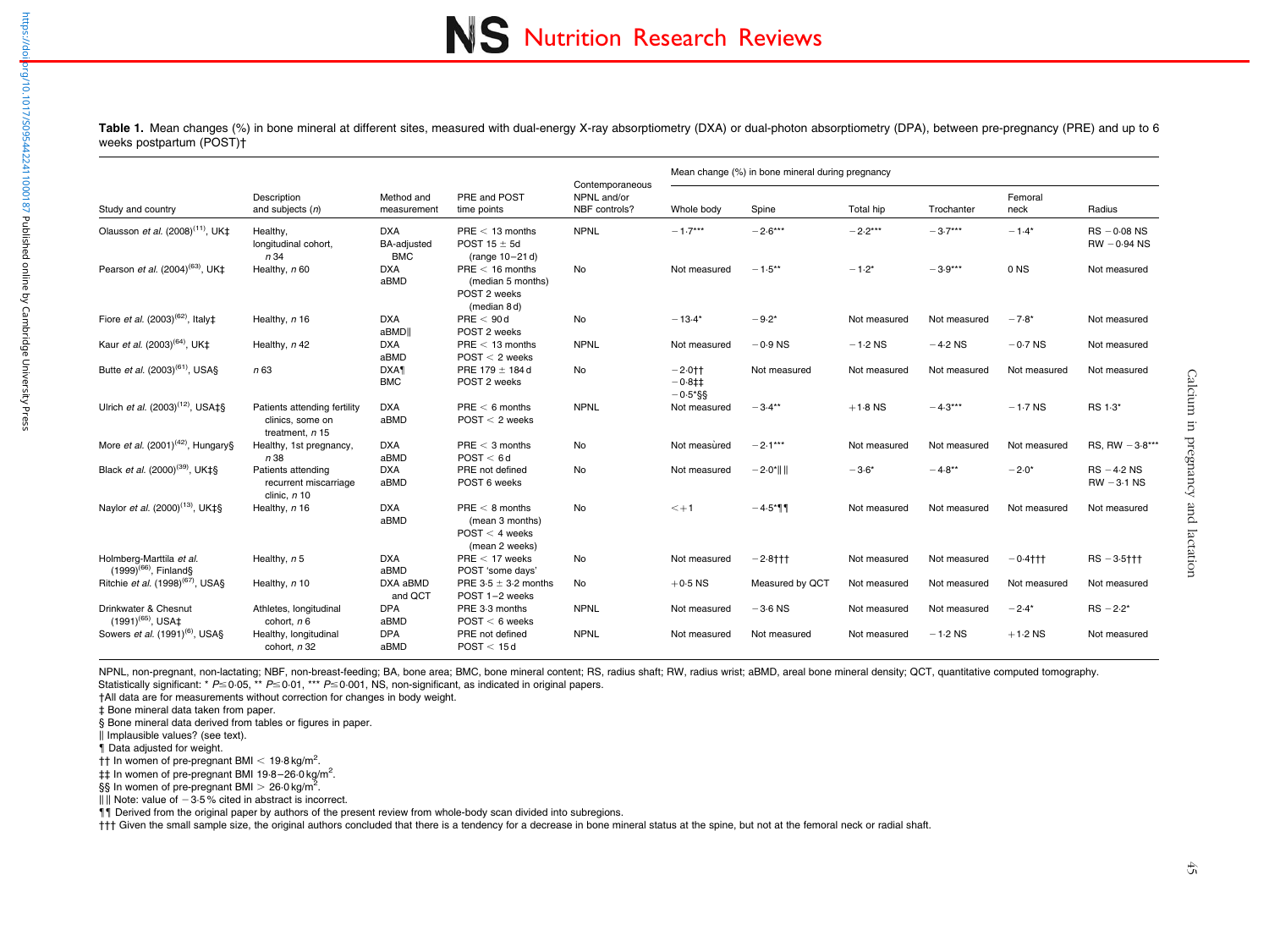**Table 1.** Mean changes (%) in bone mineral at different sites, measured with dual-energy X-ray absorptiometry (DXA) or dual-photon absorptiometry (DPA), between pre-pregnancy (PRE) and up to 6 weeks postpartum (POST)†

| Study and country | Description and subjects (n) | Method and measurement | PRE and POST time points | Contemporaneous NPNL and/or NBF controls? | Mean change (%) in bone mineral during pregnancy | | | | | |
|---|---|---|---|---|---|---|---|---|---|---|
| | | | | | Whole body | Spine | Total hip | Trochanter | Femoral neck | Radius |
| Olausson et al. (2008)[11], UK‡ | Healthy, longitudinal cohort, n 34 | DXA BA-adjusted BMC | PRE < 13 months POST 15 ± 5 d (range 10–21 d) | NPNL | −1·7*** | −2·6*** | −2·2*** | −3·7*** | −1·4* | RS −0·08 NS RW −0·94 NS |
| Pearson et al. (2004)[63], UK‡ | Healthy, n 60 | DXA aBMD | PRE < 16 months (median 5 months) POST 2 weeks (median 8 d) | No | Not measured | −1·5** | −1·2* | −3·9*** | 0 NS | Not measured |
| Fiore et al. (2003)[62], Italy‡ | Healthy, n 16 | DXA aBMD‖ | PRE < 90 d POST 2 weeks | No | −13·4* | −9·2* | Not measured | Not measured | −7·8* | Not measured |
| Kaur et al. (2003)[64], UK‡ | Healthy, n 42 | DXA aBMD | PRE < 13 months POST < 2 weeks | NPNL | Not measured | −0·9 NS | −1·2 NS | −4·2 NS | −0·7 NS | Not measured |
| Butte et al. (2003)[61], USA§ | n 63 | DXA¶ BMC | PRE 179 ± 184 d POST 2 weeks | No | −2·0†† −0·8‡‡ −0·5*§§ | Not measured | Not measured | Not measured | Not measured | Not measured |
| Ulrich et al. (2003)[12], USA‡§ | Patients attending fertility clinics, some on treatment, n 15 | DXA aBMD | PRE < 6 months POST < 2 weeks | NPNL | Not measured | −3·4** | +1·8 NS | −4·3*** | −1·7 NS | RS 1·3* |
| More et al. (2001)[42], Hungary§ | Healthy, 1st pregnancy, n 38 | DXA aBMD | PRE < 3 months POST < 6 d | No | Not measured | −2·1*** | Not measured | Not measured | Not measured | RS, RW −3·8*** |
| Black et al. (2000)[39], UK‡§ | Patients attending recurrent miscarriage clinic, n 10 | DXA aBMD | PRE not defined POST 6 weeks | No | Not measured | −2·0*‖‖ | −3·6* | −4·8** | −2·0* | RS −4·2 NS RW −3·1 NS |
| Naylor et al. (2000)[13], UK‡§ | Healthy, n 16 | DXA aBMD | PRE < 8 months (mean 3 months) POST < 4 weeks (mean 2 weeks) | No | <+1 | −4·5*¶¶ | Not measured | Not measured | Not measured | Not measured |
| Holmberg-Marttila et al. (1999)[66], Finland§ | Healthy, n 5 | DXA aBMD | PRE < 17 weeks POST 'some days' | No | Not measured | −2·8††† | Not measured | Not measured | −0·4††† | RS −3·5††† |
| Ritchie et al. (1998)[67], USA§ | Healthy, n 10 | DXA aBMD and QCT | PRE 3·5 ± 3·2 months POST 1–2 weeks | No | +0·5 NS | Measured by QCT | Not measured | Not measured | Not measured | Not measured |
| Drinkwater & Chesnut (1991)[65], USA‡ | Athletes, longitudinal cohort, n 6 | DPA aBMD | PRE 3·3 months POST < 6 weeks | NPNL | Not measured | −3·6 NS | Not measured | Not measured | −2·4* | RS −2·2* |
| Sowers et al. (1991)[6], USA§ | Healthy, longitudinal cohort, n 32 | DPA aBMD | PRE not defined POST < 15 d | NPNL | Not measured | Not measured | Not measured | −1·2 NS | +1·2 NS | Not measured |

NPNL, non-pregnant, non-lactating; NBF, non-breast-feeding; BA, bone area; BMC, bone mineral content; RS, radius shaft; RW, radius wrist; aBMD, areal bone mineral density; QCT, quantitative computed tomography.
Statistically significant: * $P \leq 0·05$, ** $P \leq 0·01$, *** $P \leq 0·001$, NS, non-significant, as indicated in original papers.
†All data are for measurements without correction for changes in body weight.
‡ Bone mineral data taken from paper.
§ Bone mineral data derived from tables or figures in paper.
‖ Implausible values? (see text).
¶ Data adjusted for weight.
†† In women of pre-pregnant BMI < 19·8 kg/m$^2$.
‡‡ In women of pre-pregnant BMI 19·8–26·0 kg/m$^2$.
§§ In women of pre-pregnant BMI > 26·0 kg/m$^2$.
‖‖ Note: value of −3·5 % cited in abstract is incorrect.
¶¶ Derived from the original paper by authors of the present review from whole-body scan divided into subregions.
††† Given the small sample size, the original authors concluded that there is a tendency for a decrease in bone mineral status at the spine, but not at the femoral neck or radial shaft.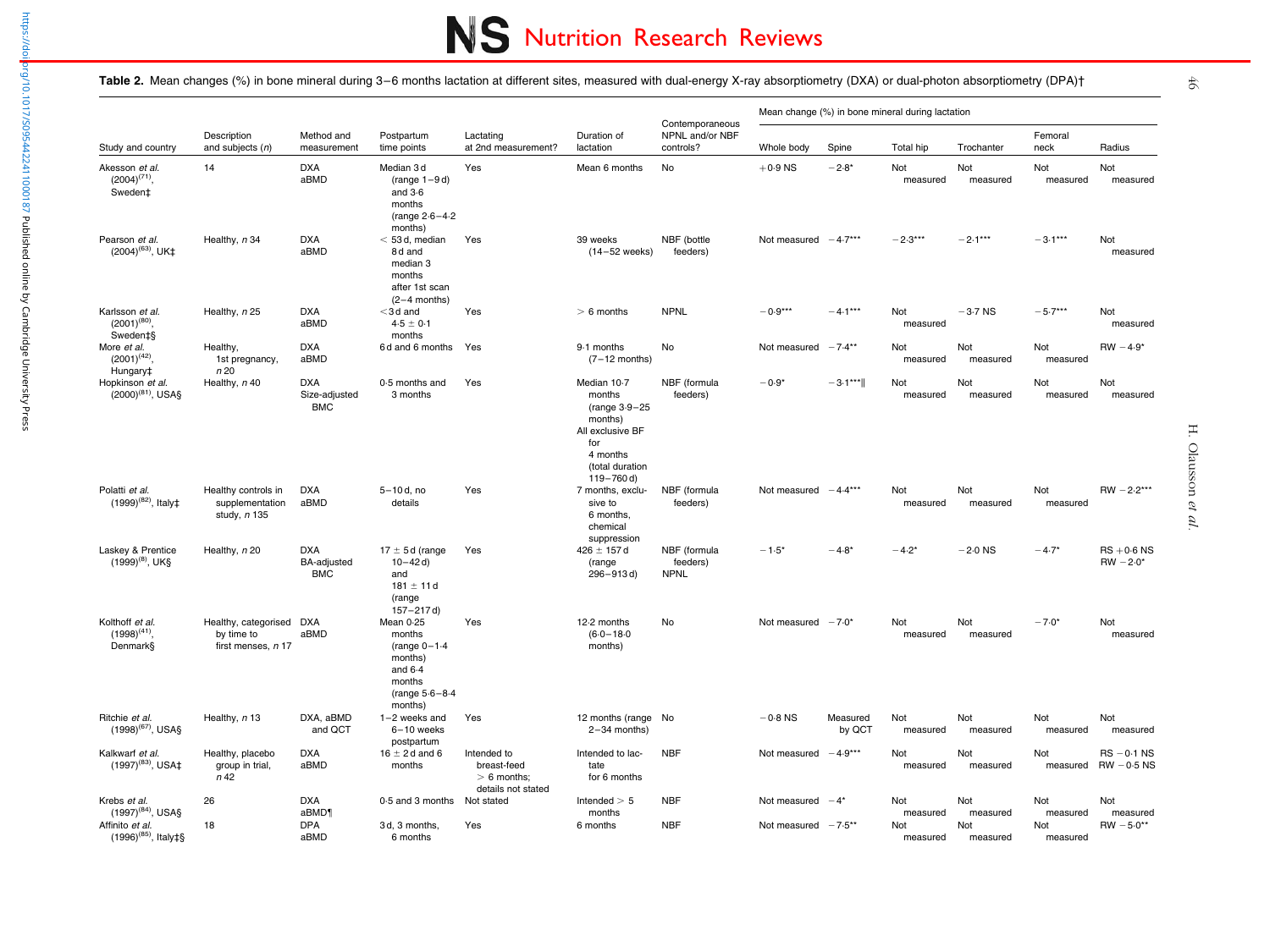**Table 2.** Mean changes (%) in bone mineral during 3–6 months lactation at different sites, measured with dual-energy X-ray absorptiometry (DXA) or dual-photon absorptiometry (DPA)†

| Study and country | Description and subjects (*n*) | Method and measurement | Postpartum time points | Lactating at 2nd measurement? | Duration of lactation | Contemporaneous NPNL and/or NBF controls? | Mean change (%) in bone mineral during lactation | | | | | |
|---|---|---|---|---|---|---|---|---|---|---|---|---|
| | | | | | | | Whole body | Spine | Total hip | Trochanter | Femoral neck | Radius |
| Akesson *et al.* (2004)[71], Sweden‡ | 14 | DXA aBMD | Median 3 d (range 1–9 d) and 3·6 months (range 2·6–4·2 months) | Yes | Mean 6 months | No | +0·9 NS | −2·8* | Not measured | Not measured | Not measured | Not measured |
| Pearson *et al.* (2004)[63], UK‡ | Healthy, *n* 34 | DXA aBMD | < 53 d, median 8 d and median 3 months after 1st scan (2–4 months) | Yes | 39 weeks (14–52 weeks) | NBF (bottle feeders) | Not measured | −4·7*** | −2·3*** | −2·1*** | −3·1*** | Not measured |
| Karlsson *et al.* (2001)[80], Sweden‡§ | Healthy, *n* 25 | DXA aBMD | <3 d and 4·5 ± 0·1 months | Yes | > 6 months | NPNL | −0·9*** | −4·1*** | Not measured | −3·7 NS | −5·7*** | Not measured |
| More *et al.* (2001)[42], Hungary‡ | Healthy, 1st pregnancy, *n* 20 | DXA aBMD | 6 d and 6 months | Yes | 9·1 months (7–12 months) | No | Not measured | −7·4** | Not measured | Not measured | Not measured | RW −4·9* |
| Hopkinson *et al.* (2000)[81], USA§ | Healthy, *n* 40 | DXA Size-adjusted BMC | 0·5 months and 3 months | Yes | Median 10·7 months (range 3·9–25 months) All exclusive BF for 4 months (total duration 119–760 d) | NBF (formula feeders) | −0·9* | −3·1***‖ | Not measured | Not measured | Not measured | Not measured |
| Polatti *et al.* (1999)[82], Italy‡ | Healthy controls in supplementation study, *n* 135 | DXA aBMD | 5–10 d, no details | Yes | 7 months, exclusive to 6 months, chemical suppression | NBF (formula feeders) | Not measured | −4·4*** | Not measured | Not measured | Not measured | RW −2·2*** |
| Laskey & Prentice (1999)[8], UK§ | Healthy, *n* 20 | DXA BA-adjusted BMC | 17 ± 5 d (range 10–42 d) and 181 ± 11 d (range 157–217 d) | Yes | 426 ± 157 d (range 296–913 d) | NBF (formula feeders) NPNL | −1·5* | −4·8* | −4·2* | −2·0 NS | −4·7* | RS +0·6 NS RW −2·0* |
| Kolthoff *et al.* (1998)[41], Denmark§ | Healthy, categorised by time to first menses, *n* 17 | DXA aBMD | Mean 0·25 months (range 0–1·4 months) and 6·4 months (range 5·6–8·4 months) | Yes | 12·2 months (6·0–18·0 months) | No | Not measured | −7·0* | Not measured | Not measured | −7·0* | Not measured |
| Ritchie *et al.* (1998)[67], USA§ | Healthy, *n* 13 | DXA, aBMD and QCT | 1–2 weeks and 6–10 weeks postpartum | Yes | 12 months (range 2–34 months) | No | −0·8 NS | Measured by QCT | Not measured | Not measured | Not measured | Not measured |
| Kalkwarf *et al.* (1997)[83], USA‡ | Healthy, placebo group in trial, *n* 42 | DXA aBMD | 16 ± 2 d and 6 months | Intended to breast-feed > 6 months; details not stated | Intended to lactate for 6 months | NBF | Not measured | −4·9*** | Not measured | Not measured | Not measured | RS −0·1 NS RW −0·5 NS |
| Krebs *et al.* (1997)[84], USA§ | 26 | DXA aBMD¶ | 0·5 and 3 months | Not stated | Intended > 5 months | NBF | Not measured | −4* | Not measured | Not measured | Not measured | Not measured |
| Affinito *et al.* (1996)[85], Italy‡§ | 18 | DPA aBMD | 3 d, 3 months, 6 months | Yes | 6 months | NBF | Not measured | −7·5** | Not measured | Not measured | Not measured | RW −5·0** |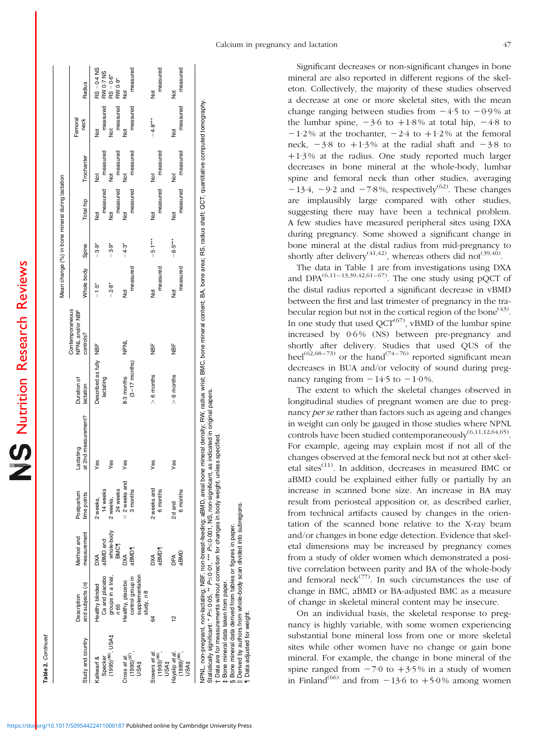**Table 2.** *Continued*

| Study and country | Description and subjects (n) | Method and measurement | Postpartum time points | Lactating at 2nd measurement? | Duration of lactation | Contemporaneous NPNL and/or NBF controls? | Mean change (%) in bone mineral during lactation | | | | | | |
|---|---|---|---|---|---|---|---|---|---|---|---|---|---|
| | | | | | | | Whole body | Spine | Total hip | Trochanter | Femoral neck | Radius |
| Kalkwarf & Specker (1995)[86], USA‡ | Healthy blinded Ca and placebo groups in a trial, n 65 | DXA aBMD and whole-body BMC¶ | 2 weeks, 14 weeks | Yes | Described as fully lactating | NBF | −1·5* | −3·9* | Not measured | Not measured | Not measured | RS −0·4 NS RW 0·7 NS |
| | | | 2 weeks, 24 weeks | Yes | | | −2·8* | −3·9* | Not measured | Not measured | Not measured | RS −0·6* RW 0·9* |
| Cross *et al.* (1995)[87], USA‡ | Healthy, placebo control group in supplementation study, n 8 | DXA aBMD¶ | < 2 weeks and 3 months | Yes | 8·3 months (3–17 months) | NPNL | Not measured | −4·3* | Not measured | Not measured | Not measured | Not measured |
| Sowers *et al.* (1993)[88], USA‡ | 64 | DXA aBMD¶ | 2 weeks and 6 months | Yes | > 6 months | NBF | Not measured | −5·1*** | Not measured | Not measured | −4·8*** | Not measured |
| Hayslip *et al.* (1989)[89], USA‡ | 12 | DPA aBMD | 2 d and 6 months | Yes | > 6 months | NBF | Not measured | −6·5*** | Not measured | Not measured | Not measured | Not measured |

NPNL, non-pregnant, non-lactating; NBF, non-breast-feeding; aBMD, areal bone mineral density; RW, radius wrist; BMC, bone mineral content; BA, bone area; RS, radius shaft; QCT, quantitative computed tomography.
Statistically significant: * $P \le 0.05$, ** $P \le 0.01$, *** $P \le 0.001$, NS, non-significant, as indicated in original papers.
† Data are for measurements without correction for changes in body weight, unless specified.
‡ Bone mineral data taken from paper.
§ Bone mineral data derived from tables or figures in paper.
|| Derived by authors from whole-body scan divided into subregions.
¶ Data adjusted for weight.

Significant decreases or non-significant changes in bone mineral are also reported in different regions of the skeleton. Collectively, the majority of these studies observed a decrease at one or more skeletal sites, with the mean change ranging between studies from −4·5 to −0·9% at the lumbar spine, −3·6 to +1·8% at total hip, −4·8 to −1·2% at the trochanter, −2·4 to +1·2% at the femoral neck, −3·8 to +1·3% at the radial shaft and −3·8 to +1·3% at the radius. One study reported much larger decreases in bone mineral at the whole-body, lumbar spine and femoral neck than other studies, averaging −13·4, −9·2 and −7·8%, respectively[62]. These changes are implausibly large compared with other studies, suggesting there may have been a technical problem. A few studies have measured peripheral sites using DXA during pregnancy. Some showed a significant change in bone mineral at the distal radius from mid-pregnancy to shortly after delivery[41,42], whereas others did not[39,40].

The data in Table 1 are from investigations using DXA and DPA[6,11–13,39,42,61–67]. The one study using pQCT of the distal radius reported a significant decrease in vBMD between the first and last trimester of pregnancy in the trabecular region but not in the cortical region of the bone[43]. In one study that used QCT[67], vBMD of the lumbar spine increased by 0·6% (NS) between pre-pregnancy and shortly after delivery. Studies that used QUS of the heel[62,68–73] or the hand[74–76] reported significant mean decreases in BUA and/or velocity of sound during pregnancy ranging from −14·5 to −1·0%.

The extent to which the skeletal changes observed in longitudinal studies of pregnant women are due to pregnancy *per se* rather than factors such as ageing and changes in weight can only be gauged in those studies where NPNL controls have been studied contemporaneously[6,11,12,64,65]. For example, ageing may explain most if not all of the changes observed at the femoral neck but not at other skeletal sites[11]. In addition, decreases in measured BMC or aBMD could be explained either fully or partially by an increase in scanned bone size. An increase in BA may result from periosteal apposition or, as described earlier, from technical artifacts caused by changes in the orientation of the scanned bone relative to the X-ray beam and/or changes in bone edge detection. Evidence that skeletal dimensions may be increased by pregnancy comes from a study of older women which demonstrated a positive correlation between parity and BA of the whole-body and femoral neck[77]. In such circumstances the use of change in BMC, aBMD or BA-adjusted BMC as a measure of change in skeletal mineral content may be insecure.

On an individual basis, the skeletal response to pregnancy is highly variable, with some women experiencing substantial bone mineral loss from one or more skeletal sites while other women have no change or gain bone mineral. For example, the change in bone mineral of the spine ranged from −7·0 to +3·5% in a study of women in Finland[66] and from −13·6 to +5·0% among women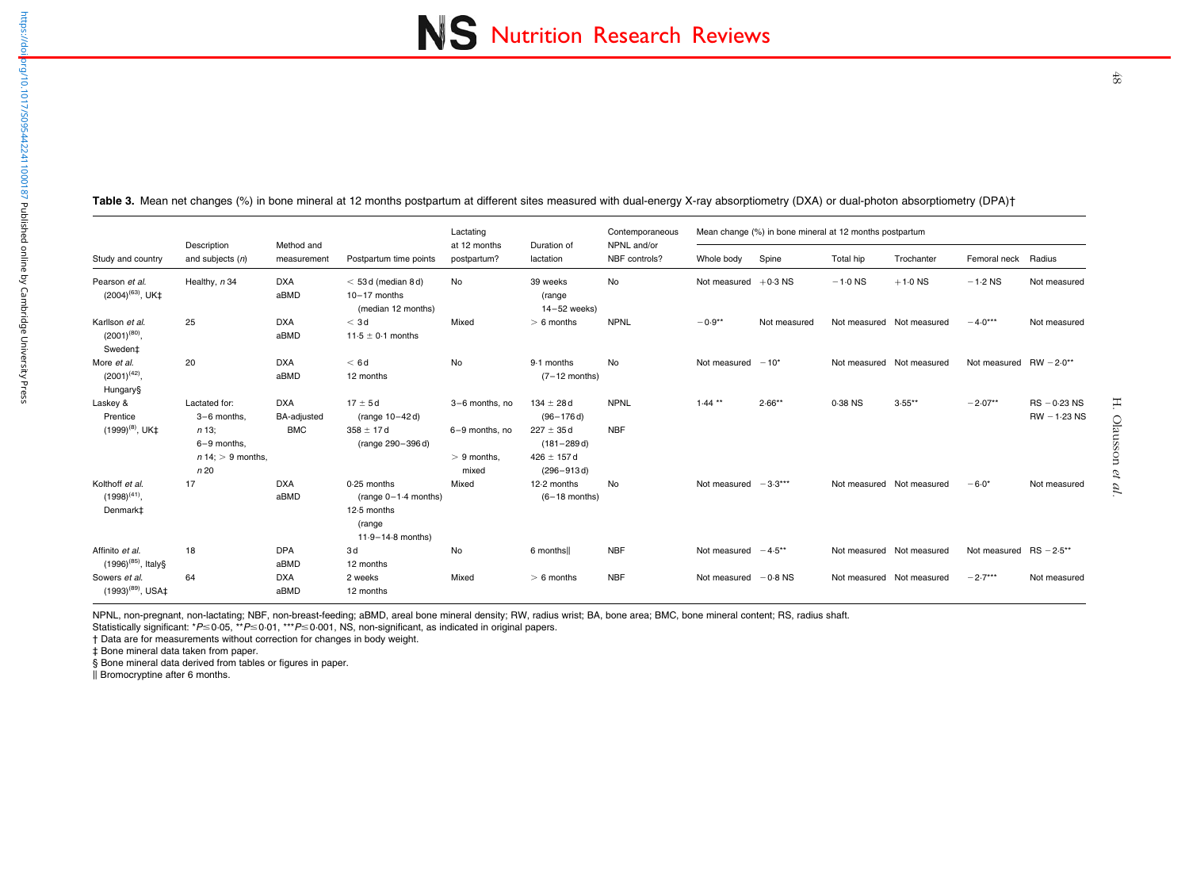**Table 3.** Mean net changes (%) in bone mineral at 12 months postpartum at different sites measured with dual-energy X-ray absorptiometry (DXA) or dual-photon absorptiometry (DPA)†

| Study and country | Description and subjects (*n*) | Method and measurement | Postpartum time points | Lactating at 12 months postpartum? | Duration of lactation | Contemporaneous NPNL and/or NBF controls? | Mean change (%) in bone mineral at 12 months postpartum | | | | | |
|---|---|---|---|---|---|---|---|---|---|---|---|---|
| | | | | | | | Whole body | Spine | Total hip | Trochanter | Femoral neck | Radius |
| Pearson *et al.* (2004)[63], UK‡ | Healthy, *n* 34 | DXA aBMD | < 53 d (median 8 d) 10–17 months (median 12 months) | No | 39 weeks (range 14–52 weeks) | No | Not measured | +0·3 NS | −1·0 NS | +1·0 NS | −1·2 NS | Not measured |
| Karllson *et al.* (2001)[80], Sweden‡ | 25 | DXA aBMD | < 3 d 11·5 ± 0·1 months | Mixed | > 6 months | NPNL | −0·9** | Not measured | Not measured | Not measured | −4·0*** | Not measured |
| More *et al.* (2001)[42], Hungary§ | 20 | DXA aBMD | < 6 d 12 months | No | 9·1 months (7–12 months) | No | Not measured | −10* | Not measured | Not measured | Not measured | RW −2·0** |
| Laskey & Prentice (1999)[8], UK‡ | Lactated for: 3–6 months, *n* 13; 6–9 months, *n* 14; > 9 months, *n* 20 | DXA BA-adjusted BMC | 17 ± 5 d (range 10–42 d) 358 ± 17 d (range 290–396 d) | 3–6 months, no; 6–9 months, no; > 9 months, mixed | 134 ± 28 d (96–176 d); 227 ± 35 d (181–289 d); 426 ± 157 d (296–913 d) | NPNL NBF | 1·44 ** | 2·66** | 0·38 NS | 3·55** | −2·07** | RS −0·23 NS RW −1·23 NS |
| Kolthoff *et al.* (1998)[41], Denmark‡ | 17 | DXA aBMD | 0·25 months (range 0–1·4 months) 12·5 months (range 11·9–14·8 months) | Mixed | 12·2 months (6–18 months) | No | Not measured | −3·3*** | Not measured | Not measured | −6·0* | Not measured |
| Affinito *et al.* (1996)[85], Italy§ | 18 | DPA aBMD | 3 d 12 months | No | 6 months‖ | NBF | Not measured | −4·5** | Not measured | Not measured | Not measured | RS −2·5** |
| Sowers *et al.* (1993)[89], USA‡ | 64 | DXA aBMD | 2 weeks 12 months | Mixed | > 6 months | NBF | Not measured | −0·8 NS | Not measured | Not measured | −2·7*** | Not measured |

NPNL, non-pregnant, non-lactating; NBF, non-breast-feeding; aBMD, areal bone mineral density; RW, radius wrist; BA, bone area; BMC, bone mineral content; RS, radius shaft.
Statistically significant: \*$P \leq 0·05$, \*\*$P \leq 0·01$, \*\*\*$P \leq 0·001$, NS, non-significant, as indicated in original papers.
† Data are for measurements without correction for changes in body weight.
‡ Bone mineral data taken from paper.
§ Bone mineral data derived from tables or figures in paper.
‖ Bromocryptine after 6 months.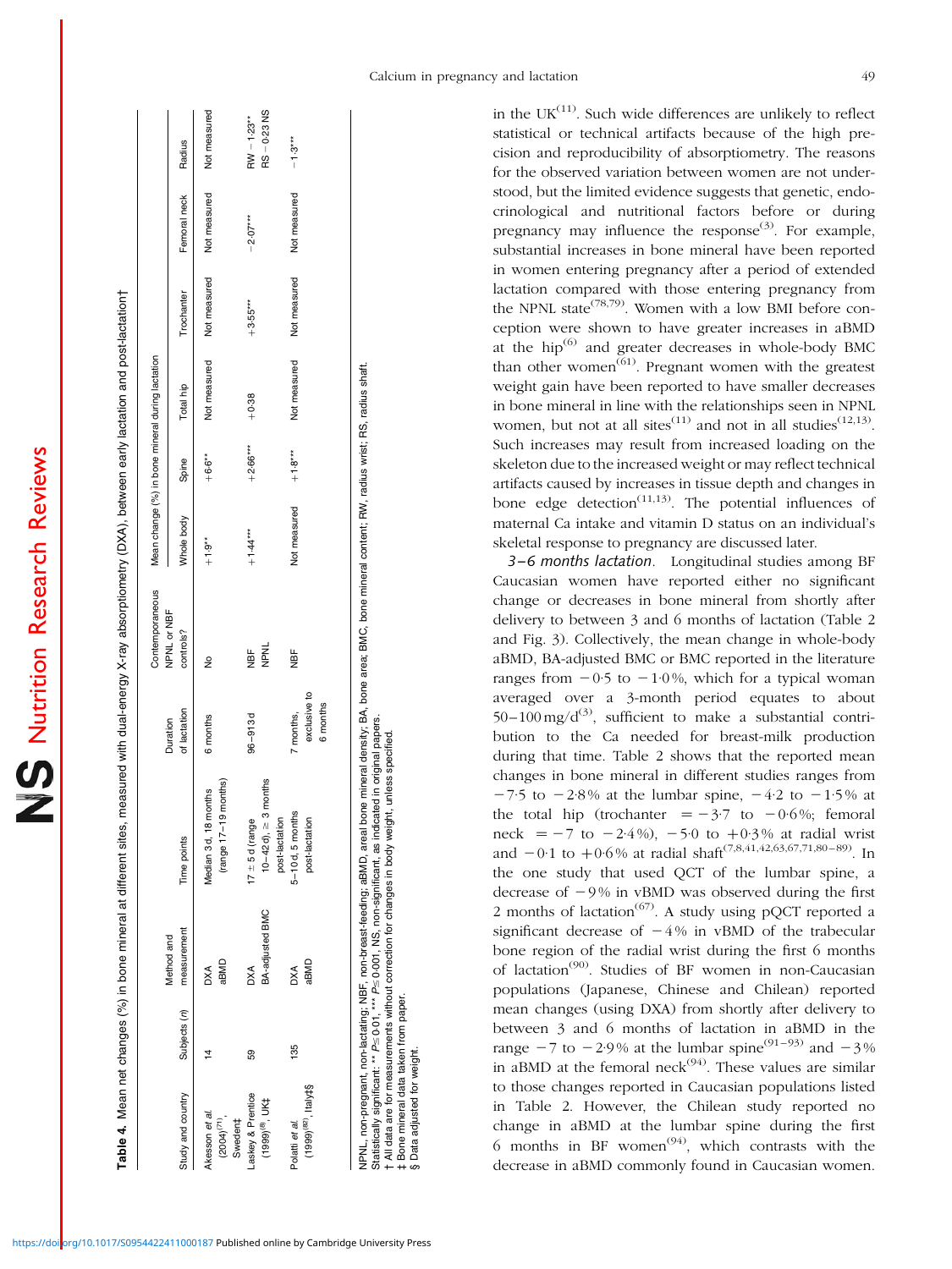**Table 4.** Mean net changes (%) in bone mineral at different sites, measured with dual-energy X-ray absorptiometry (DXA), between early lactation and post-lactation†

| Study and country | Subjects (n) | Method and measurement | Time points | Duration of lactation | Contemporaneous NPNL or NBF controls? | Mean change (%) in bone mineral during lactation | | | | | |
|---|---|---|---|---|---|---|---|---|---|---|---|
| | | | | | | Whole body | Spine | Total hip | Trochanter | Femoral neck | Radius |
| Akesson et al. (2004)[71], Sweden‡ | 14 | DXA aBMD | Median 3 d, 18 months (range 17–19 months) | 6 months | No | +1·9** | +6·6** | Not measured | Not measured | Not measured | Not measured |
| Laskey & Prentice (1999)[8], UK‡ | 59 | DXA BA-adjusted BMC | 17 ± 5 d (range 10–42 d), ≥ 3 months post-lactation | 96–913 d | NBF NPNL | +1·44*** | +2·66*** | +0·38 | +3·55*** | −2·07*** | RW −1·23** RS −0·23 NS |
| Polatti et al. (1999)[82], Italy‡§ | 135 | DXA aBMD | 5–10 d, 5 months post-lactation | 7 months, exclusive to 6 months | NBF | Not measured | +1·8*** | Not measured | Not measured | Not measured | −1·3*** |

NPNL, non-pregnant, non-lactating; NBF, non-breast-feeding; aBMD, areal bone mineral density; BA, bone area; BMC, bone mineral content; RW, radius wrist; RS, radius shaft.
Statistically significant: ** $P \leq 0.01$, *** $P \leq 0.001$, NS, non-significant, as indicated in original papers.
† All data are for measurements without correction for changes in body weight, unless specified.
‡ Bone mineral data taken from paper.
§ Data adjusted for weight.

in the UK[11]. Such wide differences are unlikely to reflect statistical or technical artifacts because of the high precision and reproducibility of absorptiometry. The reasons for the observed variation between women are not understood, but the limited evidence suggests that genetic, endocrinological and nutritional factors before or during pregnancy may influence the response[3]. For example, substantial increases in bone mineral have been reported in women entering pregnancy after a period of extended lactation compared with those entering pregnancy from the NPNL state[78,79]. Women with a low BMI before conception were shown to have greater increases in aBMD at the hip[6] and greater decreases in whole-body BMC than other women[61]. Pregnant women with the greatest weight gain have been reported to have smaller decreases in bone mineral in line with the relationships seen in NPNL women, but not at all sites[11] and not in all studies[12,13]. Such increases may result from increased loading on the skeleton due to the increased weight or may reflect technical artifacts caused by increases in tissue depth and changes in bone edge detection[11,13]. The potential influences of maternal Ca intake and vitamin D status on an individual's skeletal response to pregnancy are discussed later.

*3–6 months lactation*. Longitudinal studies among BF Caucasian women have reported either no significant change or decreases in bone mineral from shortly after delivery to between 3 and 6 months of lactation (Table 2 and Fig. 3). Collectively, the mean change in whole-body aBMD, BA-adjusted BMC or BMC reported in the literature ranges from −0·5 to −1·0%, which for a typical woman averaged over a 3-month period equates to about 50–100 mg/d[3], sufficient to make a substantial contribution to the Ca needed for breast-milk production during that time. Table 2 shows that the reported mean changes in bone mineral in different studies ranges from −7·5 to −2·8% at the lumbar spine, −4·2 to −1·5% at the total hip (trochanter = −3·7 to −0·6%; femoral neck = −7 to −2·4%), −5·0 to +0·3% at radial wrist and −0·1 to +0·6% at radial shaft[7,8,41,42,63,67,71,80–89]. In the one study that used QCT of the lumbar spine, a decrease of −9% in vBMD was observed during the first 2 months of lactation[67]. A study using pQCT reported a significant decrease of −4% in vBMD of the trabecular bone region of the radial wrist during the first 6 months of lactation[90]. Studies of BF women in non-Caucasian populations (Japanese, Chinese and Chilean) reported mean changes (using DXA) from shortly after delivery to between 3 and 6 months of lactation in aBMD in the range −7 to −2·9% at the lumbar spine[91–93] and −3% in aBMD at the femoral neck[94]. These values are similar to those changes reported in Caucasian populations listed in Table 2. However, the Chilean study reported no change in aBMD at the lumbar spine during the first 6 months in BF women[94], which contrasts with the decrease in aBMD commonly found in Caucasian women.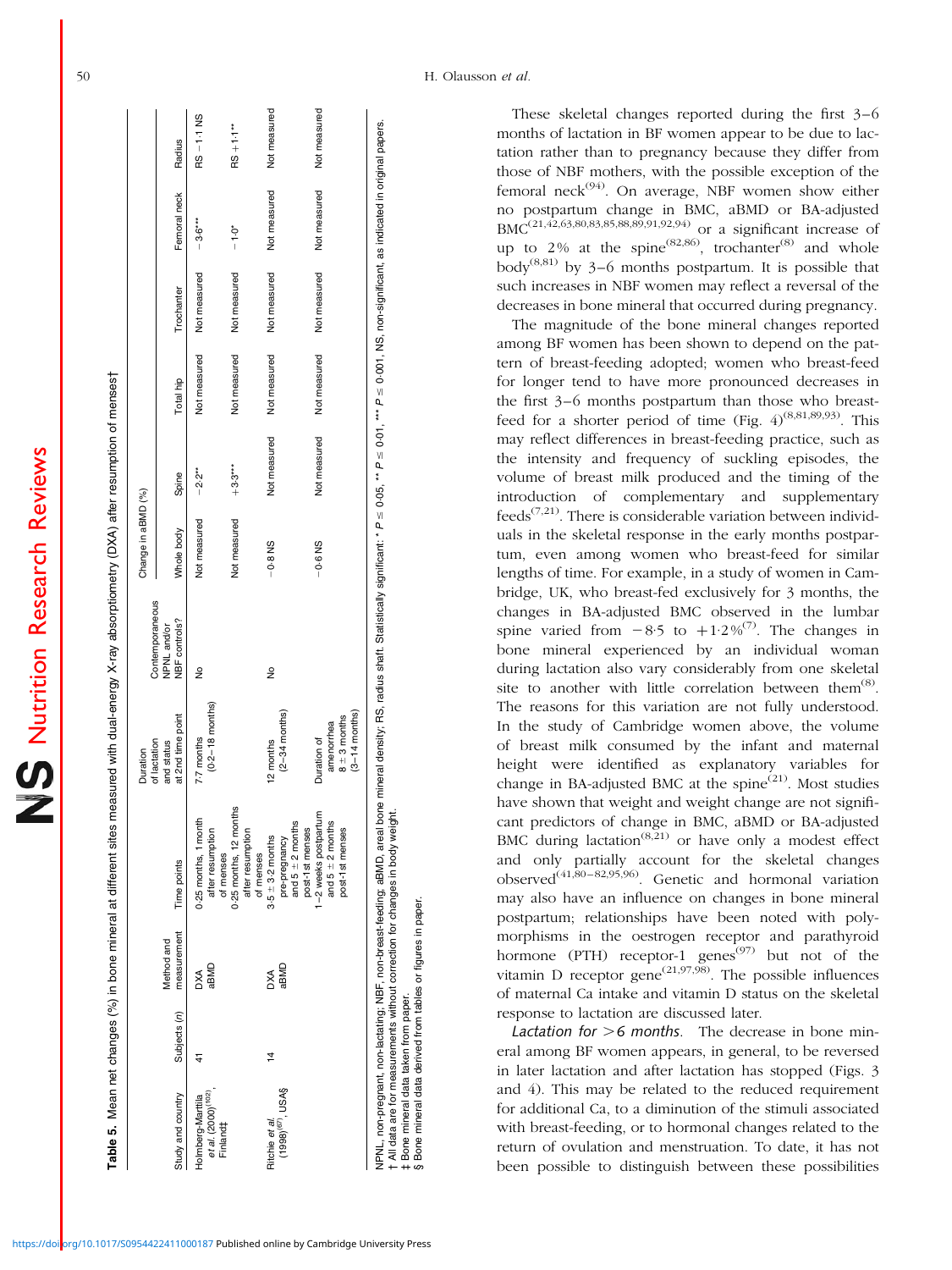**Table 5.** Mean net changes (%) in bone mineral at different sites measured with dual-energy X-ray absorptiometry (DXA) after resumption of menses†

| Study and country | Subjects (n) | Method and measurement | Time points | Duration of lactation and status at 2nd time point | Contemporaneous NPNL and/or NBF controls? | Change in aBMD (%) | | | | | |
|---|---|---|---|---|---|---|---|---|---|---|---|
| | | | | | | Whole body | Spine | Total hip | Trochanter | Femoral neck | Radius |
| Holmberg-Marttila *et al.* (2000)[102], Finland‡ | 41 | DXA aBMD | 0·25 months, 1 month after resumption of menses | 7·7 months (0·2–18 months) | No | Not measured | −2·2** | Not measured | Not measured | −3·6*** | RS −1·1 NS |
| | | | 0·25 months, 12 months after resumption of menses | | | Not measured | +3·3*** | Not measured | Not measured | −1·0* | RS +1·1** |
| Ritchie *et al.* (1998)[67], USA§ | 14 | DXA aBMD | 3·5 ± 3·2 months pre-pregnancy and 5 ± 2 months post-1st menses | 12 months (2–34 months) | No | −0·8 NS | Not measured | Not measured | Not measured | Not measured | Not measured |
| | | | 1–2 weeks postpartum and 5 ± 2 months post-1st menses | Duration of amenorrhea 8 ± 3 months (3–14 months) | | −0·6 NS | Not measured | Not measured | Not measured | Not measured | Not measured |

NPNL, non-pregnant, non-lactating; NBF, non-breast-feeding; aBMD, areal bone mineral density; RS, radius shaft. Statistically significant: * $P \leq 0·05$, ** $P \leq 0·01$, *** $P \leq 0·001$, NS, non-significant, as indicated in original papers.
† All data are for measurements without correction for changes in body weight.
‡ Bone mineral data taken from paper.
§ Bone mineral data derived from tables or figures in paper.

These skeletal changes reported during the first 3–6 months of lactation in BF women appear to be due to lactation rather than to pregnancy because they differ from those of NBF mothers, with the possible exception of the femoral neck[94]. On average, NBF women show either no postpartum change in BMC, aBMD or BA-adjusted BMC[21,42,63,80,83,85,88,89,91,92,94] or a significant increase of up to 2% at the spine[82,86], trochanter[8] and whole body[8,81] by 3–6 months postpartum. It is possible that such increases in NBF women may reflect a reversal of the decreases in bone mineral that occurred during pregnancy.

The magnitude of the bone mineral changes reported among BF women has been shown to depend on the pattern of breast-feeding adopted; women who breast-feed for longer tend to have more pronounced decreases in the first 3–6 months postpartum than those who breast-feed for a shorter period of time (Fig. 4)[8,81,89,93]. This may reflect differences in breast-feeding practice, such as the intensity and frequency of suckling episodes, the volume of breast milk produced and the timing of the introduction of complementary and supplementary feeds[7,21]. There is considerable variation between individuals in the skeletal response in the early months postpartum, even among women who breast-feed for similar lengths of time. For example, in a study of women in Cambridge, UK, who breast-fed exclusively for 3 months, the changes in BA-adjusted BMC observed in the lumbar spine varied from −8·5 to +1·2%[7]. The changes in bone mineral experienced by an individual woman during lactation also vary considerably from one skeletal site to another with little correlation between them[8]. The reasons for this variation are not fully understood. In the study of Cambridge women above, the volume of breast milk consumed by the infant and maternal height were identified as explanatory variables for change in BA-adjusted BMC at the spine[21]. Most studies have shown that weight and weight change are not significant predictors of change in BMC, aBMD or BA-adjusted BMC during lactation[8,21] or have only a modest effect and only partially account for the skeletal changes observed[41,80–82,95,96]. Genetic and hormonal variation may also have an influence on changes in bone mineral postpartum; relationships have been noted with polymorphisms in the oestrogen receptor and parathyroid hormone (PTH) receptor-1 genes[97] but not of the vitamin D receptor gene[21,97,98]. The possible influences of maternal Ca intake and vitamin D status on the skeletal response to lactation are discussed later.

*Lactation for >6 months.* The decrease in bone mineral among BF women appears, in general, to be reversed in later lactation and after lactation has stopped (Figs. 3 and 4). This may be related to the reduced requirement for additional Ca, to a diminution of the stimuli associated with breast-feeding, or to hormonal changes related to the return of ovulation and menstruation. To date, it has not been possible to distinguish between these possibilities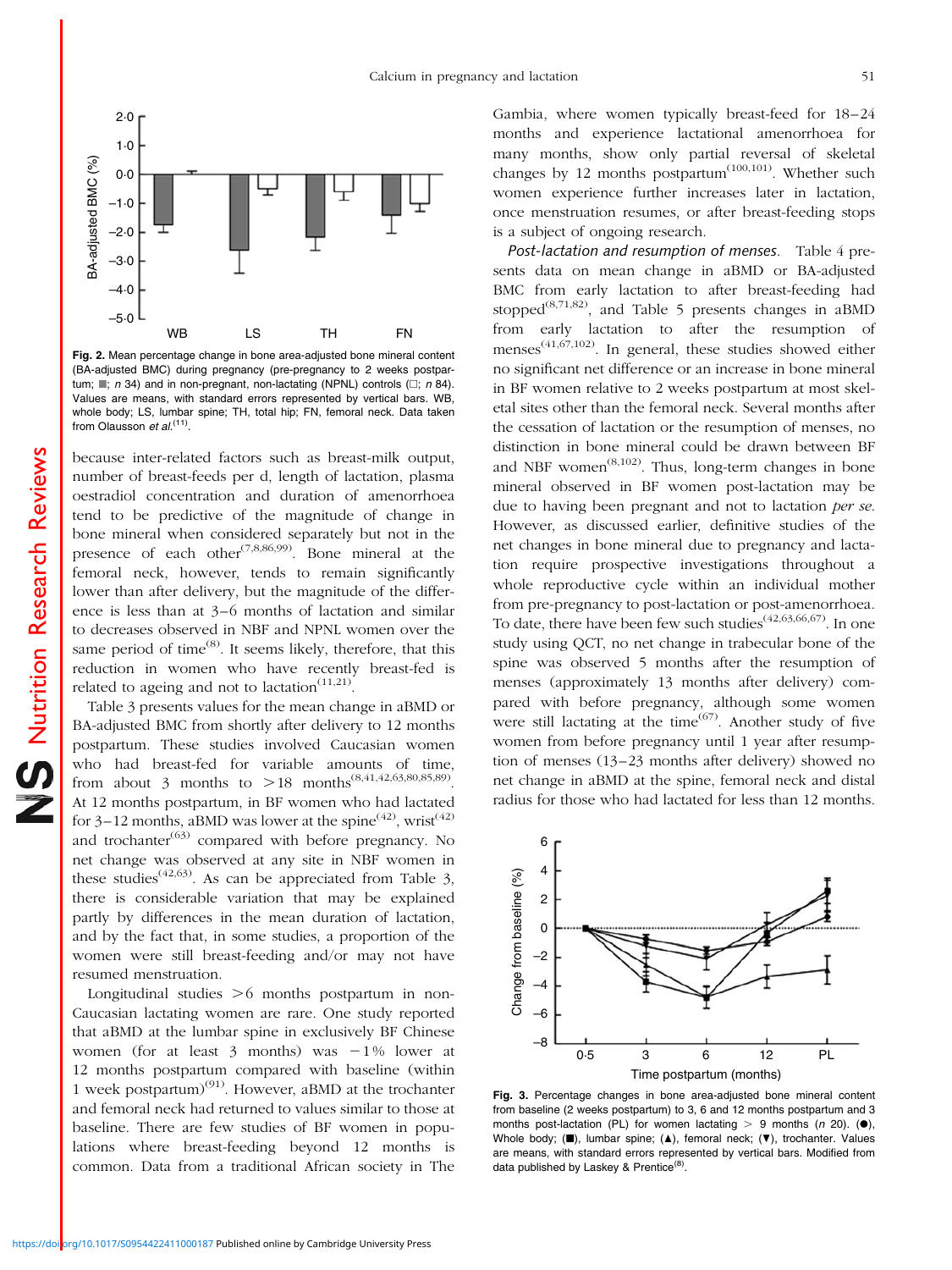Fig. 2. Mean percentage change in bone area-adjusted bone mineral content (BA-adjusted BMC) during pregnancy (pre-pregnancy to 2 weeks postpartum; ■; *n* 34) and in non-pregnant, non-lactating (NPNL) controls (□; *n* 84). Values are means, with standard errors represented by vertical bars. WB, whole body; LS, lumbar spine; TH, total hip; FN, femoral neck. Data taken from Olausson *et al.*[11].

because inter-related factors such as breast-milk output, number of breast-feeds per d, length of lactation, plasma oestradiol concentration and duration of amenorrhoea tend to be predictive of the magnitude of change in bone mineral when considered separately but not in the presence of each other[7,8,86,99]. Bone mineral at the femoral neck, however, tends to remain significantly lower than after delivery, but the magnitude of the difference is less than at 3–6 months of lactation and similar to decreases observed in NBF and NPNL women over the same period of time[8]. It seems likely, therefore, that this reduction in women who have recently breast-fed is related to ageing and not to lactation[11,21].

Table 3 presents values for the mean change in aBMD or BA-adjusted BMC from shortly after delivery to 12 months postpartum. These studies involved Caucasian women who had breast-fed for variable amounts of time, from about 3 months to >18 months[8,41,42,63,80,85,89]. At 12 months postpartum, in BF women who had lactated for 3–12 months, aBMD was lower at the spine[42], wrist[42] and trochanter[63] compared with before pregnancy. No net change was observed at any site in NBF women in these studies[42,63]. As can be appreciated from Table 3, there is considerable variation that may be explained partly by differences in the mean duration of lactation, and by the fact that, in some studies, a proportion of the women were still breast-feeding and/or may not have resumed menstruation.

Longitudinal studies >6 months postpartum in non-Caucasian lactating women are rare. One study reported that aBMD at the lumbar spine in exclusively BF Chinese women (for at least 3 months) was −1% lower at 12 months postpartum compared with baseline (within 1 week postpartum)[91]. However, aBMD at the trochanter and femoral neck had returned to values similar to those at baseline. There are few studies of BF women in populations where breast-feeding beyond 12 months is common. Data from a traditional African society in The Gambia, where women typically breast-feed for 18–24 months and experience lactational amenorrhoea for many months, show only partial reversal of skeletal changes by 12 months postpartum[100,101]. Whether such women experience further increases later in lactation, once menstruation resumes, or after breast-feeding stops is a subject of ongoing research.

*Post-lactation and resumption of menses*. Table 4 presents data on mean change in aBMD or BA-adjusted BMC from early lactation to after breast-feeding had stopped[8,71,82], and Table 5 presents changes in aBMD from early lactation to after the resumption of menses[41,67,102]. In general, these studies showed either no significant net difference or an increase in bone mineral in BF women relative to 2 weeks postpartum at most skeletal sites other than the femoral neck. Several months after the cessation of lactation or the resumption of menses, no distinction in bone mineral could be drawn between BF and NBF women[8,102]. Thus, long-term changes in bone mineral observed in BF women post-lactation may be due to having been pregnant and not to lactation *per se*. However, as discussed earlier, definitive studies of the net changes in bone mineral due to pregnancy and lactation require prospective investigations throughout a whole reproductive cycle within an individual mother from pre-pregnancy to post-lactation or post-amenorrhoea. To date, there have been few such studies[42,63,66,67]. In one study using QCT, no net change in trabecular bone of the spine was observed 5 months after the resumption of menses (approximately 13 months after delivery) compared with before pregnancy, although some women were still lactating at the time[67]. Another study of five women from before pregnancy until 1 year after resumption of menses (13–23 months after delivery) showed no net change in aBMD at the spine, femoral neck and distal radius for those who had lactated for less than 12 months.

Fig. 3. Percentage changes in bone area-adjusted bone mineral content from baseline (2 weeks postpartum) to 3, 6 and 12 months postpartum and 3 months post-lactation (PL) for women lactating > 9 months (*n* 20). (●), Whole body; (■), lumbar spine; (▲), femoral neck; (▼), trochanter. Values are means, with standard errors represented by vertical bars. Modified from data published by Laskey & Prentice[8].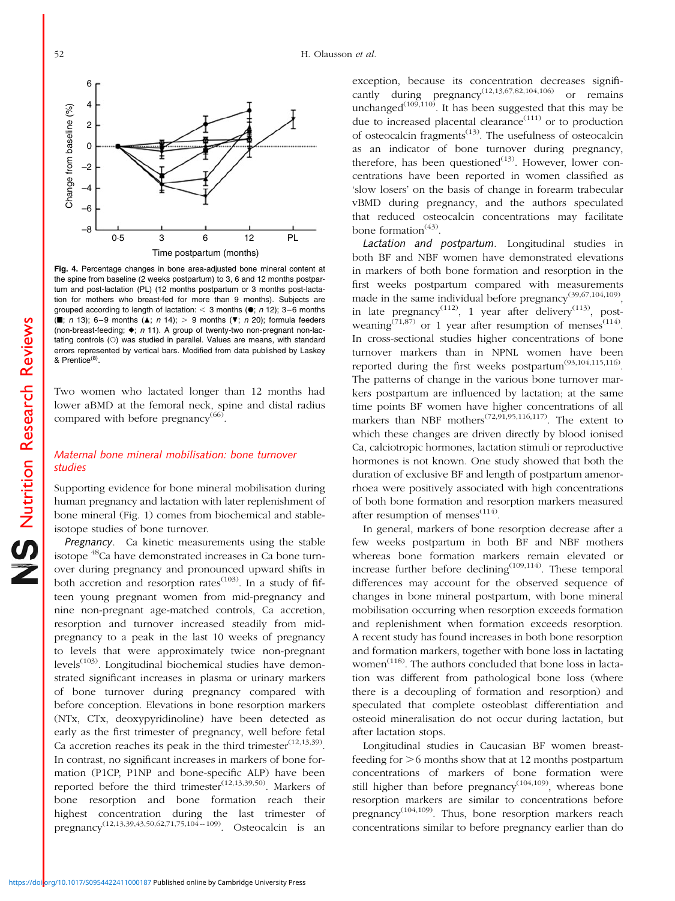Fig. 4. Percentage changes in bone area-adjusted bone mineral content at the spine from baseline (2 weeks postpartum) to 3, 6 and 12 months postpartum and post-lactation (PL) (12 months postpartum or 3 months post-lactation for mothers who breast-fed for more than 9 months). Subjects are grouped according to length of lactation: < 3 months (●; *n* 12); 3–6 months (■; *n* 13); 6–9 months (▲; *n* 14); > 9 months (▼; *n* 20); formula feeders (non-breast-feeding; ◆; *n* 11). A group of twenty-two non-pregnant non-lactating controls (○) was studied in parallel. Values are means, with standard errors represented by vertical bars. Modified from data published by Laskey & Prentice[8].

Two women who lactated longer than 12 months had lower aBMD at the femoral neck, spine and distal radius compared with before pregnancy[66].

### Maternal bone mineral mobilisation: bone turnover studies

Supporting evidence for bone mineral mobilisation during human pregnancy and lactation with later replenishment of bone mineral (Fig. 1) comes from biochemical and stable-isotope studies of bone turnover.

*Pregnancy*. Ca kinetic measurements using the stable isotope $^{48}$Ca have demonstrated increases in Ca bone turnover during pregnancy and pronounced upward shifts in both accretion and resorption rates[103]. In a study of fifteen young pregnant women from mid-pregnancy and nine non-pregnant age-matched controls, Ca accretion, resorption and turnover increased steadily from mid-pregnancy to a peak in the last 10 weeks of pregnancy to levels that were approximately twice non-pregnant levels[103]. Longitudinal biochemical studies have demonstrated significant increases in plasma or urinary markers of bone turnover during pregnancy compared with before conception. Elevations in bone resorption markers (NTx, CTx, deoxypyridinoline) have been detected as early as the first trimester of pregnancy, well before fetal Ca accretion reaches its peak in the third trimester[12,13,39]. In contrast, no significant increases in markers of bone formation (P1CP, P1NP and bone-specific ALP) have been reported before the third trimester[12,13,39,50]. Markers of bone resorption and bone formation reach their highest concentration during the last trimester of pregnancy[12,13,39,43,50,62,71,75,104–109]. Osteocalcin is an exception, because its concentration decreases significantly during pregnancy[12,13,67,82,104,106] or remains unchanged[109,110]. It has been suggested that this may be due to increased placental clearance[111] or to production of osteocalcin fragments[13]. The usefulness of osteocalcin as an indicator of bone turnover during pregnancy, therefore, has been questioned[13]. However, lower concentrations have been reported in women classified as 'slow losers' on the basis of change in forearm trabecular vBMD during pregnancy, and the authors speculated that reduced osteocalcin concentrations may facilitate bone formation[43].

*Lactation and postpartum*. Longitudinal studies in both BF and NBF women have demonstrated elevations in markers of both bone formation and resorption in the first weeks postpartum compared with measurements made in the same individual before pregnancy[39,67,104,109], in late pregnancy[112], 1 year after delivery[113], post-weaning[71,87] or 1 year after resumption of menses[114]. In cross-sectional studies higher concentrations of bone turnover markers than in NPNL women have been reported during the first weeks postpartum[93,104,115,116]. The patterns of change in the various bone turnover markers postpartum are influenced by lactation; at the same time points BF women have higher concentrations of all markers than NBF mothers[72,91,95,116,117]. The extent to which these changes are driven directly by blood ionised Ca, calciotropic hormones, lactation stimuli or reproductive hormones is not known. One study showed that both the duration of exclusive BF and length of postpartum amenorrhoea were positively associated with high concentrations of both bone formation and resorption markers measured after resumption of menses[114].

In general, markers of bone resorption decrease after a few weeks postpartum in both BF and NBF mothers whereas bone formation markers remain elevated or increase further before declining[109,114]. These temporal differences may account for the observed sequence of changes in bone mineral postpartum, with bone mineral mobilisation occurring when resorption exceeds formation and replenishment when formation exceeds resorption. A recent study has found increases in both bone resorption and formation markers, together with bone loss in lactating women[118]. The authors concluded that bone loss in lactation was different from pathological bone loss (where there is a decoupling of formation and resorption) and speculated that complete osteoblast differentiation and osteoid mineralisation do not occur during lactation, but after lactation stops.

Longitudinal studies in Caucasian BF women breast-feeding for >6 months show that at 12 months postpartum concentrations of markers of bone formation were still higher than before pregnancy[104,109], whereas bone resorption markers are similar to concentrations before pregnancy[104,109]. Thus, bone resorption markers reach concentrations similar to before pregnancy earlier than do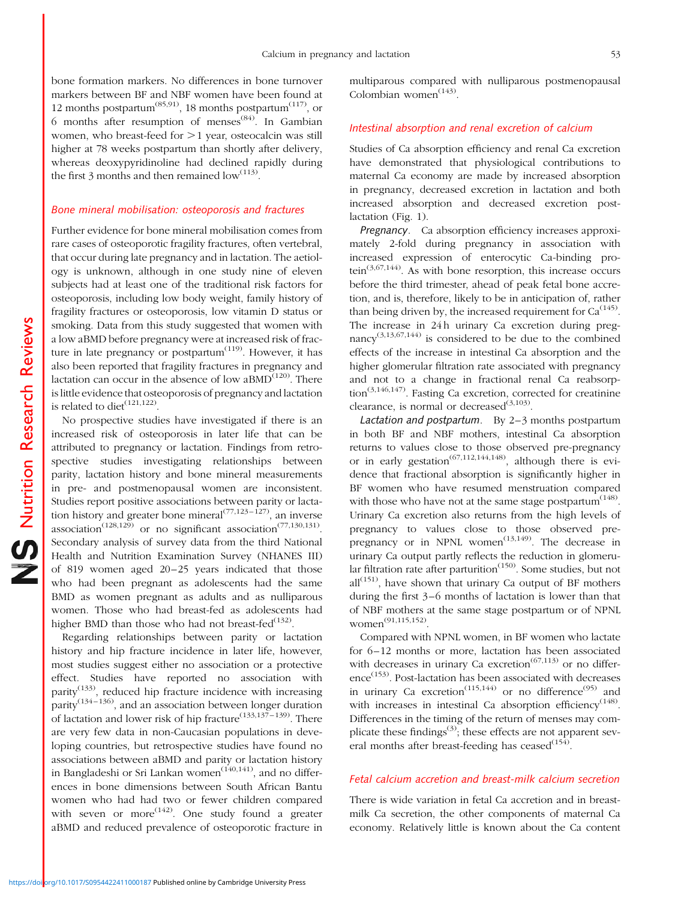bone formation markers. No differences in bone turnover markers between BF and NBF women have been found at 12 months postpartum[85,91], 18 months postpartum[117], or 6 months after resumption of menses[84]. In Gambian women, who breast-feed for >1 year, osteocalcin was still higher at 78 weeks postpartum than shortly after delivery, whereas deoxypyridinoline had declined rapidly during the first 3 months and then remained low[113].

### Bone mineral mobilisation: osteoporosis and fractures

Further evidence for bone mineral mobilisation comes from rare cases of osteoporotic fragility fractures, often vertebral, that occur during late pregnancy and in lactation. The aetiology is unknown, although in one study nine of eleven subjects had at least one of the traditional risk factors for osteoporosis, including low body weight, family history of fragility fractures or osteoporosis, low vitamin D status or smoking. Data from this study suggested that women with a low aBMD before pregnancy were at increased risk of fracture in late pregnancy or postpartum[119]. However, it has also been reported that fragility fractures in pregnancy and lactation can occur in the absence of low aBMD[120]. There is little evidence that osteoporosis of pregnancy and lactation is related to diet[121,122].

No prospective studies have investigated if there is an increased risk of osteoporosis in later life that can be attributed to pregnancy or lactation. Findings from retrospective studies investigating relationships between parity, lactation history and bone mineral measurements in pre- and postmenopausal women are inconsistent. Studies report positive associations between parity or lactation history and greater bone mineral[77,123–127], an inverse association[128,129] or no significant association[77,130,131]. Secondary analysis of survey data from the third National Health and Nutrition Examination Survey (NHANES III) of 819 women aged 20–25 years indicated that those who had been pregnant as adolescents had the same BMD as women pregnant as adults and as nulliparous women. Those who had breast-fed as adolescents had higher BMD than those who had not breast-fed[132].

Regarding relationships between parity or lactation history and hip fracture incidence in later life, however, most studies suggest either no association or a protective effect. Studies have reported no association with parity[133], reduced hip fracture incidence with increasing parity[134–136], and an association between longer duration of lactation and lower risk of hip fracture[133,137–139]. There are very few data in non-Caucasian populations in developing countries, but retrospective studies have found no associations between aBMD and parity or lactation history in Bangladeshi or Sri Lankan women[140,141], and no differences in bone dimensions between South African Bantu women who had had two or fewer children compared with seven or more[142]. One study found a greater aBMD and reduced prevalence of osteoporotic fracture in multiparous compared with nulliparous postmenopausal Colombian women[143].

### Intestinal absorption and renal excretion of calcium

Studies of Ca absorption efficiency and renal Ca excretion have demonstrated that physiological contributions to maternal Ca economy are made by increased absorption in pregnancy, decreased excretion in lactation and both increased absorption and decreased excretion post-lactation (Fig. 1).

*Pregnancy*. Ca absorption efficiency increases approximately 2-fold during pregnancy in association with increased expression of enterocytic Ca-binding protein[3,67,144]. As with bone resorption, this increase occurs before the third trimester, ahead of peak fetal bone accretion, and is, therefore, likely to be in anticipation of, rather than being driven by, the increased requirement for Ca[145]. The increase in 24 h urinary Ca excretion during pregnancy[3,13,67,144] is considered to be due to the combined effects of the increase in intestinal Ca absorption and the higher glomerular filtration rate associated with pregnancy and not to a change in fractional renal Ca reabsorption[3,146,147]. Fasting Ca excretion, corrected for creatinine clearance, is normal or decreased[3,103].

*Lactation and postpartum*. By 2–3 months postpartum in both BF and NBF mothers, intestinal Ca absorption returns to values close to those observed pre-pregnancy or in early gestation[67,112,144,148], although there is evidence that fractional absorption is significantly higher in BF women who have resumed menstruation compared with those who have not at the same stage postpartum[148]. Urinary Ca excretion also returns from the high levels of pregnancy to values close to those observed pre-pregnancy or in NPNL women[13,149]. The decrease in urinary Ca output partly reflects the reduction in glomerular filtration rate after parturition[150]. Some studies, but not all[151], have shown that urinary Ca output of BF mothers during the first 3–6 months of lactation is lower than that of NBF mothers at the same stage postpartum or of NPNL women[91,115,152].

Compared with NPNL women, in BF women who lactate for 6–12 months or more, lactation has been associated with decreases in urinary Ca excretion[67,113] or no difference[153]. Post-lactation has been associated with decreases in urinary Ca excretion[115,144] or no difference[95] and with increases in intestinal Ca absorption efficiency[148]. Differences in the timing of the return of menses may complicate these findings[3]; these effects are not apparent several months after breast-feeding has ceased[154].

### Fetal calcium accretion and breast-milk calcium secretion

There is wide variation in fetal Ca accretion and in breast-milk Ca secretion, the other components of maternal Ca economy. Relatively little is known about the Ca content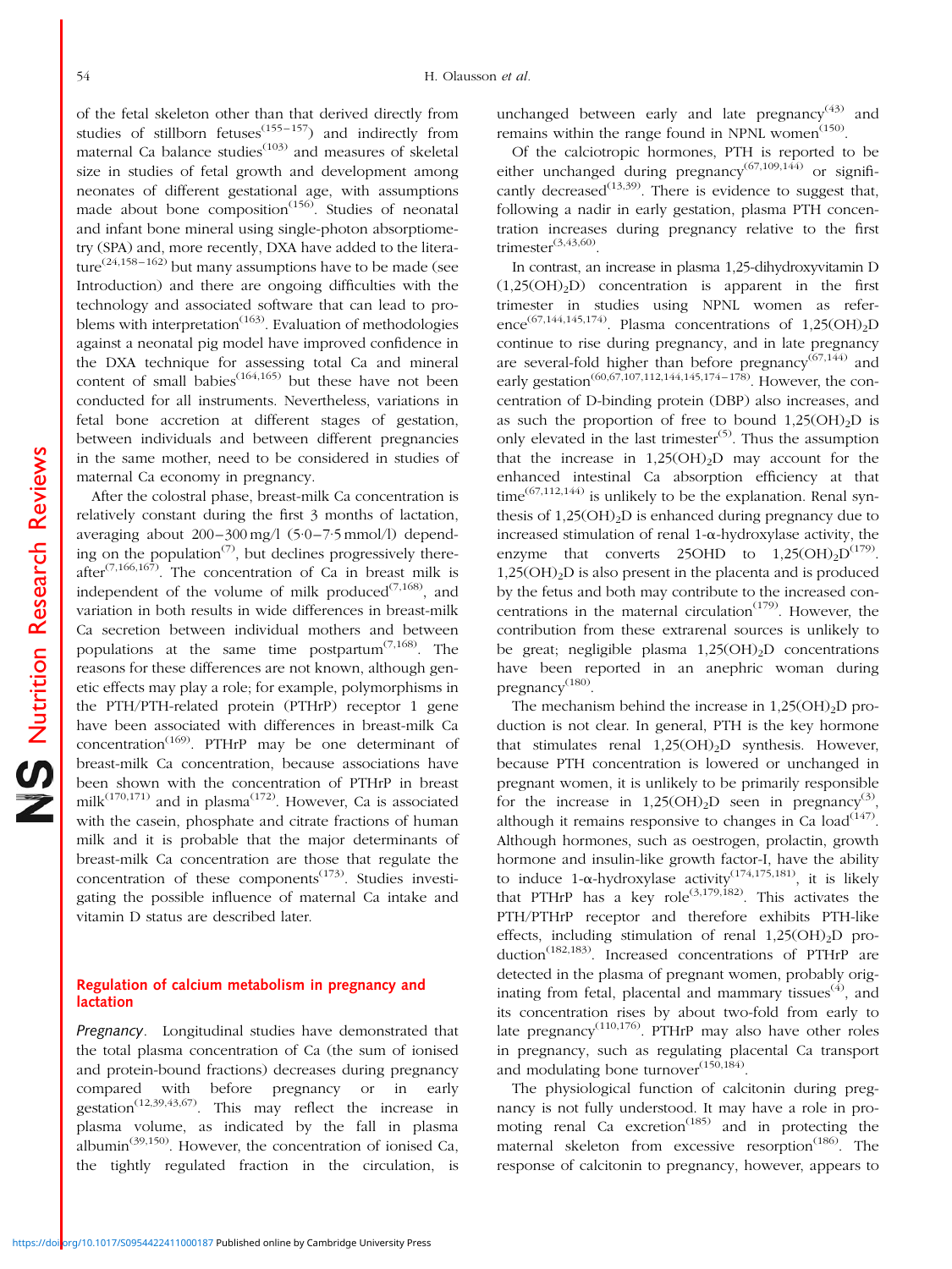of the fetal skeleton other than that derived directly from studies of stillborn fetuses[155–157]) and indirectly from maternal Ca balance studies[103] and measures of skeletal size in studies of fetal growth and development among neonates of different gestational age, with assumptions made about bone composition[156]. Studies of neonatal and infant bone mineral using single-photon absorptiometry (SPA) and, more recently, DXA have added to the literature[24,158–162] but many assumptions have to be made (see Introduction) and there are ongoing difficulties with the technology and associated software that can lead to problems with interpretation[163]. Evaluation of methodologies against a neonatal pig model have improved confidence in the DXA technique for assessing total Ca and mineral content of small babies[164,165] but these have not been conducted for all instruments. Nevertheless, variations in fetal bone accretion at different stages of gestation, between individuals and between different pregnancies in the same mother, need to be considered in studies of maternal Ca economy in pregnancy.

After the colostral phase, breast-milk Ca concentration is relatively constant during the first 3 months of lactation, averaging about 200–300 mg/l (5·0–7·5 mmol/l) depending on the population[7], but declines progressively thereafter[7,166,167]. The concentration of Ca in breast milk is independent of the volume of milk produced[7,168], and variation in both results in wide differences in breast-milk Ca secretion between individual mothers and between populations at the same time postpartum[7,168]. The reasons for these differences are not known, although genetic effects may play a role; for example, polymorphisms in the PTH/PTH-related protein (PTHrP) receptor 1 gene have been associated with differences in breast-milk Ca concentration[169]. PTHrP may be one determinant of breast-milk Ca concentration, because associations have been shown with the concentration of PTHrP in breast milk[170,171] and in plasma[172]. However, Ca is associated with the casein, phosphate and citrate fractions of human milk and it is probable that the major determinants of breast-milk Ca concentration are those that regulate the concentration of these components[173]. Studies investigating the possible influence of maternal Ca intake and vitamin D status are described later.

## Regulation of calcium metabolism in pregnancy and lactation

*Pregnancy*. Longitudinal studies have demonstrated that the total plasma concentration of Ca (the sum of ionised and protein-bound fractions) decreases during pregnancy compared with before pregnancy or in early gestation[12,39,43,67]. This may reflect the increase in plasma volume, as indicated by the fall in plasma albumin[39,150]. However, the concentration of ionised Ca, the tightly regulated fraction in the circulation, is unchanged between early and late pregnancy[43] and remains within the range found in NPNL women[150].

Of the calciotropic hormones, PTH is reported to be either unchanged during pregnancy[67,109,144] or significantly decreased[13,39]. There is evidence to suggest that, following a nadir in early gestation, plasma PTH concentration increases during pregnancy relative to the first trimester[3,43,60].

In contrast, an increase in plasma 1,25-dihydroxyvitamin D ($1,25(OH)_2D$) concentration is apparent in the first trimester in studies using NPNL women as reference[67,144,145,174]. Plasma concentrations of $1,25(OH)_2D$ continue to rise during pregnancy, and in late pregnancy are several-fold higher than before pregnancy[67,144] and early gestation[60,67,107,112,144,145,174–178]. However, the concentration of D-binding protein (DBP) also increases, and as such the proportion of free to bound $1,25(OH)_2D$ is only elevated in the last trimester[5]. Thus the assumption that the increase in $1,25(OH)_2D$ may account for the enhanced intestinal Ca absorption efficiency at that time[67,112,144] is unlikely to be the explanation. Renal synthesis of $1,25(OH)_2D$ is enhanced during pregnancy due to increased stimulation of renal 1-α-hydroxylase activity, the enzyme that converts 25OHD to $1,25(OH)_2D$[179]. $1,25(OH)_2D$ is also present in the placenta and is produced by the fetus and both may contribute to the increased concentrations in the maternal circulation[179]. However, the contribution from these extrarenal sources is unlikely to be great; negligible plasma $1,25(OH)_2D$ concentrations have been reported in an anephric woman during pregnancy[180].

The mechanism behind the increase in $1,25(OH)_2D$ production is not clear. In general, PTH is the key hormone that stimulates renal $1,25(OH)_2D$ synthesis. However, because PTH concentration is lowered or unchanged in pregnant women, it is unlikely to be primarily responsible for the increase in $1,25(OH)_2D$ seen in pregnancy[3], although it remains responsive to changes in Ca load[147]. Although hormones, such as oestrogen, prolactin, growth hormone and insulin-like growth factor-I, have the ability to induce 1-α-hydroxylase activity[174,175,181], it is likely that PTHrP has a key role[3,179,182]. This activates the PTH/PTHrP receptor and therefore exhibits PTH-like effects, including stimulation of renal $1,25(OH)_2D$ production[182,183]. Increased concentrations of PTHrP are detected in the plasma of pregnant women, probably originating from fetal, placental and mammary tissues[4], and its concentration rises by about two-fold from early to late pregnancy[110,176]. PTHrP may also have other roles in pregnancy, such as regulating placental Ca transport and modulating bone turnover[150,184].

The physiological function of calcitonin during pregnancy is not fully understood. It may have a role in promoting renal Ca excretion[185] and in protecting the maternal skeleton from excessive resorption[186]. The response of calcitonin to pregnancy, however, appears to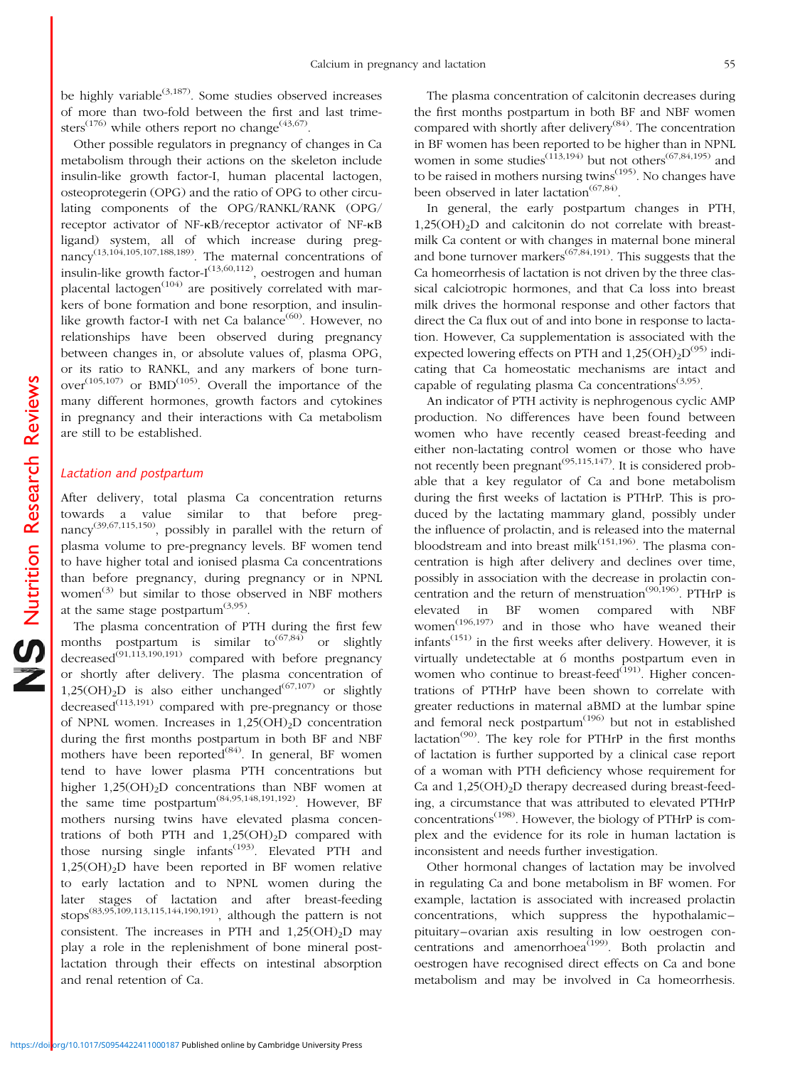be highly variable[3,187]. Some studies observed increases of more than two-fold between the first and last trimesters[176] while others report no change[43,67].

Other possible regulators in pregnancy of changes in Ca metabolism through their actions on the skeleton include insulin-like growth factor-I, human placental lactogen, osteoprotegerin (OPG) and the ratio of OPG to other circulating components of the OPG/RANKL/RANK (OPG/receptor activator of NF-κB/receptor activator of NF-κB ligand) system, all of which increase during pregnancy[13,104,105,107,188,189]. The maternal concentrations of insulin-like growth factor-I[13,60,112], oestrogen and human placental lactogen[104] are positively correlated with markers of bone formation and bone resorption, and insulin-like growth factor-I with net Ca balance[60]. However, no relationships have been observed during pregnancy between changes in, or absolute values of, plasma OPG, or its ratio to RANKL, and any markers of bone turnover[105,107] or BMD[105]. Overall the importance of the many different hormones, growth factors and cytokines in pregnancy and their interactions with Ca metabolism are still to be established.

## *Lactation and postpartum*

After delivery, total plasma Ca concentration returns towards a value similar to that before pregnancy[39,67,115,150], possibly in parallel with the return of plasma volume to pre-pregnancy levels. BF women tend to have higher total and ionised plasma Ca concentrations than before pregnancy, during pregnancy or in NPNL women[3] but similar to those observed in NBF mothers at the same stage postpartum[3,95].

The plasma concentration of PTH during the first few months postpartum is similar to[67,84] or slightly decreased[91,113,190,191] compared with before pregnancy or shortly after delivery. The plasma concentration of $1,25(OH)_2D$ is also either unchanged[67,107] or slightly decreased[113,191] compared with pre-pregnancy or those of NPNL women. Increases in $1,25(OH)_2D$ concentration during the first months postpartum in both BF and NBF mothers have been reported[84]. In general, BF women tend to have lower plasma PTH concentrations but higher $1,25(OH)_2D$ concentrations than NBF women at the same time postpartum[84,95,148,191,192]. However, BF mothers nursing twins have elevated plasma concentrations of both PTH and $1,25(OH)_2D$ compared with those nursing single infants[193]. Elevated PTH and $1,25(OH)_2D$ have been reported in BF women relative to early lactation and to NPNL women during the later stages of lactation and after breast-feeding stops[83,95,109,113,115,144,190,191], although the pattern is not consistent. The increases in PTH and $1,25(OH)_2D$ may play a role in the replenishment of bone mineral post-lactation through their effects on intestinal absorption and renal retention of Ca.

The plasma concentration of calcitonin decreases during the first months postpartum in both BF and NBF women compared with shortly after delivery[84]. The concentration in BF women has been reported to be higher than in NPNL women in some studies[113,194] but not others[67,84,195] and to be raised in mothers nursing twins[195]. No changes have been observed in later lactation[67,84].

In general, the early postpartum changes in PTH, $1,25(OH)_2D$ and calcitonin do not correlate with breast-milk Ca content or with changes in maternal bone mineral and bone turnover markers[67,84,191]. This suggests that the Ca homeorrhesis of lactation is not driven by the three classical calciotropic hormones, and that Ca loss into breast milk drives the hormonal response and other factors that direct the Ca flux out of and into bone in response to lactation. However, Ca supplementation is associated with the expected lowering effects on PTH and $1,25(OH)_2D$[95] indicating that Ca homeostatic mechanisms are intact and capable of regulating plasma Ca concentrations[3,95].

An indicator of PTH activity is nephrogenous cyclic AMP production. No differences have been found between women who have recently ceased breast-feeding and either non-lactating control women or those who have not recently been pregnant[95,115,147]. It is considered probable that a key regulator of Ca and bone metabolism during the first weeks of lactation is PTHrP. This is produced by the lactating mammary gland, possibly under the influence of prolactin, and is released into the maternal bloodstream and into breast milk[151,196]. The plasma concentration is high after delivery and declines over time, possibly in association with the decrease in prolactin concentration and the return of menstruation[90,196]. PTHrP is elevated in BF women compared with NBF women[196,197] and in those who have weaned their infants[151] in the first weeks after delivery. However, it is virtually undetectable at 6 months postpartum even in women who continue to breast-feed[191]. Higher concentrations of PTHrP have been shown to correlate with greater reductions in maternal aBMD at the lumbar spine and femoral neck postpartum[196] but not in established lactation[90]. The key role for PTHrP in the first months of lactation is further supported by a clinical case report of a woman with PTH deficiency whose requirement for Ca and $1,25(OH)_2D$ therapy decreased during breast-feeding, a circumstance that was attributed to elevated PTHrP concentrations[198]. However, the biology of PTHrP is complex and the evidence for its role in human lactation is inconsistent and needs further investigation.

Other hormonal changes of lactation may be involved in regulating Ca and bone metabolism in BF women. For example, lactation is associated with increased prolactin concentrations, which suppress the hypothalamic–pituitary–ovarian axis resulting in low oestrogen concentrations and amenorrhoea[199]. Both prolactin and oestrogen have recognised direct effects on Ca and bone metabolism and may be involved in Ca homeorrhesis.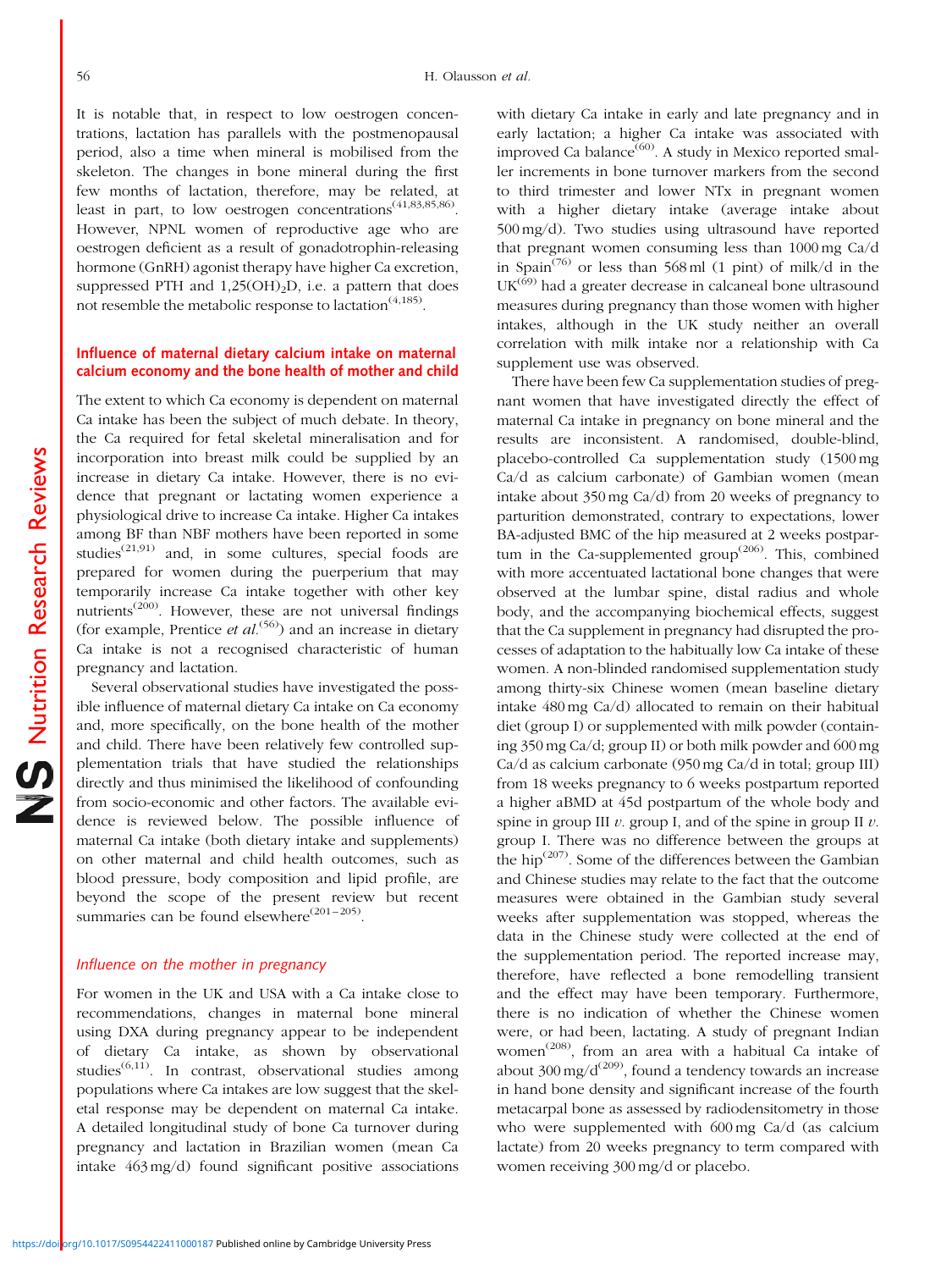It is notable that, in respect to low oestrogen concentrations, lactation has parallels with the postmenopausal period, also a time when mineral is mobilised from the skeleton. The changes in bone mineral during the first few months of lactation, therefore, may be related, at least in part, to low oestrogen concentrations[41,83,85,86]. However, NPNL women of reproductive age who are oestrogen deficient as a result of gonadotrophin-releasing hormone (GnRH) agonist therapy have higher Ca excretion, suppressed PTH and $1,25(OH)_2D$, i.e. a pattern that does not resemble the metabolic response to lactation[4,185].

## Influence of maternal dietary calcium intake on maternal calcium economy and the bone health of mother and child

The extent to which Ca economy is dependent on maternal Ca intake has been the subject of much debate. In theory, the Ca required for fetal skeletal mineralisation and for incorporation into breast milk could be supplied by an increase in dietary Ca intake. However, there is no evidence that pregnant or lactating women experience a physiological drive to increase Ca intake. Higher Ca intakes among BF than NBF mothers have been reported in some studies[21,91] and, in some cultures, special foods are prepared for women during the puerperium that may temporarily increase Ca intake together with other key nutrients[200]. However, these are not universal findings (for example, Prentice *et al.*[56]) and an increase in dietary Ca intake is not a recognised characteristic of human pregnancy and lactation.

Several observational studies have investigated the possible influence of maternal dietary Ca intake on Ca economy and, more specifically, on the bone health of the mother and child. There have been relatively few controlled supplementation trials that have studied the relationships directly and thus minimised the likelihood of confounding from socio-economic and other factors. The available evidence is reviewed below. The possible influence of maternal Ca intake (both dietary intake and supplements) on other maternal and child health outcomes, such as blood pressure, body composition and lipid profile, are beyond the scope of the present review but recent summaries can be found elsewhere[201–205].

### *Influence on the mother in pregnancy*

For women in the UK and USA with a Ca intake close to recommendations, changes in maternal bone mineral using DXA during pregnancy appear to be independent of dietary Ca intake, as shown by observational studies[6,11]. In contrast, observational studies among populations where Ca intakes are low suggest that the skeletal response may be dependent on maternal Ca intake. A detailed longitudinal study of bone Ca turnover during pregnancy and lactation in Brazilian women (mean Ca intake 463 mg/d) found significant positive associations with dietary Ca intake in early and late pregnancy and in early lactation; a higher Ca intake was associated with improved Ca balance[60]. A study in Mexico reported smaller increments in bone turnover markers from the second to third trimester and lower NTx in pregnant women with a higher dietary intake (average intake about 500 mg/d). Two studies using ultrasound have reported that pregnant women consuming less than 1000 mg Ca/d in Spain[76] or less than 568 ml (1 pint) of milk/d in the UK[69] had a greater decrease in calcaneal bone ultrasound measures during pregnancy than those women with higher intakes, although in the UK study neither an overall correlation with milk intake nor a relationship with Ca supplement use was observed.

There have been few Ca supplementation studies of pregnant women that have investigated directly the effect of maternal Ca intake in pregnancy on bone mineral and the results are inconsistent. A randomised, double-blind, placebo-controlled Ca supplementation study (1500 mg Ca/d as calcium carbonate) of Gambian women (mean intake about 350 mg Ca/d) from 20 weeks of pregnancy to parturition demonstrated, contrary to expectations, lower BA-adjusted BMC of the hip measured at 2 weeks postpartum in the Ca-supplemented group[206]. This, combined with more accentuated lactational bone changes that were observed at the lumbar spine, distal radius and whole body, and the accompanying biochemical effects, suggest that the Ca supplement in pregnancy had disrupted the processes of adaptation to the habitually low Ca intake of these women. A non-blinded randomised supplementation study among thirty-six Chinese women (mean baseline dietary intake 480 mg Ca/d) allocated to remain on their habitual diet (group I) or supplemented with milk powder (containing 350 mg Ca/d; group II) or both milk powder and 600 mg Ca/d as calcium carbonate (950 mg Ca/d in total; group III) from 18 weeks pregnancy to 6 weeks postpartum reported a higher aBMD at 45d postpartum of the whole body and spine in group III *v.* group I, and of the spine in group II *v.* group I. There was no difference between the groups at the hip[207]. Some of the differences between the Gambian and Chinese studies may relate to the fact that the outcome measures were obtained in the Gambian study several weeks after supplementation was stopped, whereas the data in the Chinese study were collected at the end of the supplementation period. The reported increase may, therefore, have reflected a bone remodelling transient and the effect may have been temporary. Furthermore, there is no indication of whether the Chinese women were, or had been, lactating. A study of pregnant Indian women[208], from an area with a habitual Ca intake of about 300 mg/d[209], found a tendency towards an increase in hand bone density and significant increase of the fourth metacarpal bone as assessed by radiodensitometry in those who were supplemented with 600 mg Ca/d (as calcium lactate) from 20 weeks pregnancy to term compared with women receiving 300 mg/d or placebo.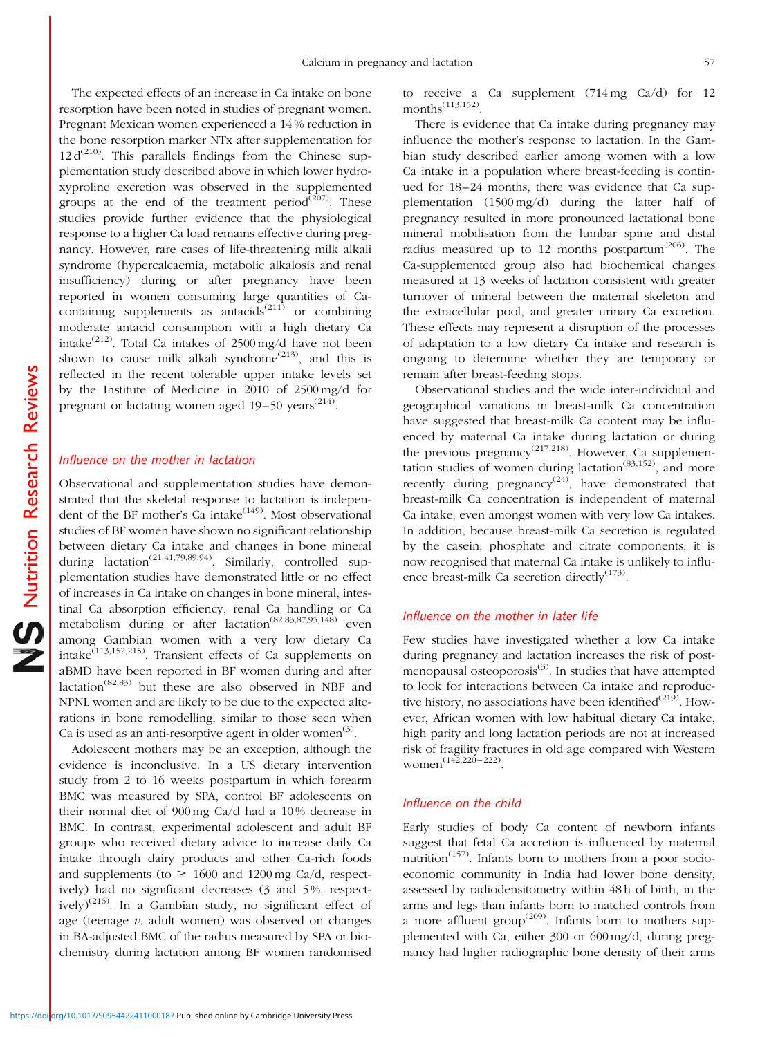The expected effects of an increase in Ca intake on bone resorption have been noted in studies of pregnant women. Pregnant Mexican women experienced a 14 % reduction in the bone resorption marker NTx after supplementation for 12 d[210]. This parallels findings from the Chinese supplementation study described above in which lower hydroxyproline excretion was observed in the supplemented groups at the end of the treatment period[207]. These studies provide further evidence that the physiological response to a higher Ca load remains effective during pregnancy. However, rare cases of life-threatening milk alkali syndrome (hypercalcaemia, metabolic alkalosis and renal insufficiency) during or after pregnancy have been reported in women consuming large quantities of Ca-containing supplements as antacids[211] or combining moderate antacid consumption with a high dietary Ca intake[212]. Total Ca intakes of 2500 mg/d have not been shown to cause milk alkali syndrome[213], and this is reflected in the recent tolerable upper intake levels set by the Institute of Medicine in 2010 of 2500 mg/d for pregnant or lactating women aged 19–50 years[214].

### *Influence on the mother in lactation*

Observational and supplementation studies have demonstrated that the skeletal response to lactation is independent of the BF mother's Ca intake[149]. Most observational studies of BF women have shown no significant relationship between dietary Ca intake and changes in bone mineral during lactation[21,41,79,89,94]. Similarly, controlled supplementation studies have demonstrated little or no effect of increases in Ca intake on changes in bone mineral, intestinal Ca absorption efficiency, renal Ca handling or Ca metabolism during or after lactation[82,83,87,95,148] even among Gambian women with a very low dietary Ca intake[113,152,215]. Transient effects of Ca supplements on aBMD have been reported in BF women during and after lactation[82,83] but these are also observed in NBF and NPNL women and are likely to be due to the expected alterations in bone remodelling, similar to those seen when Ca is used as an anti-resorptive agent in older women[3].

Adolescent mothers may be an exception, although the evidence is inconclusive. In a US dietary intervention study from 2 to 16 weeks postpartum in which forearm BMC was measured by SPA, control BF adolescents on their normal diet of 900 mg Ca/d had a 10 % decrease in BMC. In contrast, experimental adolescent and adult BF groups who received dietary advice to increase daily Ca intake through dairy products and other Ca-rich foods and supplements (to ≥ 1600 and 1200 mg Ca/d, respectively) had no significant decreases (3 and 5 %, respectively)[216]. In a Gambian study, no significant effect of age (teenage *v.* adult women) was observed on changes in BA-adjusted BMC of the radius measured by SPA or biochemistry during lactation among BF women randomised to receive a Ca supplement (714 mg Ca/d) for 12 months[113,152].

There is evidence that Ca intake during pregnancy may influence the mother's response to lactation. In the Gambian study described earlier among women with a low Ca intake in a population where breast-feeding is continued for 18–24 months, there was evidence that Ca supplementation (1500 mg/d) during the latter half of pregnancy resulted in more pronounced lactational bone mineral mobilisation from the lumbar spine and distal radius measured up to 12 months postpartum[206]. The Ca-supplemented group also had biochemical changes measured at 13 weeks of lactation consistent with greater turnover of mineral between the maternal skeleton and the extracellular pool, and greater urinary Ca excretion. These effects may represent a disruption of the processes of adaptation to a low dietary Ca intake and research is ongoing to determine whether they are temporary or remain after breast-feeding stops.

Observational studies and the wide inter-individual and geographical variations in breast-milk Ca concentration have suggested that breast-milk Ca content may be influenced by maternal Ca intake during lactation or during the previous pregnancy[217,218]. However, Ca supplementation studies of women during lactation[83,152], and more recently during pregnancy[24], have demonstrated that breast-milk Ca concentration is independent of maternal Ca intake, even amongst women with very low Ca intakes. In addition, because breast-milk Ca secretion is regulated by the casein, phosphate and citrate components, it is now recognised that maternal Ca intake is unlikely to influence breast-milk Ca secretion directly[173].

### *Influence on the mother in later life*

Few studies have investigated whether a low Ca intake during pregnancy and lactation increases the risk of postmenopausal osteoporosis[3]. In studies that have attempted to look for interactions between Ca intake and reproductive history, no associations have been identified[219]. However, African women with low habitual dietary Ca intake, high parity and long lactation periods are not at increased risk of fragility fractures in old age compared with Western women[142,220–222].

### *Influence on the child*

Early studies of body Ca content of newborn infants suggest that fetal Ca accretion is influenced by maternal nutrition[157]. Infants born to mothers from a poor socioeconomic community in India had lower bone density, assessed by radiodensitometry within 48 h of birth, in the arms and legs than infants born to matched controls from a more affluent group[209]. Infants born to mothers supplemented with Ca, either 300 or 600 mg/d, during pregnancy had higher radiographic bone density of their arms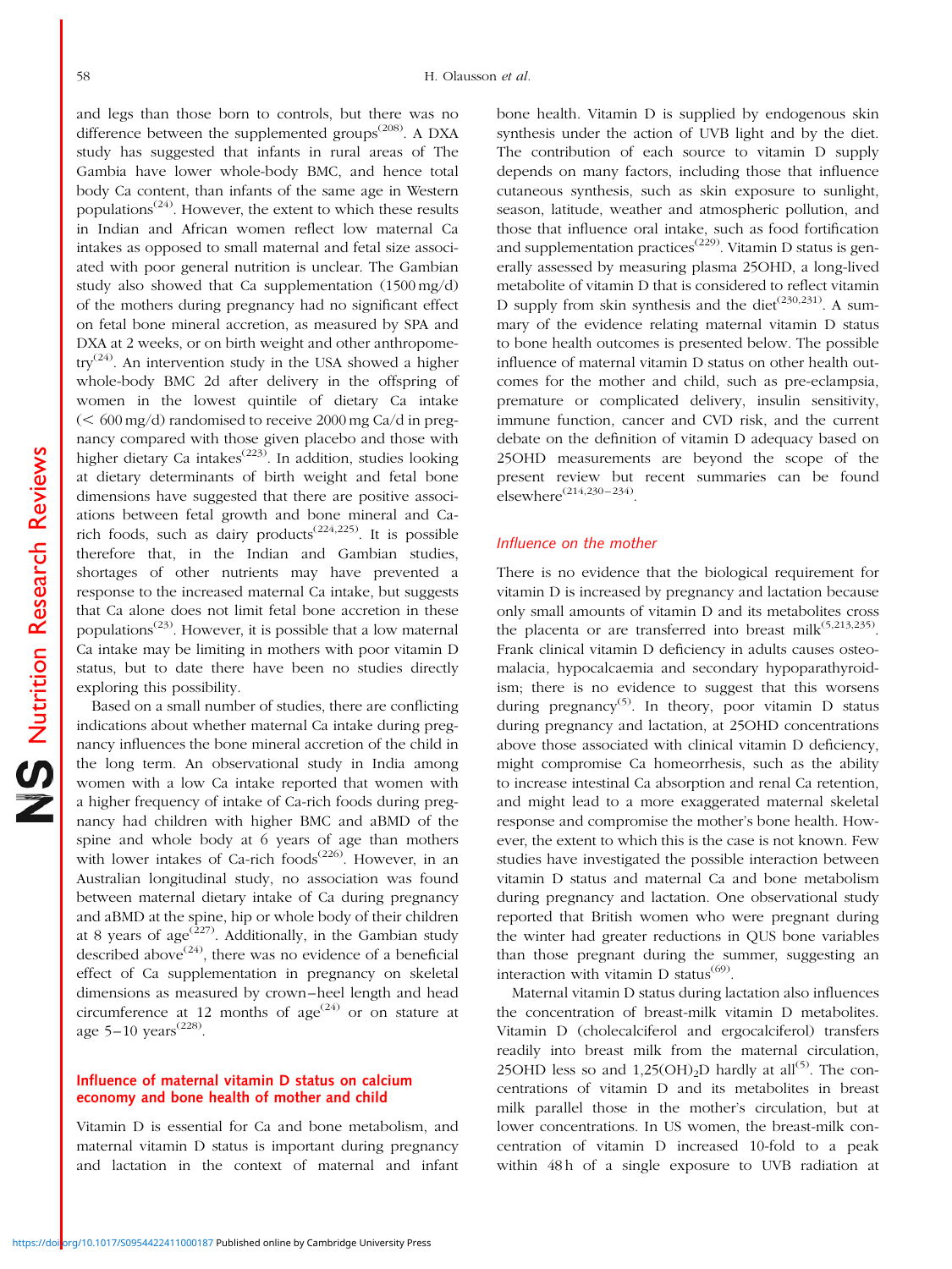and legs than those born to controls, but there was no difference between the supplemented groups[208]. A DXA study has suggested that infants in rural areas of The Gambia have lower whole-body BMC, and hence total body Ca content, than infants of the same age in Western populations[24]. However, the extent to which these results in Indian and African women reflect low maternal Ca intakes as opposed to small maternal and fetal size associated with poor general nutrition is unclear. The Gambian study also showed that Ca supplementation (1500 mg/d) of the mothers during pregnancy had no significant effect on fetal bone mineral accretion, as measured by SPA and DXA at 2 weeks, or on birth weight and other anthropometry[24]. An intervention study in the USA showed a higher whole-body BMC 2 d after delivery in the offspring of women in the lowest quintile of dietary Ca intake (< 600 mg/d) randomised to receive 2000 mg Ca/d in pregnancy compared with those given placebo and those with higher dietary Ca intakes[223]. In addition, studies looking at dietary determinants of birth weight and fetal bone dimensions have suggested that there are positive associations between fetal growth and bone mineral and Ca-rich foods, such as dairy products[224,225]. It is possible therefore that, in the Indian and Gambian studies, shortages of other nutrients may have prevented a response to the increased maternal Ca intake, but suggests that Ca alone does not limit fetal bone accretion in these populations[23]. However, it is possible that a low maternal Ca intake may be limiting in mothers with poor vitamin D status, but to date there have been no studies directly exploring this possibility.

Based on a small number of studies, there are conflicting indications about whether maternal Ca intake during pregnancy influences the bone mineral accretion of the child in the long term. An observational study in India among women with a low Ca intake reported that women with a higher frequency of intake of Ca-rich foods during pregnancy had children with higher BMC and aBMD of the spine and whole body at 6 years of age than mothers with lower intakes of Ca-rich foods[226]. However, in an Australian longitudinal study, no association was found between maternal dietary intake of Ca during pregnancy and aBMD at the spine, hip or whole body of their children at 8 years of age[227]. Additionally, in the Gambian study described above[24], there was no evidence of a beneficial effect of Ca supplementation in pregnancy on skeletal dimensions as measured by crown–heel length and head circumference at 12 months of age[24] or on stature at age 5–10 years[228].

### Influence of maternal vitamin D status on calcium economy and bone health of mother and child

Vitamin D is essential for Ca and bone metabolism, and maternal vitamin D status is important during pregnancy and lactation in the context of maternal and infant bone health. Vitamin D is supplied by endogenous skin synthesis under the action of UVB light and by the diet. The contribution of each source to vitamin D supply depends on many factors, including those that influence cutaneous synthesis, such as skin exposure to sunlight, season, latitude, weather and atmospheric pollution, and those that influence oral intake, such as food fortification and supplementation practices[229]. Vitamin D status is generally assessed by measuring plasma 25OHD, a long-lived metabolite of vitamin D that is considered to reflect vitamin D supply from skin synthesis and the diet[230,231]. A summary of the evidence relating maternal vitamin D status to bone health outcomes is presented below. The possible influence of maternal vitamin D status on other health outcomes for the mother and child, such as pre-eclampsia, premature or complicated delivery, insulin sensitivity, immune function, cancer and CVD risk, and the current debate on the definition of vitamin D adequacy based on 25OHD measurements are beyond the scope of the present review but recent summaries can be found elsewhere[214,230–234].

#### *Influence on the mother*

There is no evidence that the biological requirement for vitamin D is increased by pregnancy and lactation because only small amounts of vitamin D and its metabolites cross the placenta or are transferred into breast milk[5,213,235]. Frank clinical vitamin D deficiency in adults causes osteomalacia, hypocalcaemia and secondary hypoparathyroidism; there is no evidence to suggest that this worsens during pregnancy[5]. In theory, poor vitamin D status during pregnancy and lactation, at 25OHD concentrations above those associated with clinical vitamin D deficiency, might compromise Ca homeorrhesis, such as the ability to increase intestinal Ca absorption and renal Ca retention, and might lead to a more exaggerated maternal skeletal response and compromise the mother's bone health. However, the extent to which this is the case is not known. Few studies have investigated the possible interaction between vitamin D status and maternal Ca and bone metabolism during pregnancy and lactation. One observational study reported that British women who were pregnant during the winter had greater reductions in QUS bone variables than those pregnant during the summer, suggesting an interaction with vitamin D status[69].

Maternal vitamin D status during lactation also influences the concentration of breast-milk vitamin D metabolites. Vitamin D (cholecalciferol and ergocalciferol) transfers readily into breast milk from the maternal circulation, 25OHD less so and $1,25(OH)_2D$ hardly at all[5]. The concentrations of vitamin D and its metabolites in breast milk parallel those in the mother's circulation, but at lower concentrations. In US women, the breast-milk concentration of vitamin D increased 10-fold to a peak within 48 h of a single exposure to UVB radiation at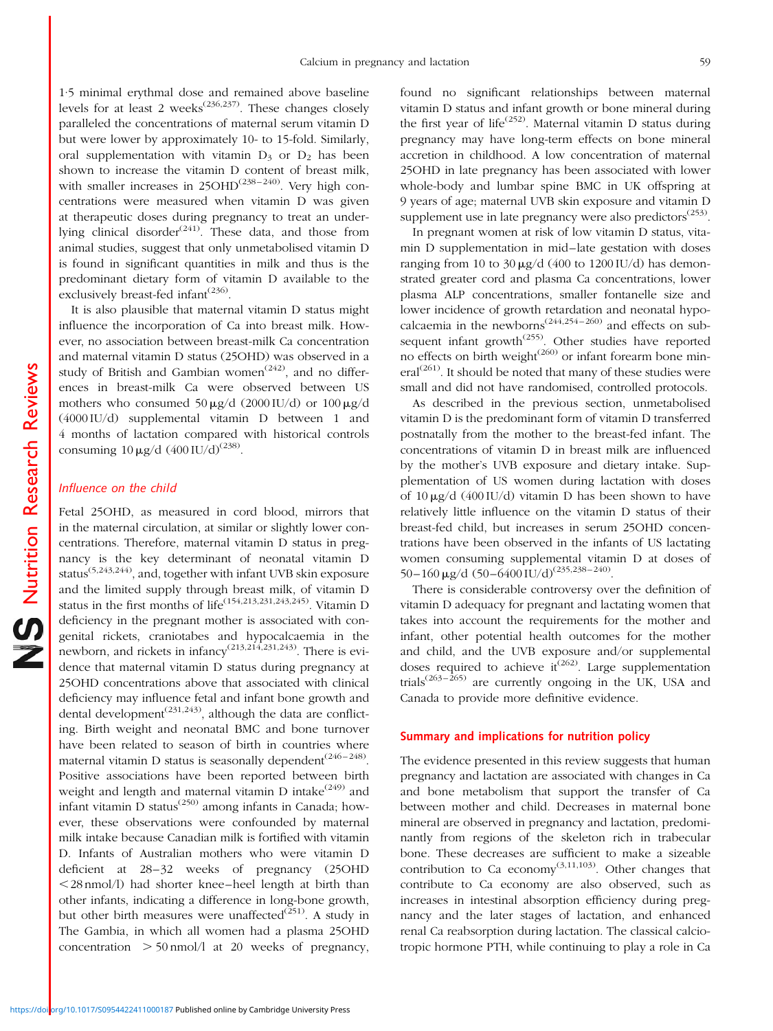1·5 minimal erythmal dose and remained above baseline levels for at least 2 weeks[236,237]. These changes closely paralleled the concentrations of maternal serum vitamin D but were lower by approximately 10- to 15-fold. Similarly, oral supplementation with vitamin $D_3$ or $D_2$ has been shown to increase the vitamin D content of breast milk, with smaller increases in 25OHD[238–240]. Very high concentrations were measured when vitamin D was given at therapeutic doses during pregnancy to treat an underlying clinical disorder[241]. These data, and those from animal studies, suggest that only unmetabolised vitamin D is found in significant quantities in milk and thus is the predominant dietary form of vitamin D available to the exclusively breast-fed infant[236].

It is also plausible that maternal vitamin D status might influence the incorporation of Ca into breast milk. However, no association between breast-milk Ca concentration and maternal vitamin D status (25OHD) was observed in a study of British and Gambian women[242], and no differences in breast-milk Ca were observed between US mothers who consumed 50 μg/d (2000 IU/d) or 100 μg/d (4000 IU/d) supplemental vitamin D between 1 and 4 months of lactation compared with historical controls consuming 10 μg/d (400 IU/d)[238].

### *Influence on the child*

Fetal 25OHD, as measured in cord blood, mirrors that in the maternal circulation, at similar or slightly lower concentrations. Therefore, maternal vitamin D status in pregnancy is the key determinant of neonatal vitamin D status[5,243,244], and, together with infant UVB skin exposure and the limited supply through breast milk, of vitamin D status in the first months of life[154,213,231,243,245]. Vitamin D deficiency in the pregnant mother is associated with congenital rickets, craniotabes and hypocalcaemia in the newborn, and rickets in infancy[213,214,231,243]. There is evidence that maternal vitamin D status during pregnancy at 25OHD concentrations above that associated with clinical deficiency may influence fetal and infant bone growth and dental development[231,243], although the data are conflicting. Birth weight and neonatal BMC and bone turnover have been related to season of birth in countries where maternal vitamin D status is seasonally dependent[246–248]. Positive associations have been reported between birth weight and length and maternal vitamin D intake[249] and infant vitamin D status[250] among infants in Canada; however, these observations were confounded by maternal milk intake because Canadian milk is fortified with vitamin D. Infants of Australian mothers who were vitamin D deficient at 28–32 weeks of pregnancy (25OHD <28 nmol/l) had shorter knee–heel length at birth than other infants, indicating a difference in long-bone growth, but other birth measures were unaffected[251]. A study in The Gambia, in which all women had a plasma 25OHD concentration >50 nmol/l at 20 weeks of pregnancy, found no significant relationships between maternal vitamin D status and infant growth or bone mineral during the first year of life[252]. Maternal vitamin D status during pregnancy may have long-term effects on bone mineral accretion in childhood. A low concentration of maternal 25OHD in late pregnancy has been associated with lower whole-body and lumbar spine BMC in UK offspring at 9 years of age; maternal UVB skin exposure and vitamin D supplement use in late pregnancy were also predictors[253].

In pregnant women at risk of low vitamin D status, vitamin D supplementation in mid–late gestation with doses ranging from 10 to 30 μg/d (400 to 1200 IU/d) has demonstrated greater cord and plasma Ca concentrations, lower plasma ALP concentrations, smaller fontanelle size and lower incidence of growth retardation and neonatal hypocalcaemia in the newborns[244,254–260] and effects on subsequent infant growth[255]. Other studies have reported no effects on birth weight[260] or infant forearm bone mineral[261]. It should be noted that many of these studies were small and did not have randomised, controlled protocols.

As described in the previous section, unmetabolised vitamin D is the predominant form of vitamin D transferred postnatally from the mother to the breast-fed infant. The concentrations of vitamin D in breast milk are influenced by the mother's UVB exposure and dietary intake. Supplementation of US women during lactation with doses of 10 μg/d (400 IU/d) vitamin D has been shown to have relatively little influence on the vitamin D status of their breast-fed child, but increases in serum 25OHD concentrations have been observed in the infants of US lactating women consuming supplemental vitamin D at doses of 50–160 μg/d (50–6400 IU/d)[235,238–240].

There is considerable controversy over the definition of vitamin D adequacy for pregnant and lactating women that takes into account the requirements for the mother and infant, other potential health outcomes for the mother and child, and the UVB exposure and/or supplemental doses required to achieve it[262]. Large supplementation trials[263–265] are currently ongoing in the UK, USA and Canada to provide more definitive evidence.

## Summary and implications for nutrition policy

The evidence presented in this review suggests that human pregnancy and lactation are associated with changes in Ca and bone metabolism that support the transfer of Ca between mother and child. Decreases in maternal bone mineral are observed in pregnancy and lactation, predominantly from regions of the skeleton rich in trabecular bone. These decreases are sufficient to make a sizeable contribution to Ca economy[3,11,103]. Other changes that contribute to Ca economy are also observed, such as increases in intestinal absorption efficiency during pregnancy and the later stages of lactation, and enhanced renal Ca reabsorption during lactation. The classical calciotropic hormone PTH, while continuing to play a role in Ca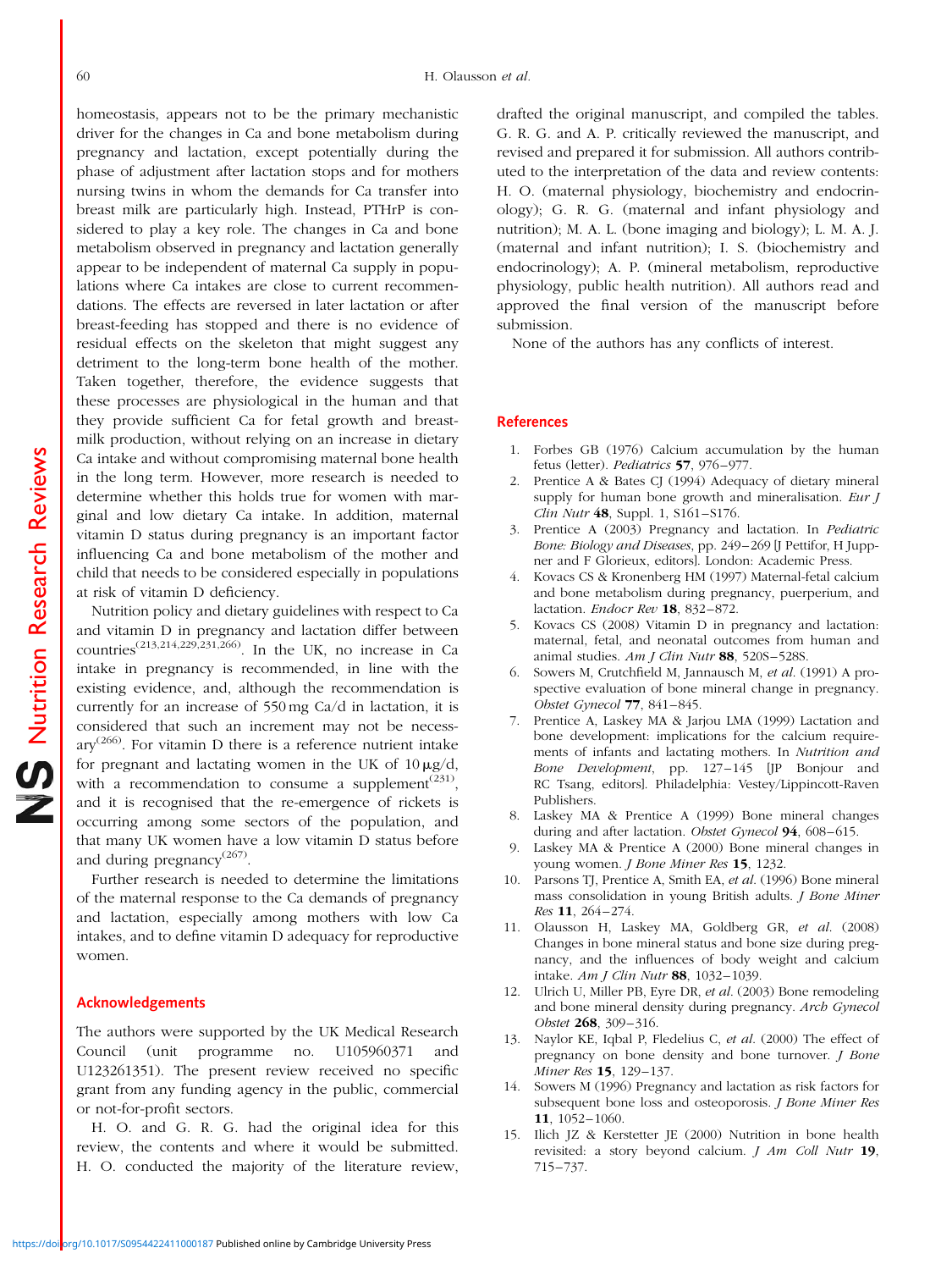homeostasis, appears not to be the primary mechanistic driver for the changes in Ca and bone metabolism during pregnancy and lactation, except potentially during the phase of adjustment after lactation stops and for mothers nursing twins in whom the demands for Ca transfer into breast milk are particularly high. Instead, PTHrP is considered to play a key role. The changes in Ca and bone metabolism observed in pregnancy and lactation generally appear to be independent of maternal Ca supply in populations where Ca intakes are close to current recommendations. The effects are reversed in later lactation or after breast-feeding has stopped and there is no evidence of residual effects on the skeleton that might suggest any detriment to the long-term bone health of the mother. Taken together, therefore, the evidence suggests that these processes are physiological in the human and that they provide sufficient Ca for fetal growth and breast-milk production, without relying on an increase in dietary Ca intake and without compromising maternal bone health in the long term. However, more research is needed to determine whether this holds true for women with marginal and low dietary Ca intake. In addition, maternal vitamin D status during pregnancy is an important factor influencing Ca and bone metabolism of the mother and child that needs to be considered especially in populations at risk of vitamin D deficiency.

Nutrition policy and dietary guidelines with respect to Ca and vitamin D in pregnancy and lactation differ between countries[213,214,229,231,266]. In the UK, no increase in Ca intake in pregnancy is recommended, in line with the existing evidence, and, although the recommendation is currently for an increase of 550 mg Ca/d in lactation, it is considered that such an increment may not be necessary[266]. For vitamin D there is a reference nutrient intake for pregnant and lactating women in the UK of 10 μg/d, with a recommendation to consume a supplement[231], and it is recognised that the re-emergence of rickets is occurring among some sectors of the population, and that many UK women have a low vitamin D status before and during pregnancy[267].

Further research is needed to determine the limitations of the maternal response to the Ca demands of pregnancy and lactation, especially among mothers with low Ca intakes, and to define vitamin D adequacy for reproductive women.

## Acknowledgements

The authors were supported by the UK Medical Research Council (unit programme no. U105960371 and U123261351). The present review received no specific grant from any funding agency in the public, commercial or not-for-profit sectors.

H. O. and G. R. G. had the original idea for this review, the contents and where it would be submitted. H. O. conducted the majority of the literature review, drafted the original manuscript, and compiled the tables. G. R. G. and A. P. critically reviewed the manuscript, and revised and prepared it for submission. All authors contributed to the interpretation of the data and review contents: H. O. (maternal physiology, biochemistry and endocrinology); G. R. G. (maternal and infant physiology and nutrition); M. A. L. (bone imaging and biology); L. M. A. J. (maternal and infant nutrition); I. S. (biochemistry and endocrinology); A. P. (mineral metabolism, reproductive physiology, public health nutrition). All authors read and approved the final version of the manuscript before submission.

None of the authors has any conflicts of interest.

## References

1. Forbes GB (1976) Calcium accumulation by the human fetus (letter). *Pediatrics* **57**, 976–977.
2. Prentice A & Bates CJ (1994) Adequacy of dietary mineral supply for human bone growth and mineralisation. *Eur J Clin Nutr* **48**, Suppl. 1, S161–S176.
3. Prentice A (2003) Pregnancy and lactation. In *Pediatric Bone: Biology and Diseases*, pp. 249–269 [J Pettifor, H Juppner and F Glorieux, editors]. London: Academic Press.
4. Kovacs CS & Kronenberg HM (1997) Maternal-fetal calcium and bone metabolism during pregnancy, puerperium, and lactation. *Endocr Rev* **18**, 832–872.
5. Kovacs CS (2008) Vitamin D in pregnancy and lactation: maternal, fetal, and neonatal outcomes from human and animal studies. *Am J Clin Nutr* **88**, 520S–528S.
6. Sowers M, Crutchfield M, Jannausch M, *et al.* (1991) A prospective evaluation of bone mineral change in pregnancy. *Obstet Gynecol* **77**, 841–845.
7. Prentice A, Laskey MA & Jarjou LMA (1999) Lactation and bone development: implications for the calcium requirements of infants and lactating mothers. In *Nutrition and Bone Development*, pp. 127–145 [JP Bonjour and RC Tsang, editors]. Philadelphia: Vestey/Lippincott-Raven Publishers.
8. Laskey MA & Prentice A (1999) Bone mineral changes during and after lactation. *Obstet Gynecol* **94**, 608–615.
9. Laskey MA & Prentice A (2000) Bone mineral changes in young women. *J Bone Miner Res* **15**, 1232.
10. Parsons TJ, Prentice A, Smith EA, *et al.* (1996) Bone mineral mass consolidation in young British adults. *J Bone Miner Res* **11**, 264–274.
11. Olausson H, Laskey MA, Goldberg GR, *et al.* (2008) Changes in bone mineral status and bone size during pregnancy, and the influences of body weight and calcium intake. *Am J Clin Nutr* **88**, 1032–1039.
12. Ulrich U, Miller PB, Eyre DR, *et al.* (2003) Bone remodeling and bone mineral density during pregnancy. *Arch Gynecol Obstet* **268**, 309–316.
13. Naylor KE, Iqbal P, Fledelius C, *et al.* (2000) The effect of pregnancy on bone density and bone turnover. *J Bone Miner Res* **15**, 129–137.
14. Sowers M (1996) Pregnancy and lactation as risk factors for subsequent bone loss and osteoporosis. *J Bone Miner Res* **11**, 1052–1060.
15. Ilich JZ & Kerstetter JE (2000) Nutrition in bone health revisited: a story beyond calcium. *J Am Coll Nutr* **19**, 715–737.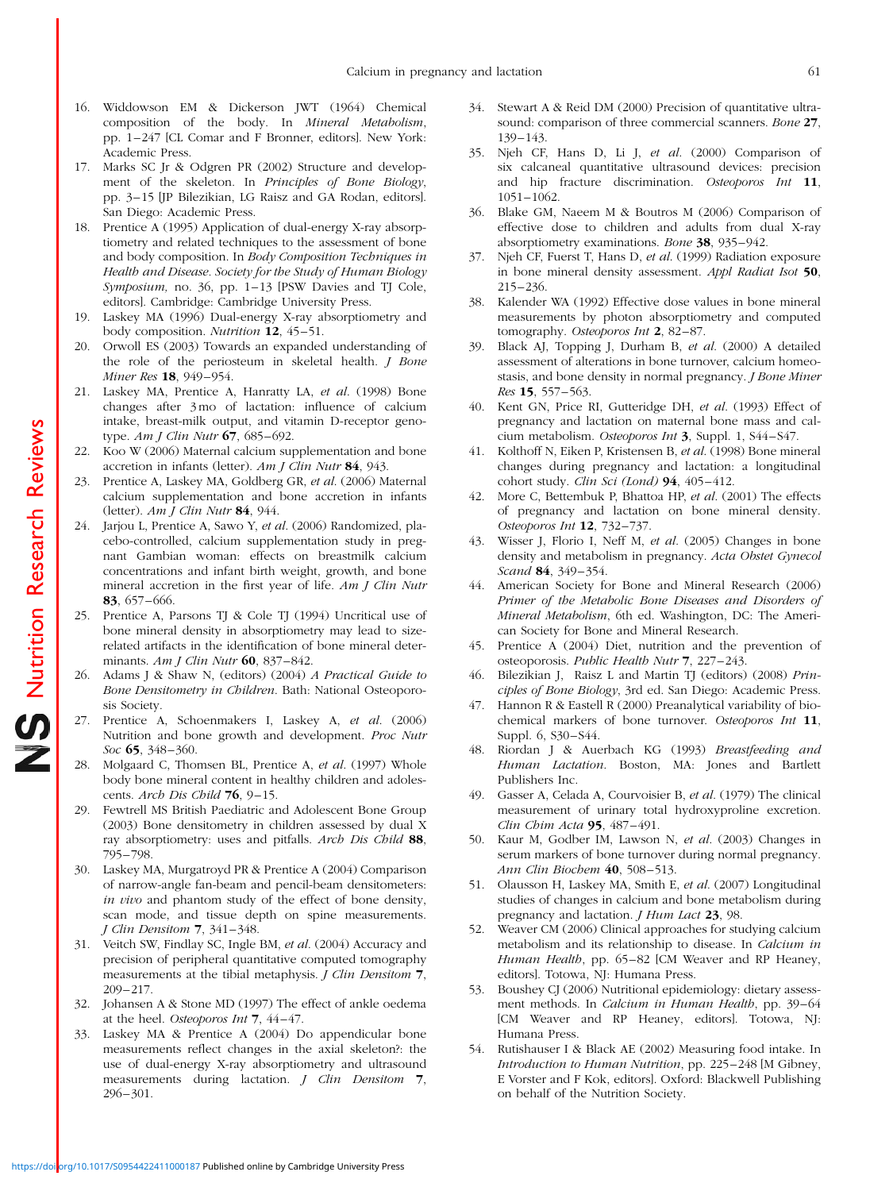16. Widdowson EM & Dickerson JWT (1964) Chemical composition of the body. In *Mineral Metabolism*, pp. 1–247 [CL Comar and F Bronner, editors]. New York: Academic Press.
17. Marks SC Jr & Odgren PR (2002) Structure and development of the skeleton. In *Principles of Bone Biology*, pp. 3–15 [JP Bilezikian, LG Raisz and GA Rodan, editors]. San Diego: Academic Press.
18. Prentice A (1995) Application of dual-energy X-ray absorptiometry and related techniques to the assessment of bone and body composition. In *Body Composition Techniques in Health and Disease. Society for the Study of Human Biology Symposium,* no. 36, pp. 1–13 [PSW Davies and TJ Cole, editors]. Cambridge: Cambridge University Press.
19. Laskey MA (1996) Dual-energy X-ray absorptiometry and body composition. *Nutrition* **12**, 45–51.
20. Orwoll ES (2003) Towards an expanded understanding of the role of the periosteum in skeletal health. *J Bone Miner Res* **18**, 949–954.
21. Laskey MA, Prentice A, Hanratty LA, *et al.* (1998) Bone changes after 3 mo of lactation: influence of calcium intake, breast-milk output, and vitamin D-receptor genotype. *Am J Clin Nutr* **67**, 685–692.
22. Koo W (2006) Maternal calcium supplementation and bone accretion in infants (letter). *Am J Clin Nutr* **84**, 943.
23. Prentice A, Laskey MA, Goldberg GR, *et al.* (2006) Maternal calcium supplementation and bone accretion in infants (letter). *Am J Clin Nutr* **84**, 944.
24. Jarjou L, Prentice A, Sawo Y, *et al.* (2006) Randomized, placebo-controlled, calcium supplementation study in pregnant Gambian woman: effects on breastmilk calcium concentrations and infant birth weight, growth, and bone mineral accretion in the first year of life. *Am J Clin Nutr* **83**, 657–666.
25. Prentice A, Parsons TJ & Cole TJ (1994) Uncritical use of bone mineral density in absorptiometry may lead to size-related artifacts in the identification of bone mineral determinants. *Am J Clin Nutr* **60**, 837–842.
26. Adams J & Shaw N, (editors) (2004) *A Practical Guide to Bone Densitometry in Children*. Bath: National Osteoporosis Society.
27. Prentice A, Schoenmakers I, Laskey A, *et al.* (2006) Nutrition and bone growth and development. *Proc Nutr Soc* **65**, 348–360.
28. Molgaard C, Thomsen BL, Prentice A, *et al.* (1997) Whole body bone mineral content in healthy children and adolescents. *Arch Dis Child* **76**, 9–15.
29. Fewtrell MS British Paediatric and Adolescent Bone Group (2003) Bone densitometry in children assessed by dual X ray absorptiometry: uses and pitfalls. *Arch Dis Child* **88**, 795–798.
30. Laskey MA, Murgatroyd PR & Prentice A (2004) Comparison of narrow-angle fan-beam and pencil-beam densitometers: *in vivo* and phantom study of the effect of bone density, scan mode, and tissue depth on spine measurements. *J Clin Densitom* **7**, 341–348.
31. Veitch SW, Findlay SC, Ingle BM, *et al.* (2004) Accuracy and precision of peripheral quantitative computed tomography measurements at the tibial metaphysis. *J Clin Densitom* **7**, 209–217.
32. Johansen A & Stone MD (1997) The effect of ankle oedema at the heel. *Osteoporos Int* **7**, 44–47.
33. Laskey MA & Prentice A (2004) Do appendicular bone measurements reflect changes in the axial skeleton?: the use of dual-energy X-ray absorptiometry and ultrasound measurements during lactation. *J Clin Densitom* **7**, 296–301.
34. Stewart A & Reid DM (2000) Precision of quantitative ultrasound: comparison of three commercial scanners. *Bone* **27**, 139–143.
35. Njeh CF, Hans D, Li J, *et al.* (2000) Comparison of six calcaneal quantitative ultrasound devices: precision and hip fracture discrimination. *Osteoporos Int* **11**, 1051–1062.
36. Blake GM, Naeem M & Boutros M (2006) Comparison of effective dose to children and adults from dual X-ray absorptiometry examinations. *Bone* **38**, 935–942.
37. Njeh CF, Fuerst T, Hans D, *et al.* (1999) Radiation exposure in bone mineral density assessment. *Appl Radiat Isot* **50**, 215–236.
38. Kalender WA (1992) Effective dose values in bone mineral measurements by photon absorptiometry and computed tomography. *Osteoporos Int* **2**, 82–87.
39. Black AJ, Topping J, Durham B, *et al.* (2000) A detailed assessment of alterations in bone turnover, calcium homeostasis, and bone density in normal pregnancy. *J Bone Miner Res* **15**, 557–563.
40. Kent GN, Price RI, Gutteridge DH, *et al.* (1993) Effect of pregnancy and lactation on maternal bone mass and calcium metabolism. *Osteoporos Int* **3**, Suppl. 1, S44–S47.
41. Kolthoff N, Eiken P, Kristensen B, *et al.* (1998) Bone mineral changes during pregnancy and lactation: a longitudinal cohort study. *Clin Sci (Lond)* **94**, 405–412.
42. More C, Bettembuk P, Bhattoa HP, *et al.* (2001) The effects of pregnancy and lactation on bone mineral density. *Osteoporos Int* **12**, 732–737.
43. Wisser J, Florio I, Neff M, *et al.* (2005) Changes in bone density and metabolism in pregnancy. *Acta Obstet Gynecol Scand* **84**, 349–354.
44. American Society for Bone and Mineral Research (2006) *Primer of the Metabolic Bone Diseases and Disorders of Mineral Metabolism*, 6th ed. Washington, DC: The American Society for Bone and Mineral Research.
45. Prentice A (2004) Diet, nutrition and the prevention of osteoporosis. *Public Health Nutr* **7**, 227–243.
46. Bilezikian J, Raisz L and Martin TJ (editors) (2008) *Principles of Bone Biology*, 3rd ed. San Diego: Academic Press.
47. Hannon R & Eastell R (2000) Preanalytical variability of biochemical markers of bone turnover. *Osteoporos Int* **11**, Suppl. 6, S30–S44.
48. Riordan J & Auerbach KG (1993) *Breastfeeding and Human Lactation*. Boston, MA: Jones and Bartlett Publishers Inc.
49. Gasser A, Celada A, Courvoisier B, *et al.* (1979) The clinical measurement of urinary total hydroxyproline excretion. *Clin Chim Acta* **95**, 487–491.
50. Kaur M, Godber IM, Lawson N, *et al.* (2003) Changes in serum markers of bone turnover during normal pregnancy. *Ann Clin Biochem* **40**, 508–513.
51. Olausson H, Laskey MA, Smith E, *et al.* (2007) Longitudinal studies of changes in calcium and bone metabolism during pregnancy and lactation. *J Hum Lact* **23**, 98.
52. Weaver CM (2006) Clinical approaches for studying calcium metabolism and its relationship to disease. In *Calcium in Human Health*, pp. 65–82 [CM Weaver and RP Heaney, editors]. Totowa, NJ: Humana Press.
53. Boushey CJ (2006) Nutritional epidemiology: dietary assessment methods. In *Calcium in Human Health*, pp. 39–64 [CM Weaver and RP Heaney, editors]. Totowa, NJ: Humana Press.
54. Rutishauser I & Black AE (2002) Measuring food intake. In *Introduction to Human Nutrition*, pp. 225–248 [M Gibney, E Vorster and F Kok, editors]. Oxford: Blackwell Publishing on behalf of the Nutrition Society.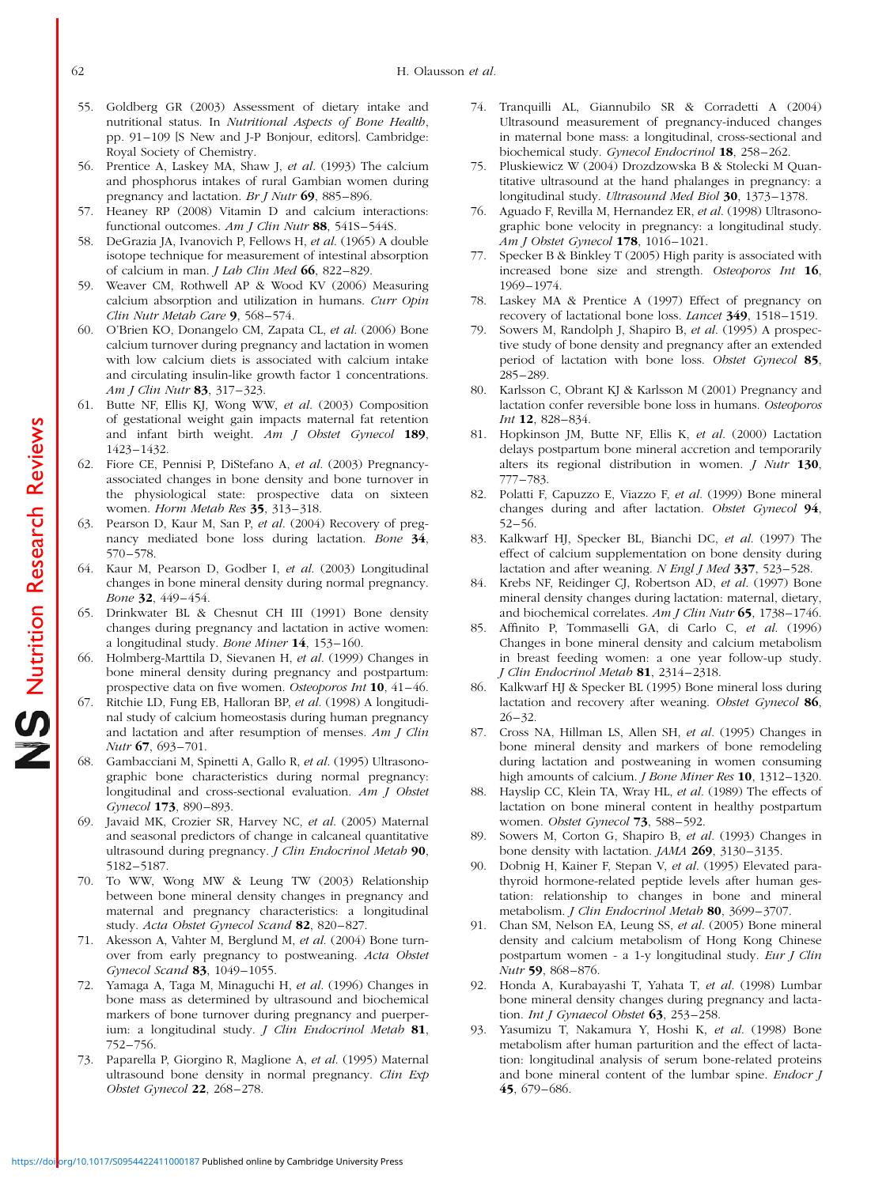55. Goldberg GR (2003) Assessment of dietary intake and nutritional status. In *Nutritional Aspects of Bone Health*, pp. 91–109 [S New and J-P Bonjour, editors]. Cambridge: Royal Society of Chemistry.
56. Prentice A, Laskey MA, Shaw J, *et al.* (1993) The calcium and phosphorus intakes of rural Gambian women during pregnancy and lactation. *Br J Nutr* **69**, 885–896.
57. Heaney RP (2008) Vitamin D and calcium interactions: functional outcomes. *Am J Clin Nutr* **88**, 541S–544S.
58. DeGrazia JA, Ivanovich P, Fellows H, *et al.* (1965) A double isotope technique for measurement of intestinal absorption of calcium in man. *J Lab Clin Med* **66**, 822–829.
59. Weaver CM, Rothwell AP & Wood KV (2006) Measuring calcium absorption and utilization in humans. *Curr Opin Clin Nutr Metab Care* **9**, 568–574.
60. O'Brien KO, Donangelo CM, Zapata CL, *et al.* (2006) Bone calcium turnover during pregnancy and lactation in women with low calcium diets is associated with calcium intake and circulating insulin-like growth factor 1 concentrations. *Am J Clin Nutr* **83**, 317–323.
61. Butte NF, Ellis KJ, Wong WW, *et al.* (2003) Composition of gestational weight gain impacts maternal fat retention and infant birth weight. *Am J Obstet Gynecol* **189**, 1423–1432.
62. Fiore CE, Pennisi P, DiStefano A, *et al.* (2003) Pregnancy-associated changes in bone density and bone turnover in the physiological state: prospective data on sixteen women. *Horm Metab Res* **35**, 313–318.
63. Pearson D, Kaur M, San P, *et al.* (2004) Recovery of pregnancy mediated bone loss during lactation. *Bone* **34**, 570–578.
64. Kaur M, Pearson D, Godber I, *et al.* (2003) Longitudinal changes in bone mineral density during normal pregnancy. *Bone* **32**, 449–454.
65. Drinkwater BL & Chesnut CH III (1991) Bone density changes during pregnancy and lactation in active women: a longitudinal study. *Bone Miner* **14**, 153–160.
66. Holmberg-Marttila D, Sievanen H, *et al.* (1999) Changes in bone mineral density during pregnancy and postpartum: prospective data on five women. *Osteoporos Int* **10**, 41–46.
67. Ritchie LD, Fung EB, Halloran BP, *et al.* (1998) A longitudinal study of calcium homeostasis during human pregnancy and lactation and after resumption of menses. *Am J Clin Nutr* **67**, 693–701.
68. Gambacciani M, Spinetti A, Gallo R, *et al.* (1995) Ultrasonographic bone characteristics during normal pregnancy: longitudinal and cross-sectional evaluation. *Am J Obstet Gynecol* **173**, 890–893.
69. Javaid MK, Crozier SR, Harvey NC, *et al.* (2005) Maternal and seasonal predictors of change in calcaneal quantitative ultrasound during pregnancy. *J Clin Endocrinol Metab* **90**, 5182–5187.
70. To WW, Wong MW & Leung TW (2003) Relationship between bone mineral density changes in pregnancy and maternal and pregnancy characteristics: a longitudinal study. *Acta Obstet Gynecol Scand* **82**, 820–827.
71. Akesson A, Vahter M, Berglund M, *et al.* (2004) Bone turnover from early pregnancy to postweaning. *Acta Obstet Gynecol Scand* **83**, 1049–1055.
72. Yamaga A, Taga M, Minaguchi H, *et al.* (1996) Changes in bone mass as determined by ultrasound and biochemical markers of bone turnover during pregnancy and puerperium: a longitudinal study. *J Clin Endocrinol Metab* **81**, 752–756.
73. Paparella P, Giorgino R, Maglione A, *et al.* (1995) Maternal ultrasound bone density in normal pregnancy. *Clin Exp Obstet Gynecol* **22**, 268–278.
74. Tranquilli AL, Giannubilo SR & Corradetti A (2004) Ultrasound measurement of pregnancy-induced changes in maternal bone mass: a longitudinal, cross-sectional and biochemical study. *Gynecol Endocrinol* **18**, 258–262.
75. Pluskiewicz W (2004) Drozdzowska B & Stolecki M Quantitative ultrasound at the hand phalanges in pregnancy: a longitudinal study. *Ultrasound Med Biol* **30**, 1373–1378.
76. Aguado F, Revilla M, Hernandez ER, *et al.* (1998) Ultrasonographic bone velocity in pregnancy: a longitudinal study. *Am J Obstet Gynecol* **178**, 1016–1021.
77. Specker B & Binkley T (2005) High parity is associated with increased bone size and strength. *Osteoporos Int* **16**, 1969–1974.
78. Laskey MA & Prentice A (1997) Effect of pregnancy on recovery of lactational bone loss. *Lancet* **349**, 1518–1519.
79. Sowers M, Randolph J, Shapiro B, *et al.* (1995) A prospective study of bone density and pregnancy after an extended period of lactation with bone loss. *Obstet Gynecol* **85**, 285–289.
80. Karlsson C, Obrant KJ & Karlsson M (2001) Pregnancy and lactation confer reversible bone loss in humans. *Osteoporos Int* **12**, 828–834.
81. Hopkinson JM, Butte NF, Ellis K, *et al.* (2000) Lactation delays postpartum bone mineral accretion and temporarily alters its regional distribution in women. *J Nutr* **130**, 777–783.
82. Polatti F, Capuzzo E, Viazzo F, *et al.* (1999) Bone mineral changes during and after lactation. *Obstet Gynecol* **94**, 52–56.
83. Kalkwarf HJ, Specker BL, Bianchi DC, *et al.* (1997) The effect of calcium supplementation on bone density during lactation and after weaning. *N Engl J Med* **337**, 523–528.
84. Krebs NF, Reidinger CJ, Robertson AD, *et al.* (1997) Bone mineral density changes during lactation: maternal, dietary, and biochemical correlates. *Am J Clin Nutr* **65**, 1738–1746.
85. Affinito P, Tommaselli GA, di Carlo C, *et al.* (1996) Changes in bone mineral density and calcium metabolism in breast feeding women: a one year follow-up study. *J Clin Endocrinol Metab* **81**, 2314–2318.
86. Kalkwarf HJ & Specker BL (1995) Bone mineral loss during lactation and recovery after weaning. *Obstet Gynecol* **86**, 26–32.
87. Cross NA, Hillman LS, Allen SH, *et al.* (1995) Changes in bone mineral density and markers of bone remodeling during lactation and postweaning in women consuming high amounts of calcium. *J Bone Miner Res* **10**, 1312–1320.
88. Hayslip CC, Klein TA, Wray HL, *et al.* (1989) The effects of lactation on bone mineral content in healthy postpartum women. *Obstet Gynecol* **73**, 588–592.
89. Sowers M, Corton G, Shapiro B, *et al.* (1993) Changes in bone density with lactation. *JAMA* **269**, 3130–3135.
90. Dobnig H, Kainer F, Stepan V, *et al.* (1995) Elevated parathyroid hormone-related peptide levels after human gestation: relationship to changes in bone and mineral metabolism. *J Clin Endocrinol Metab* **80**, 3699–3707.
91. Chan SM, Nelson EA, Leung SS, *et al.* (2005) Bone mineral density and calcium metabolism of Hong Kong Chinese postpartum women - a 1-y longitudinal study. *Eur J Clin Nutr* **59**, 868–876.
92. Honda A, Kurabayashi T, Yahata T, *et al.* (1998) Lumbar bone mineral density changes during pregnancy and lactation. *Int J Gynaecol Obstet* **63**, 253–258.
93. Yasumizu T, Nakamura Y, Hoshi K, *et al.* (1998) Bone metabolism after human parturition and the effect of lactation: longitudinal analysis of serum bone-related proteins and bone mineral content of the lumbar spine. *Endocr J* **45**, 679–686.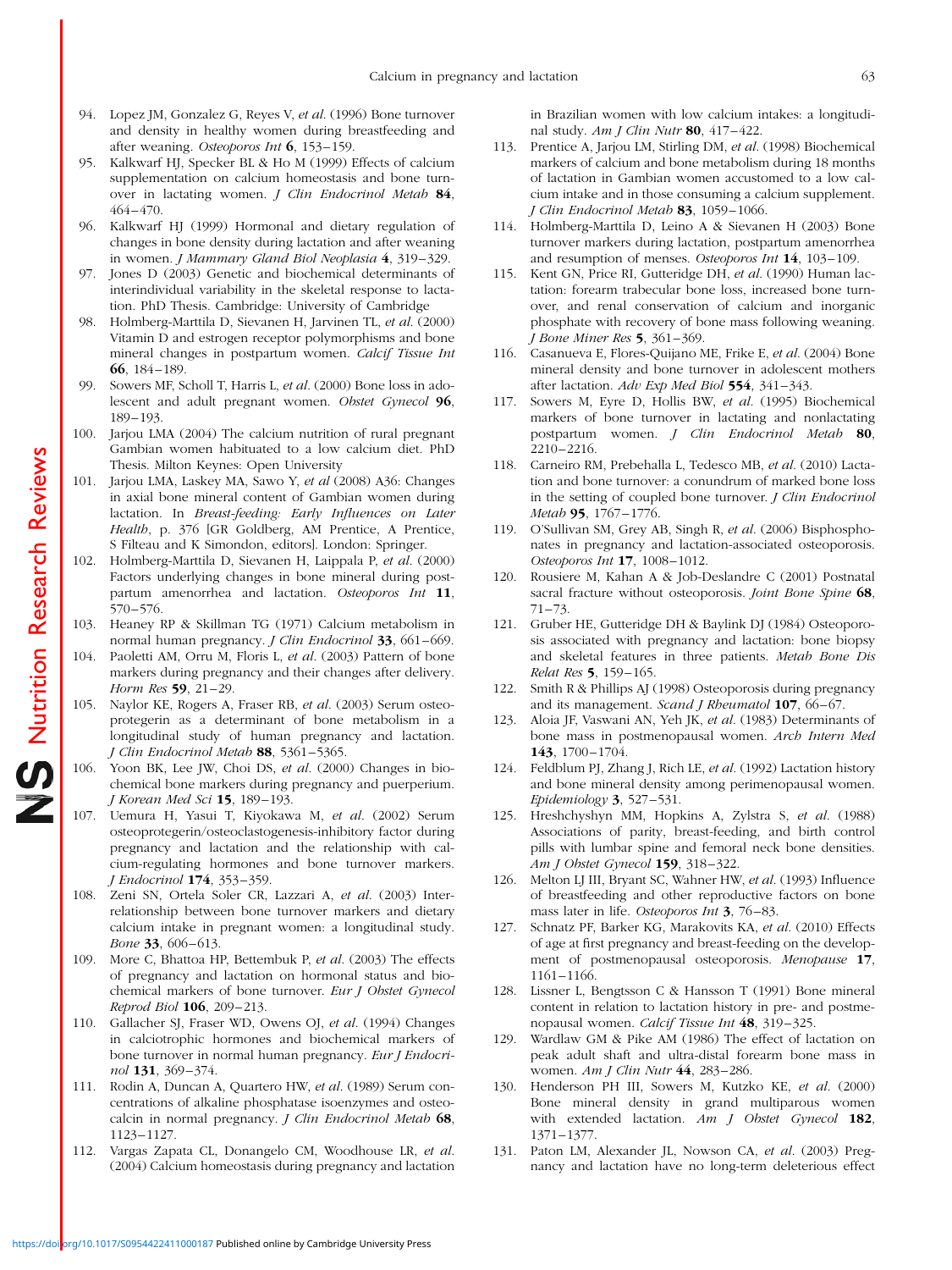94. Lopez JM, Gonzalez G, Reyes V, *et al.* (1996) Bone turnover and density in healthy women during breastfeeding and after weaning. *Osteoporos Int* **6**, 153–159.
95. Kalkwarf HJ, Specker BL & Ho M (1999) Effects of calcium supplementation on calcium homeostasis and bone turnover in lactating women. *J Clin Endocrinol Metab* **84**, 464–470.
96. Kalkwarf HJ (1999) Hormonal and dietary regulation of changes in bone density during lactation and after weaning in women. *J Mammary Gland Biol Neoplasia* **4**, 319–329.
97. Jones D (2003) Genetic and biochemical determinants of interindividual variability in the skeletal response to lactation. PhD Thesis. Cambridge: University of Cambridge
98. Holmberg-Marttila D, Sievanen H, Jarvinen TL, *et al.* (2000) Vitamin D and estrogen receptor polymorphisms and bone mineral changes in postpartum women. *Calcif Tissue Int* **66**, 184–189.
99. Sowers MF, Scholl T, Harris L, *et al.* (2000) Bone loss in adolescent and adult pregnant women. *Obstet Gynecol* **96**, 189–193.
100. Jarjou LMA (2004) The calcium nutrition of rural pregnant Gambian women habituated to a low calcium diet. PhD Thesis. Milton Keynes: Open University
101. Jarjou LMA, Laskey MA, Sawo Y, *et al* (2008) A36: Changes in axial bone mineral content of Gambian women during lactation. In *Breast-feeding: Early Influences on Later Health*, p. 376 [GR Goldberg, AM Prentice, A Prentice, S Filteau and K Simondon, editors]. London: Springer.
102. Holmberg-Marttila D, Sievanen H, Laippala P, *et al.* (2000) Factors underlying changes in bone mineral during postpartum amenorrhea and lactation. *Osteoporos Int* **11**, 570–576.
103. Heaney RP & Skillman TG (1971) Calcium metabolism in normal human pregnancy. *J Clin Endocrinol* **33**, 661–669.
104. Paoletti AM, Orru M, Floris L, *et al.* (2003) Pattern of bone markers during pregnancy and their changes after delivery. *Horm Res* **59**, 21–29.
105. Naylor KE, Rogers A, Fraser RB, *et al.* (2003) Serum osteoprotegerin as a determinant of bone metabolism in a longitudinal study of human pregnancy and lactation. *J Clin Endocrinol Metab* **88**, 5361–5365.
106. Yoon BK, Lee JW, Choi DS, *et al.* (2000) Changes in biochemical bone markers during pregnancy and puerperium. *J Korean Med Sci* **15**, 189–193.
107. Uemura H, Yasui T, Kiyokawa M, *et al.* (2002) Serum osteoprotegerin/osteoclastogenesis-inhibitory factor during pregnancy and lactation and the relationship with calcium-regulating hormones and bone turnover markers. *J Endocrinol* **174**, 353–359.
108. Zeni SN, Ortela Soler CR, Lazzari A, *et al.* (2003) Interrelationship between bone turnover markers and dietary calcium intake in pregnant women: a longitudinal study. *Bone* **33**, 606–613.
109. More C, Bhattoa HP, Bettembuk P, *et al.* (2003) The effects of pregnancy and lactation on hormonal status and biochemical markers of bone turnover. *Eur J Obstet Gynecol Reprod Biol* **106**, 209–213.
110. Gallacher SJ, Fraser WD, Owens OJ, *et al.* (1994) Changes in calciotrophic hormones and biochemical markers of bone turnover in normal human pregnancy. *Eur J Endocrinol* **131**, 369–374.
111. Rodin A, Duncan A, Quartero HW, *et al.* (1989) Serum concentrations of alkaline phosphatase isoenzymes and osteocalcin in normal pregnancy. *J Clin Endocrinol Metab* **68**, 1123–1127.
112. Vargas Zapata CL, Donangelo CM, Woodhouse LR, *et al.* (2004) Calcium homeostasis during pregnancy and lactation in Brazilian women with low calcium intakes: a longitudinal study. *Am J Clin Nutr* **80**, 417–422.
113. Prentice A, Jarjou LM, Stirling DM, *et al.* (1998) Biochemical markers of calcium and bone metabolism during 18 months of lactation in Gambian women accustomed to a low calcium intake and in those consuming a calcium supplement. *J Clin Endocrinol Metab* **83**, 1059–1066.
114. Holmberg-Marttila D, Leino A & Sievanen H (2003) Bone turnover markers during lactation, postpartum amenorrhea and resumption of menses. *Osteoporos Int* **14**, 103–109.
115. Kent GN, Price RI, Gutteridge DH, *et al.* (1990) Human lactation: forearm trabecular bone loss, increased bone turnover, and renal conservation of calcium and inorganic phosphate with recovery of bone mass following weaning. *J Bone Miner Res* **5**, 361–369.
116. Casanueva E, Flores-Quijano ME, Frike E, *et al.* (2004) Bone mineral density and bone turnover in adolescent mothers after lactation. *Adv Exp Med Biol* **554**, 341–343.
117. Sowers M, Eyre D, Hollis BW, *et al.* (1995) Biochemical markers of bone turnover in lactating and nonlactating postpartum women. *J Clin Endocrinol Metab* **80**, 2210–2216.
118. Carneiro RM, Prebehalla L, Tedesco MB, *et al.* (2010) Lactation and bone turnover: a conundrum of marked bone loss in the setting of coupled bone turnover. *J Clin Endocrinol Metab* **95**, 1767–1776.
119. O'Sullivan SM, Grey AB, Singh R, *et al.* (2006) Bisphosphonates in pregnancy and lactation-associated osteoporosis. *Osteoporos Int* **17**, 1008–1012.
120. Rousiere M, Kahan A & Job-Deslandre C (2001) Postnatal sacral fracture without osteoporosis. *Joint Bone Spine* **68**, 71–73.
121. Gruber HE, Gutteridge DH & Baylink DJ (1984) Osteoporosis associated with pregnancy and lactation: bone biopsy and skeletal features in three patients. *Metab Bone Dis Relat Res* **5**, 159–165.
122. Smith R & Phillips AJ (1998) Osteoporosis during pregnancy and its management. *Scand J Rheumatol* **107**, 66–67.
123. Aloia JF, Vaswani AN, Yeh JK, *et al.* (1983) Determinants of bone mass in postmenopausal women. *Arch Intern Med* **143**, 1700–1704.
124. Feldblum PJ, Zhang J, Rich LE, *et al.* (1992) Lactation history and bone mineral density among perimenopausal women. *Epidemiology* **3**, 527–531.
125. Hreshchyshyn MM, Hopkins A, Zylstra S, *et al.* (1988) Associations of parity, breast-feeding, and birth control pills with lumbar spine and femoral neck bone densities. *Am J Obstet Gynecol* **159**, 318–322.
126. Melton LJ III, Bryant SC, Wahner HW, *et al.* (1993) Influence of breastfeeding and other reproductive factors on bone mass later in life. *Osteoporos Int* **3**, 76–83.
127. Schnatz PF, Barker KG, Marakovits KA, *et al.* (2010) Effects of age at first pregnancy and breast-feeding on the development of postmenopausal osteoporosis. *Menopause* **17**, 1161–1166.
128. Lissner L, Bengtsson C & Hansson T (1991) Bone mineral content in relation to lactation history in pre- and postmenopausal women. *Calcif Tissue Int* **48**, 319–325.
129. Wardlaw GM & Pike AM (1986) The effect of lactation on peak adult shaft and ultra-distal forearm bone mass in women. *Am J Clin Nutr* **44**, 283–286.
130. Henderson PH III, Sowers M, Kutzko KE, *et al.* (2000) Bone mineral density in grand multiparous women with extended lactation. *Am J Obstet Gynecol* **182**, 1371–1377.
131. Paton LM, Alexander JL, Nowson CA, *et al.* (2003) Pregnancy and lactation have no long-term deleterious effect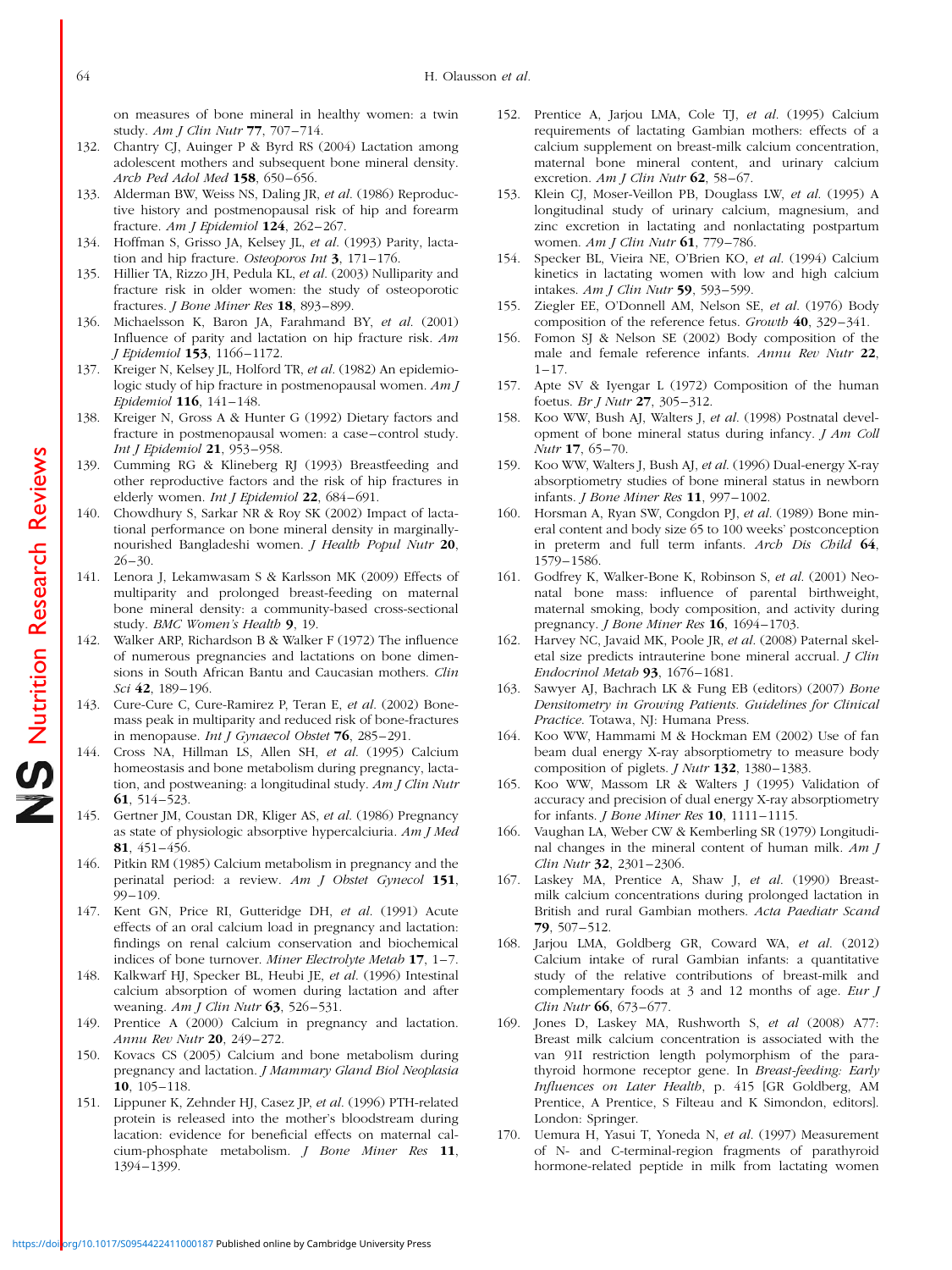on measures of bone mineral in healthy women: a twin study. *Am J Clin Nutr* **77**, 707–714.

132. Chantry CJ, Auinger P & Byrd RS (2004) Lactation among adolescent mothers and subsequent bone mineral density. *Arch Ped Adol Med* **158**, 650–656.
133. Alderman BW, Weiss NS, Daling JR, *et al.* (1986) Reproductive history and postmenopausal risk of hip and forearm fracture. *Am J Epidemiol* **124**, 262–267.
134. Hoffman S, Grisso JA, Kelsey JL, *et al.* (1993) Parity, lactation and hip fracture. *Osteoporos Int* **3**, 171–176.
135. Hillier TA, Rizzo JH, Pedula KL, *et al.* (2003) Nulliparity and fracture risk in older women: the study of osteoporotic fractures. *J Bone Miner Res* **18**, 893–899.
136. Michaelsson K, Baron JA, Farahmand BY, *et al.* (2001) Influence of parity and lactation on hip fracture risk. *Am J Epidemiol* **153**, 1166–1172.
137. Kreiger N, Kelsey JL, Holford TR, *et al.* (1982) An epidemiologic study of hip fracture in postmenopausal women. *Am J Epidemiol* **116**, 141–148.
138. Kreiger N, Gross A & Hunter G (1992) Dietary factors and fracture in postmenopausal women: a case–control study. *Int J Epidemiol* **21**, 953–958.
139. Cumming RG & Klineberg RJ (1993) Breastfeeding and other reproductive factors and the risk of hip fractures in elderly women. *Int J Epidemiol* **22**, 684–691.
140. Chowdhury S, Sarkar NR & Roy SK (2002) Impact of lactational performance on bone mineral density in marginally-nourished Bangladeshi women. *J Health Popul Nutr* **20**, 26–30.
141. Lenora J, Lekamwasam S & Karlsson MK (2009) Effects of multiparity and prolonged breast-feeding on maternal bone mineral density: a community-based cross-sectional study. *BMC Women's Health* **9**, 19.
142. Walker ARP, Richardson B & Walker F (1972) The influence of numerous pregnancies and lactations on bone dimensions in South African Bantu and Caucasian mothers. *Clin Sci* **42**, 189–196.
143. Cure-Cure C, Cure-Ramirez P, Teran E, *et al.* (2002) Bone-mass peak in multiparity and reduced risk of bone-fractures in menopause. *Int J Gynaecol Obstet* **76**, 285–291.
144. Cross NA, Hillman LS, Allen SH, *et al.* (1995) Calcium homeostasis and bone metabolism during pregnancy, lactation, and postweaning: a longitudinal study. *Am J Clin Nutr* **61**, 514–523.
145. Gertner JM, Coustan DR, Kliger AS, *et al.* (1986) Pregnancy as state of physiologic absorptive hypercalciuria. *Am J Med* **81**, 451–456.
146. Pitkin RM (1985) Calcium metabolism in pregnancy and the perinatal period: a review. *Am J Obstet Gynecol* **151**, 99–109.
147. Kent GN, Price RI, Gutteridge DH, *et al.* (1991) Acute effects of an oral calcium load in pregnancy and lactation: findings on renal calcium conservation and biochemical indices of bone turnover. *Miner Electrolyte Metab* **17**, 1–7.
148. Kalkwarf HJ, Specker BL, Heubi JE, *et al.* (1996) Intestinal calcium absorption of women during lactation and after weaning. *Am J Clin Nutr* **63**, 526–531.
149. Prentice A (2000) Calcium in pregnancy and lactation. *Annu Rev Nutr* **20**, 249–272.
150. Kovacs CS (2005) Calcium and bone metabolism during pregnancy and lactation. *J Mammary Gland Biol Neoplasia* **10**, 105–118.
151. Lippuner K, Zehnder HJ, Casez JP, *et al.* (1996) PTH-related protein is released into the mother's bloodstream during lacation: evidence for beneficial effects on maternal calcium-phosphate metabolism. *J Bone Miner Res* **11**, 1394–1399.
152. Prentice A, Jarjou LMA, Cole TJ, *et al.* (1995) Calcium requirements of lactating Gambian mothers: effects of a calcium supplement on breast-milk calcium concentration, maternal bone mineral content, and urinary calcium excretion. *Am J Clin Nutr* **62**, 58–67.
153. Klein CJ, Moser-Veillon PB, Douglass LW, *et al.* (1995) A longitudinal study of urinary calcium, magnesium, and zinc excretion in lactating and nonlactating postpartum women. *Am J Clin Nutr* **61**, 779–786.
154. Specker BL, Vieira NE, O'Brien KO, *et al.* (1994) Calcium kinetics in lactating women with low and high calcium intakes. *Am J Clin Nutr* **59**, 593–599.
155. Ziegler EE, O'Donnell AM, Nelson SE, *et al.* (1976) Body composition of the reference fetus. *Growth* **40**, 329–341.
156. Fomon SJ & Nelson SE (2002) Body composition of the male and female reference infants. *Annu Rev Nutr* **22**, 1–17.
157. Apte SV & Iyengar L (1972) Composition of the human foetus. *Br J Nutr* **27**, 305–312.
158. Koo WW, Bush AJ, Walters J, *et al.* (1998) Postnatal development of bone mineral status during infancy. *J Am Coll Nutr* **17**, 65–70.
159. Koo WW, Walters J, Bush AJ, *et al.* (1996) Dual-energy X-ray absorptiometry studies of bone mineral status in newborn infants. *J Bone Miner Res* **11**, 997–1002.
160. Horsman A, Ryan SW, Congdon PJ, *et al.* (1989) Bone mineral content and body size 65 to 100 weeks' postconception in preterm and full term infants. *Arch Dis Child* **64**, 1579–1586.
161. Godfrey K, Walker-Bone K, Robinson S, *et al.* (2001) Neonatal bone mass: influence of parental birthweight, maternal smoking, body composition, and activity during pregnancy. *J Bone Miner Res* **16**, 1694–1703.
162. Harvey NC, Javaid MK, Poole JR, *et al.* (2008) Paternal skeletal size predicts intrauterine bone mineral accrual. *J Clin Endocrinol Metab* **93**, 1676–1681.
163. Sawyer AJ, Bachrach LK & Fung EB (editors) (2007) *Bone Densitometry in Growing Patients. Guidelines for Clinical Practice*. Totawa, NJ: Humana Press.
164. Koo WW, Hammami M & Hockman EM (2002) Use of fan beam dual energy X-ray absorptiometry to measure body composition of piglets. *J Nutr* **132**, 1380–1383.
165. Koo WW, Massom LR & Walters J (1995) Validation of accuracy and precision of dual energy X-ray absorptiometry for infants. *J Bone Miner Res* **10**, 1111–1115.
166. Vaughan LA, Weber CW & Kemberling SR (1979) Longitudinal changes in the mineral content of human milk. *Am J Clin Nutr* **32**, 2301–2306.
167. Laskey MA, Prentice A, Shaw J, *et al.* (1990) Breast-milk calcium concentrations during prolonged lactation in British and rural Gambian mothers. *Acta Paediatr Scand* **79**, 507–512.
168. Jarjou LMA, Goldberg GR, Coward WA, *et al.* (2012) Calcium intake of rural Gambian infants: a quantitative study of the relative contributions of breast-milk and complementary foods at 3 and 12 months of age. *Eur J Clin Nutr* **66**, 673–677.
169. Jones D, Laskey MA, Rushworth S, *et al* (2008) A77: Breast milk calcium concentration is associated with the van 91I restriction length polymorphism of the parathyroid hormone receptor gene. In *Breast-feeding: Early Influences on Later Health*, p. 415 [GR Goldberg, AM Prentice, A Prentice, S Filteau and K Simondon, editors]. London: Springer.
170. Uemura H, Yasui T, Yoneda N, *et al.* (1997) Measurement of N- and C-terminal-region fragments of parathyroid hormone-related peptide in milk from lactating women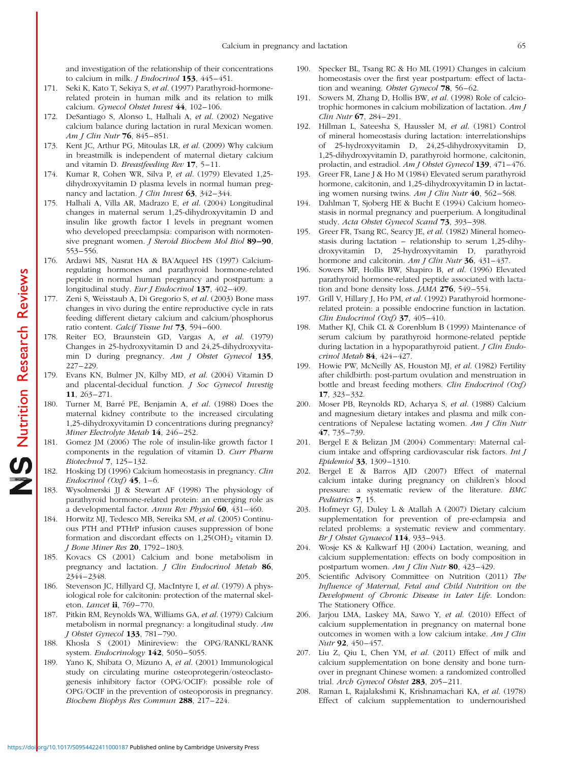and investigation of the relationship of their concentrations to calcium in milk. *J Endocrinol* **153**, 445–451.

171. Seki K, Kato T, Sekiya S, *et al.* (1997) Parathyroid-hormone-related protein in human milk and its relation to milk calcium. *Gynecol Obstet Invest* **44**, 102–106.
172. DeSantiago S, Alonso L, Halhali A, *et al.* (2002) Negative calcium balance during lactation in rural Mexican women. *Am J Clin Nutr* **76**, 845–851.
173. Kent JC, Arthur PG, Mitoulas LR, *et al.* (2009) Why calcium in breastmilk is independent of maternal dietary calcium and vitamin D. *Breastfeeding Rev* **17**, 5–11.
174. Kumar R, Cohen WR, Silva P, *et al.* (1979) Elevated 1,25-dihydroxyvitamin D plasma levels in normal human pregnancy and lactation. *J Clin Invest* **63**, 342–344.
175. Halhali A, Villa AR, Madrazo E, *et al.* (2004) Longitudinal changes in maternal serum 1,25-dihydroxyvitamin D and insulin like growth factor I levels in pregnant women who developed preeclampsia: comparison with normotensive pregnant women. *J Steroid Biochem Mol Biol* **89–90**, 553–556.
176. Ardawi MS, Nasrat HA & BA'Aqueel HS (1997) Calcium-regulating hormones and parathyroid hormone-related peptide in normal human pregnancy and postpartum: a longitudinal study. *Eur J Endocrinol* **137**, 402–409.
177. Zeni S, Weisstaub A, Di Gregorio S, *et al.* (2003) Bone mass changes in vivo during the entire reproductive cycle in rats feeding different dietary calcium and calcium/phosphorus ratio content. *Calcif Tissue Int* **73**, 594–600.
178. Reiter EO, Braunstein GD, Vargas A, *et al.* (1979) Changes in 25-hydroxyvitamin D and 24,25-dihydroxyvitamin D during pregnancy. *Am J Obstet Gynecol* **135**, 227–229.
179. Evans KN, Bulmer JN, Kilby MD, *et al.* (2004) Vitamin D and placental-decidual function. *J Soc Gynecol Investig* **11**, 263–271.
180. Turner M, Barré PE, Benjamin A, *et al.* (1988) Does the maternal kidney contribute to the increased circulating 1,25-dihydroxyvitamin D concentrations during pregnancy? *Miner Electrolyte Metab* **14**, 246–252.
181. Gomez JM (2006) The role of insulin-like growth factor I components in the regulation of vitamin D. *Curr Pharm Biotechnol* **7**, 125–132.
182. Hosking DJ (1996) Calcium homeostasis in pregnancy. *Clin Endocrinol (Oxf)* **45**, 1–6.
183. Wysolmerski JJ & Stewart AF (1998) The physiology of parathyroid hormone-related protein: an emerging role as a developmental factor. *Annu Rev Physiol* **60**, 431–460.
184. Horwitz MJ, Tedesco MB, Sereika SM, *et al.* (2005) Continuous PTH and PTHrP infusion causes suppression of bone formation and discordant effects on $1,25(OH)_2$ vitamin D. *J Bone Miner Res* **20**, 1792–1803.
185. Kovacs CS (2001) Calcium and bone metabolism in pregnancy and lactation. *J Clin Endocrinol Metab* **86**, 2344–2348.
186. Stevenson JC, Hillyard CJ, MacIntyre I, *et al.* (1979) A physiological role for calcitonin: protection of the maternal skeleton. *Lancet* **ii**, 769–770.
187. Pitkin RM, Reynolds WA, Williams GA, *et al.* (1979) Calcium metabolism in normal pregnancy: a longitudinal study. *Am J Obstet Gynecol* **133**, 781–790.
188. Khosla S (2001) Minireview: the OPG/RANKL/RANK system. *Endocrinology* **142**, 5050–5055.
189. Yano K, Shibata O, Mizuno A, *et al.* (2001) Immunological study on circulating murine osteoprotegerin/osteoclastogenesis inhibitory factor (OPG/OCIF): possible role of OPG/OCIF in the prevention of osteoporosis in pregnancy. *Biochem Biophys Res Commun* **288**, 217–224.
190. Specker BL, Tsang RC & Ho ML (1991) Changes in calcium homeostasis over the first year postpartum: effect of lactation and weaning. *Obstet Gynecol* **78**, 56–62.
191. Sowers M, Zhang D, Hollis BW, *et al.* (1998) Role of calciotrophic hormones in calcium mobilization of lactation. *Am J Clin Nutr* **67**, 284–291.
192. Hillman L, Sateesha S, Haussler M, *et al.* (1981) Control of mineral homeostasis during lactation: interrelationships of 25-hydroxyvitamin D, 24,25-dihydroxyvitamin D, 1,25-dihydroxyvitamin D, parathyroid hormone, calcitonin, prolactin, and estradiol. *Am J Obstet Gynecol* **139**, 471–476.
193. Greer FR, Lane J & Ho M (1984) Elevated serum parathyroid hormone, calcitonin, and 1,25-dihydroxyvitamin D in lactating women nursing twins. *Am J Clin Nutr* **40**, 562–568.
194. Dahlman T, Sjoberg HE & Bucht E (1994) Calcium homeostasis in normal pregnancy and puerperium. A longitudinal study. *Acta Obstet Gynecol Scand* **73**, 393–398.
195. Greer FR, Tsang RC, Searcy JE, *et al.* (1982) Mineral homeostasis during lactation – relationship to serum 1,25-dihydroxyvitamin D, 25-hydroxyvitamin D, parathyroid hormone and calcitonin. *Am J Clin Nutr* **36**, 431–437.
196. Sowers MF, Hollis BW, Shapiro B, *et al.* (1996) Elevated parathyroid hormone-related peptide associated with lactation and bone density loss. *JAMA* **276**, 549–554.
197. Grill V, Hillary J, Ho PM, *et al.* (1992) Parathyroid hormone-related protein: a possible endocrine function in lactation. *Clin Endocrinol (Oxf)* **37**, 405–410.
198. Mather KJ, Chik CL & Corenblum B (1999) Maintenance of serum calcium by parathyroid hormone-related peptide during lactation in a hypoparathyroid patient. *J Clin Endocrinol Metab* **84**, 424–427.
199. Howie PW, McNeilly AS, Houston MJ, *et al.* (1982) Fertility after childbirth: post-partum ovulation and menstruation in bottle and breast feeding mothers. *Clin Endocrinol (Oxf)* **17**, 323–332.
200. Moser PB, Reynolds RD, Acharya S, *et al.* (1988) Calcium and magnesium dietary intakes and plasma and milk concentrations of Nepalese lactating women. *Am J Clin Nutr* **47**, 735–739.
201. Bergel E & Belizan JM (2004) Commentary: Maternal calcium intake and offspring cardiovascular risk factors. *Int J Epidemiol* **33**, 1309–1310.
202. Bergel E & Barros AJD (2007) Effect of maternal calcium intake during pregnancy on children's blood pressure: a systematic review of the literature. *BMC Pediatrics* **7**, 15.
203. Hofmeyr GJ, Duley L & Atallah A (2007) Dietary calcium supplementation for prevention of pre-eclampsia and related problems: a systematic review and commentary. *Br J Obstet Gynaecol* **114**, 933–943.
204. Wosje KS & Kalkwarf HJ (2004) Lactation, weaning, and calcium supplementation: effects on body composition in postpartum women. *Am J Clin Nutr* **80**, 423–429.
205. Scientific Advisory Committee on Nutrition (2011) *The Influence of Maternal, Fetal and Child Nutrition on the Development of Chronic Disease in Later Life*. London: The Stationery Office.
206. Jarjou LMA, Laskey MA, Sawo Y, *et al.* (2010) Effect of calcium supplementation in pregnancy on maternal bone outcomes in women with a low calcium intake. *Am J Clin Nutr* **92**, 450–457.
207. Liu Z, Qiu L, Chen YM, *et al.* (2011) Effect of milk and calcium supplementation on bone density and bone turnover in pregnant Chinese women: a randomized controlled trial. *Arch Gynecol Obstet* **283**, 205–211.
208. Raman L, Rajalakshmi K, Krishnamachari KA, *et al.* (1978) Effect of calcium supplementation to undernourished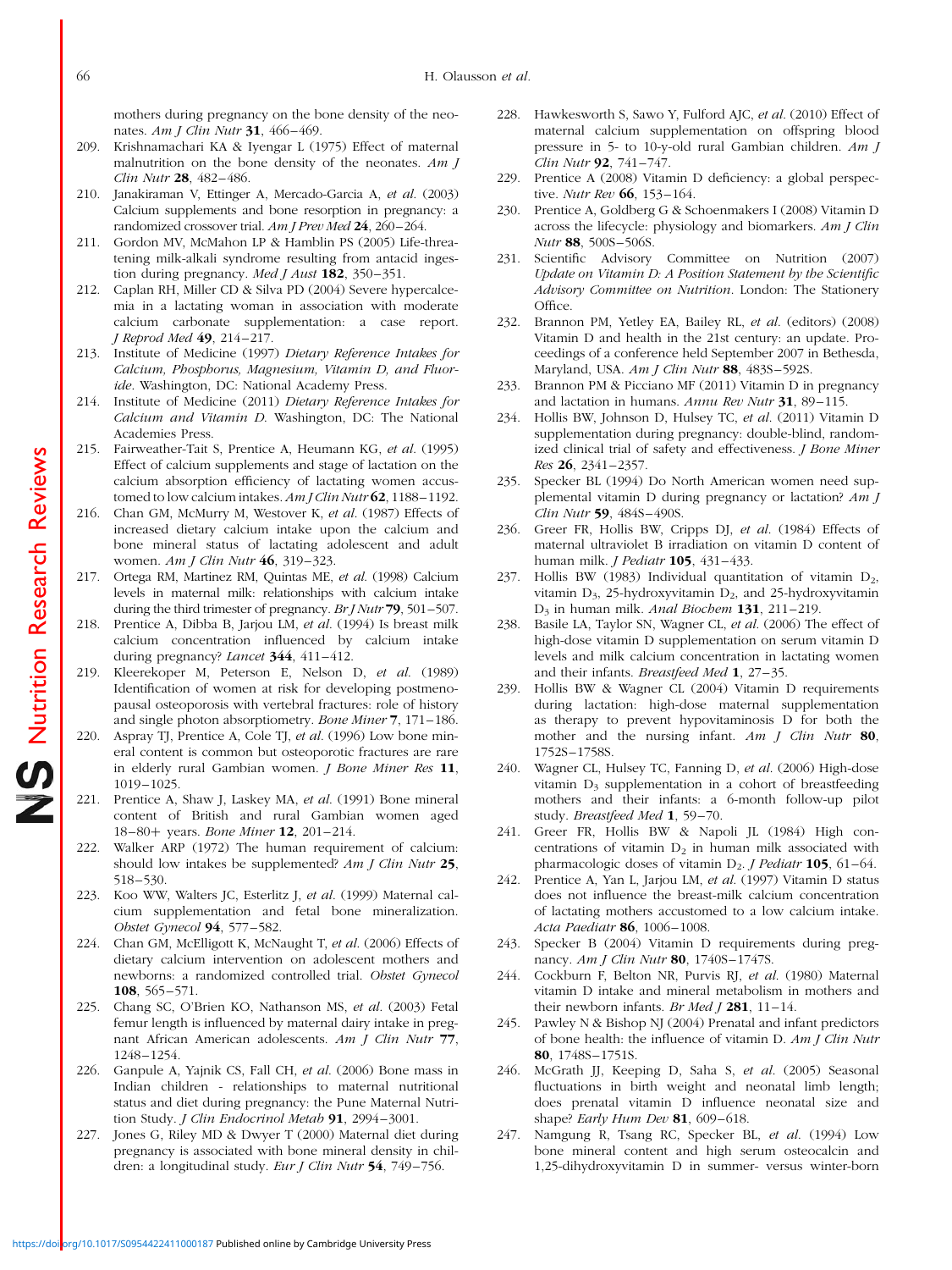mothers during pregnancy on the bone density of the neonates. *Am J Clin Nutr* **31**, 466–469.

209. Krishnamachari KA & Iyengar L (1975) Effect of maternal malnutrition on the bone density of the neonates. *Am J Clin Nutr* **28**, 482–486.
210. Janakiraman V, Ettinger A, Mercado-Garcia A, *et al.* (2003) Calcium supplements and bone resorption in pregnancy: a randomized crossover trial. *Am J Prev Med* **24**, 260–264.
211. Gordon MV, McMahon LP & Hamblin PS (2005) Life-threatening milk-alkali syndrome resulting from antacid ingestion during pregnancy. *Med J Aust* **182**, 350–351.
212. Caplan RH, Miller CD & Silva PD (2004) Severe hypercalcemia in a lactating woman in association with moderate calcium carbonate supplementation: a case report. *J Reprod Med* **49**, 214–217.
213. Institute of Medicine (1997) *Dietary Reference Intakes for Calcium, Phosphorus, Magnesium, Vitamin D, and Fluoride*. Washington, DC: National Academy Press.
214. Institute of Medicine (2011) *Dietary Reference Intakes for Calcium and Vitamin D*. Washington, DC: The National Academies Press.
215. Fairweather-Tait S, Prentice A, Heumann KG, *et al.* (1995) Effect of calcium supplements and stage of lactation on the calcium absorption efficiency of lactating women accustomed to low calcium intakes. *Am J Clin Nutr* **62**, 1188–1192.
216. Chan GM, McMurry M, Westover K, *et al.* (1987) Effects of increased dietary calcium intake upon the calcium and bone mineral status of lactating adolescent and adult women. *Am J Clin Nutr* **46**, 319–323.
217. Ortega RM, Martinez RM, Quintas ME, *et al.* (1998) Calcium levels in maternal milk: relationships with calcium intake during the third trimester of pregnancy. *Br J Nutr* **79**, 501–507.
218. Prentice A, Dibba B, Jarjou LM, *et al.* (1994) Is breast milk calcium concentration influenced by calcium intake during pregnancy? *Lancet* **344**, 411–412.
219. Kleerekoper M, Peterson E, Nelson D, *et al.* (1989) Identification of women at risk for developing postmenopausal osteoporosis with vertebral fractures: role of history and single photon absorptiometry. *Bone Miner* **7**, 171–186.
220. Aspray TJ, Prentice A, Cole TJ, *et al.* (1996) Low bone mineral content is common but osteoporotic fractures are rare in elderly rural Gambian women. *J Bone Miner Res* **11**, 1019–1025.
221. Prentice A, Shaw J, Laskey MA, *et al.* (1991) Bone mineral content of British and rural Gambian women aged 18–80+ years. *Bone Miner* **12**, 201–214.
222. Walker ARP (1972) The human requirement of calcium: should low intakes be supplemented? *Am J Clin Nutr* **25**, 518–530.
223. Koo WW, Walters JC, Esterlitz J, *et al.* (1999) Maternal calcium supplementation and fetal bone mineralization. *Obstet Gynecol* **94**, 577–582.
224. Chan GM, McElligott K, McNaught T, *et al.* (2006) Effects of dietary calcium intervention on adolescent mothers and newborns: a randomized controlled trial. *Obstet Gynecol* **108**, 565–571.
225. Chang SC, O'Brien KO, Nathanson MS, *et al.* (2003) Fetal femur length is influenced by maternal dairy intake in pregnant African American adolescents. *Am J Clin Nutr* **77**, 1248–1254.
226. Ganpule A, Yajnik CS, Fall CH, *et al.* (2006) Bone mass in Indian children - relationships to maternal nutritional status and diet during pregnancy: the Pune Maternal Nutrition Study. *J Clin Endocrinol Metab* **91**, 2994–3001.
227. Jones G, Riley MD & Dwyer T (2000) Maternal diet during pregnancy is associated with bone mineral density in children: a longitudinal study. *Eur J Clin Nutr* **54**, 749–756.
228. Hawkesworth S, Sawo Y, Fulford AJC, *et al.* (2010) Effect of maternal calcium supplementation on offspring blood pressure in 5- to 10-y-old rural Gambian children. *Am J Clin Nutr* **92**, 741–747.
229. Prentice A (2008) Vitamin D deficiency: a global perspective. *Nutr Rev* **66**, 153–164.
230. Prentice A, Goldberg G & Schoenmakers I (2008) Vitamin D across the lifecycle: physiology and biomarkers. *Am J Clin Nutr* **88**, 500S–506S.
231. Scientific Advisory Committee on Nutrition (2007) *Update on Vitamin D: A Position Statement by the Scientific Advisory Committee on Nutrition*. London: The Stationery Office.
232. Brannon PM, Yetley EA, Bailey RL, *et al.* (editors) (2008) Vitamin D and health in the 21st century: an update. Proceedings of a conference held September 2007 in Bethesda, Maryland, USA. *Am J Clin Nutr* **88**, 483S–592S.
233. Brannon PM & Picciano MF (2011) Vitamin D in pregnancy and lactation in humans. *Annu Rev Nutr* **31**, 89–115.
234. Hollis BW, Johnson D, Hulsey TC, *et al.* (2011) Vitamin D supplementation during pregnancy: double-blind, randomized clinical trial of safety and effectiveness. *J Bone Miner Res* **26**, 2341–2357.
235. Specker BL (1994) Do North American women need supplemental vitamin D during pregnancy or lactation? *Am J Clin Nutr* **59**, 484S–490S.
236. Greer FR, Hollis BW, Cripps DJ, *et al.* (1984) Effects of maternal ultraviolet B irradiation on vitamin D content of human milk. *J Pediatr* **105**, 431–433.
237. Hollis BW (1983) Individual quantitation of vitamin $D_2$, vitamin $D_3$, 25-hydroxyvitamin $D_2$, and 25-hydroxyvitamin $D_3$ in human milk. *Anal Biochem* **131**, 211–219.
238. Basile LA, Taylor SN, Wagner CL, *et al.* (2006) The effect of high-dose vitamin D supplementation on serum vitamin D levels and milk calcium concentration in lactating women and their infants. *Breastfeed Med* **1**, 27–35.
239. Hollis BW & Wagner CL (2004) Vitamin D requirements during lactation: high-dose maternal supplementation as therapy to prevent hypovitaminosis D for both the mother and the nursing infant. *Am J Clin Nutr* **80**, 1752S–1758S.
240. Wagner CL, Hulsey TC, Fanning D, *et al.* (2006) High-dose vitamin $D_3$ supplementation in a cohort of breastfeeding mothers and their infants: a 6-month follow-up pilot study. *Breastfeed Med* **1**, 59–70.
241. Greer FR, Hollis BW & Napoli JL (1984) High concentrations of vitamin $D_2$ in human milk associated with pharmacologic doses of vitamin $D_2$. *J Pediatr* **105**, 61–64.
242. Prentice A, Yan L, Jarjou LM, *et al.* (1997) Vitamin D status does not influence the breast-milk calcium concentration of lactating mothers accustomed to a low calcium intake. *Acta Paediatr* **86**, 1006–1008.
243. Specker B (2004) Vitamin D requirements during pregnancy. *Am J Clin Nutr* **80**, 1740S–1747S.
244. Cockburn F, Belton NR, Purvis RJ, *et al.* (1980) Maternal vitamin D intake and mineral metabolism in mothers and their newborn infants. *Br Med J* **281**, 11–14.
245. Pawley N & Bishop NJ (2004) Prenatal and infant predictors of bone health: the influence of vitamin D. *Am J Clin Nutr* **80**, 1748S–1751S.
246. McGrath JJ, Keeping D, Saha S, *et al.* (2005) Seasonal fluctuations in birth weight and neonatal limb length; does prenatal vitamin D influence neonatal size and shape? *Early Hum Dev* **81**, 609–618.
247. Namgung R, Tsang RC, Specker BL, *et al.* (1994) Low bone mineral content and high serum osteocalcin and 1,25-dihydroxyvitamin D in summer- versus winter-born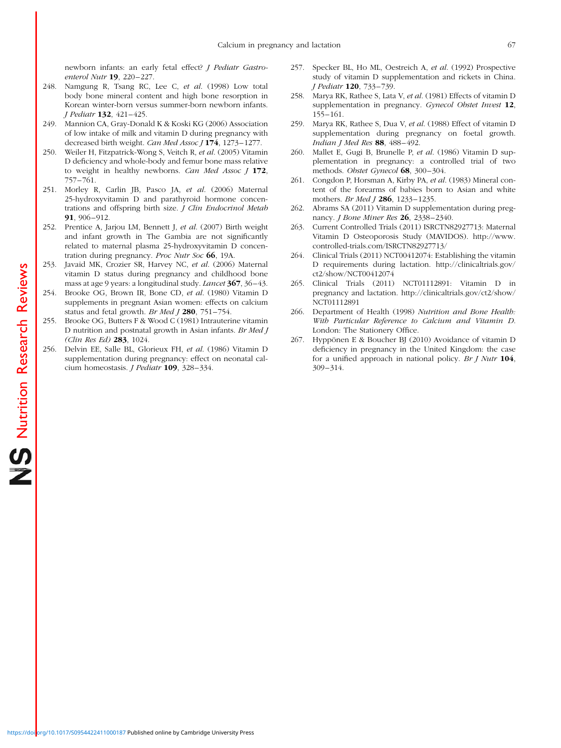newborn infants: an early fetal effect? *J Pediatr Gastroenterol Nutr* **19**, 220–227.

248. Namgung R, Tsang RC, Lee C, *et al.* (1998) Low total body bone mineral content and high bone resorption in Korean winter-born versus summer-born newborn infants. *J Pediatr* **132**, 421–425.
249. Mannion CA, Gray-Donald K & Koski KG (2006) Association of low intake of milk and vitamin D during pregnancy with decreased birth weight. *Can Med Assoc J* **174**, 1273–1277.
250. Weiler H, Fitzpatrick-Wong S, Veitch R, *et al.* (2005) Vitamin D deficiency and whole-body and femur bone mass relative to weight in healthy newborns. *Can Med Assoc J* **172**, 757–761.
251. Morley R, Carlin JB, Pasco JA, *et al.* (2006) Maternal 25-hydroxyvitamin D and parathyroid hormone concentrations and offspring birth size. *J Clin Endocrinol Metab* **91**, 906–912.
252. Prentice A, Jarjou LM, Bennett J, *et al.* (2007) Birth weight and infant growth in The Gambia are not significantly related to maternal plasma 25-hydroxyvitamin D concentration during pregnancy. *Proc Nutr Soc* **66**, 19A.
253. Javaid MK, Crozier SR, Harvey NC, *et al.* (2006) Maternal vitamin D status during pregnancy and childhood bone mass at age 9 years: a longitudinal study. *Lancet* **367**, 36–43.
254. Brooke OG, Brown IR, Bone CD, *et al.* (1980) Vitamin D supplements in pregnant Asian women: effects on calcium status and fetal growth. *Br Med J* **280**, 751–754.
255. Brooke OG, Butters F & Wood C (1981) Intrauterine vitamin D nutrition and postnatal growth in Asian infants. *Br Med J (Clin Res Ed)* **283**, 1024.
256. Delvin EE, Salle BL, Glorieux FH, *et al.* (1986) Vitamin D supplementation during pregnancy: effect on neonatal calcium homeostasis. *J Pediatr* **109**, 328–334.
257. Specker BL, Ho ML, Oestreich A, *et al.* (1992) Prospective study of vitamin D supplementation and rickets in China. *J Pediatr* **120**, 733–739.
258. Marya RK, Rathee S, Lata V, *et al.* (1981) Effects of vitamin D supplementation in pregnancy. *Gynecol Obstet Invest* **12**, 155–161.
259. Marya RK, Rathee S, Dua V, *et al.* (1988) Effect of vitamin D supplementation during pregnancy on foetal growth. *Indian J Med Res* **88**, 488–492.
260. Mallet E, Gugi B, Brunelle P, *et al.* (1986) Vitamin D supplementation in pregnancy: a controlled trial of two methods. *Obstet Gynecol* **68**, 300–304.
261. Congdon P, Horsman A, Kirby PA, *et al.* (1983) Mineral content of the forearms of babies born to Asian and white mothers. *Br Med J* **286**, 1233–1235.
262. Abrams SA (2011) Vitamin D supplementation during pregnancy. *J Bone Miner Res* **26**, 2338–2340.
263. Current Controlled Trials (2011) ISRCTN82927713: Maternal Vitamin D Osteoporosis Study (MAVIDOS). http://www.controlled-trials.com/ISRCTN82927713/
264. Clinical Trials (2011) NCT00412074: Establishing the vitamin D requirements during lactation. http://clinicaltrials.gov/ct2/show/NCT00412074
265. Clinical Trials (2011) NCT01112891: Vitamin D in pregnancy and lactation. http://clinicaltrials.gov/ct2/show/NCT01112891
266. Department of Health (1998) *Nutrition and Bone Health: With Particular Reference to Calcium and Vitamin D*. London: The Stationery Office.
267. Hyppönen E & Boucher BJ (2010) Avoidance of vitamin D deficiency in pregnancy in the United Kingdom: the case for a unified approach in national policy. *Br J Nutr* **104**, 309–314.